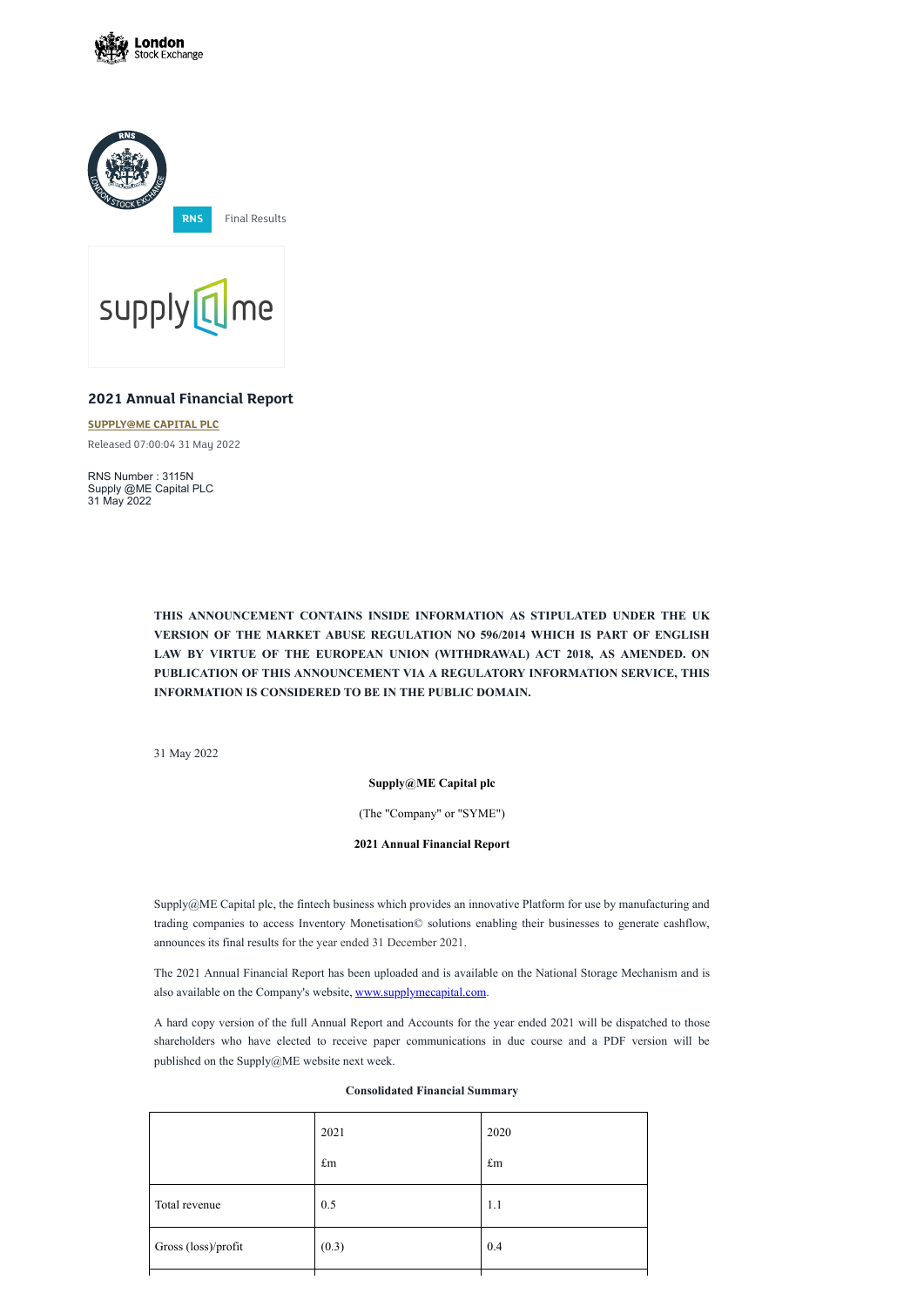RNS Final Results

## 2021 Annual Financial Report

SUPPLY@ME CAPITAL PLC

Released 07:00:04 31 May 2022

RNS Number : 3115N
Supply @ME Capital PLC
31 May 2022

**THIS ANNOUNCEMENT CONTAINS INSIDE INFORMATION AS STIPULATED UNDER THE UK VERSION OF THE MARKET ABUSE REGULATION NO 596/2014 WHICH IS PART OF ENGLISH LAW BY VIRTUE OF THE EUROPEAN UNION (WITHDRAWAL) ACT 2018, AS AMENDED. ON PUBLICATION OF THIS ANNOUNCEMENT VIA A REGULATORY INFORMATION SERVICE, THIS INFORMATION IS CONSIDERED TO BE IN THE PUBLIC DOMAIN.**

31 May 2022

**Supply@ME Capital plc**

(The "Company" or "SYME")

**2021 Annual Financial Report**

Supply@ME Capital plc, the fintech business which provides an innovative Platform for use by manufacturing and trading companies to access Inventory Monetisation© solutions enabling their businesses to generate cashflow, announces its final results for the year ended 31 December 2021.

The 2021 Annual Financial Report has been uploaded and is available on the National Storage Mechanism and is also available on the Company's website, www.supplymecapital.com.

A hard copy version of the full Annual Report and Accounts for the year ended 2021 will be dispatched to those shareholders who have elected to receive paper communications in due course and a PDF version will be published on the Supply@ME website next week.

**Consolidated Financial Summary**

| | 2021<br>£m | 2020<br>£m |
|---|---|---|
| Total revenue | 0.5 | 1.1 |
| Gross (loss)/profit | (0.3) | 0.4 |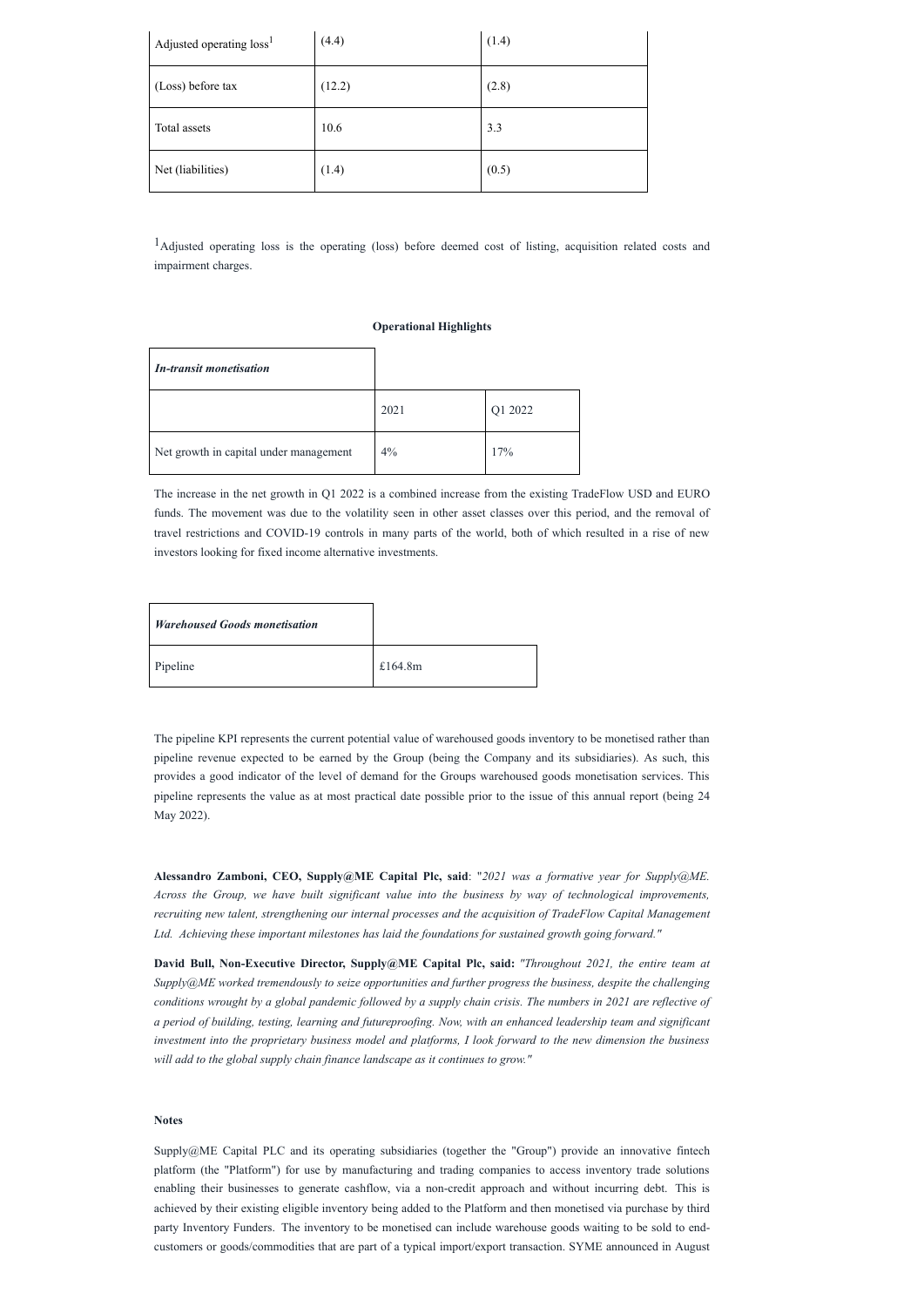| | | |
|---|---|---|
| Adjusted operating loss[1] | (4.4) | (1.4) |
| (Loss) before tax | (12.2) | (2.8) |
| Total assets | 10.6 | 3.3 |
| Net (liabilities) | (1.4) | (0.5) |

[1]Adjusted operating loss is the operating (loss) before deemed cost of listing, acquisition related costs and impairment charges.

**Operational Highlights**

| ***In-transit monetisation*** | | |
|---|---|---|
| | 2021 | Q1 2022 |
| Net growth in capital under management | 4% | 17% |

The increase in the net growth in Q1 2022 is a combined increase from the existing TradeFlow USD and EURO funds. The movement was due to the volatility seen in other asset classes over this period, and the removal of travel restrictions and COVID-19 controls in many parts of the world, both of which resulted in a rise of new investors looking for fixed income alternative investments.

| ***Warehoused Goods monetisation*** | |
|---|---|
| Pipeline | £164.8m |

The pipeline KPI represents the current potential value of warehoused goods inventory to be monetised rather than pipeline revenue expected to be earned by the Group (being the Company and its subsidiaries). As such, this provides a good indicator of the level of demand for the Groups warehoused goods monetisation services. This pipeline represents the value as at most practical date possible prior to the issue of this annual report (being 24 May 2022).

**Alessandro Zamboni, CEO, Supply@ME Capital Plc, said**: "*2021 was a formative year for Supply@ME. Across the Group, we have built significant value into the business by way of technological improvements, recruiting new talent, strengthening our internal processes and the acquisition of TradeFlow Capital Management Ltd. Achieving these important milestones has laid the foundations for sustained growth going forward."*

**David Bull, Non-Executive Director, Supply@ME Capital Plc, said:** *"Throughout 2021, the entire team at Supply@ME worked tremendously to seize opportunities and further progress the business, despite the challenging conditions wrought by a global pandemic followed by a supply chain crisis. The numbers in 2021 are reflective of a period of building, testing, learning and futureproofing. Now, with an enhanced leadership team and significant investment into the proprietary business model and platforms, I look forward to the new dimension the business will add to the global supply chain finance landscape as it continues to grow."*

**Notes**

Supply@ME Capital PLC and its operating subsidiaries (together the "Group") provide an innovative fintech platform (the "Platform") for use by manufacturing and trading companies to access inventory trade solutions enabling their businesses to generate cashflow, via a non-credit approach and without incurring debt. This is achieved by their existing eligible inventory being added to the Platform and then monetised via purchase by third party Inventory Funders. The inventory to be monetised can include warehouse goods waiting to be sold to end-customers or goods/commodities that are part of a typical import/export transaction. SYME announced in August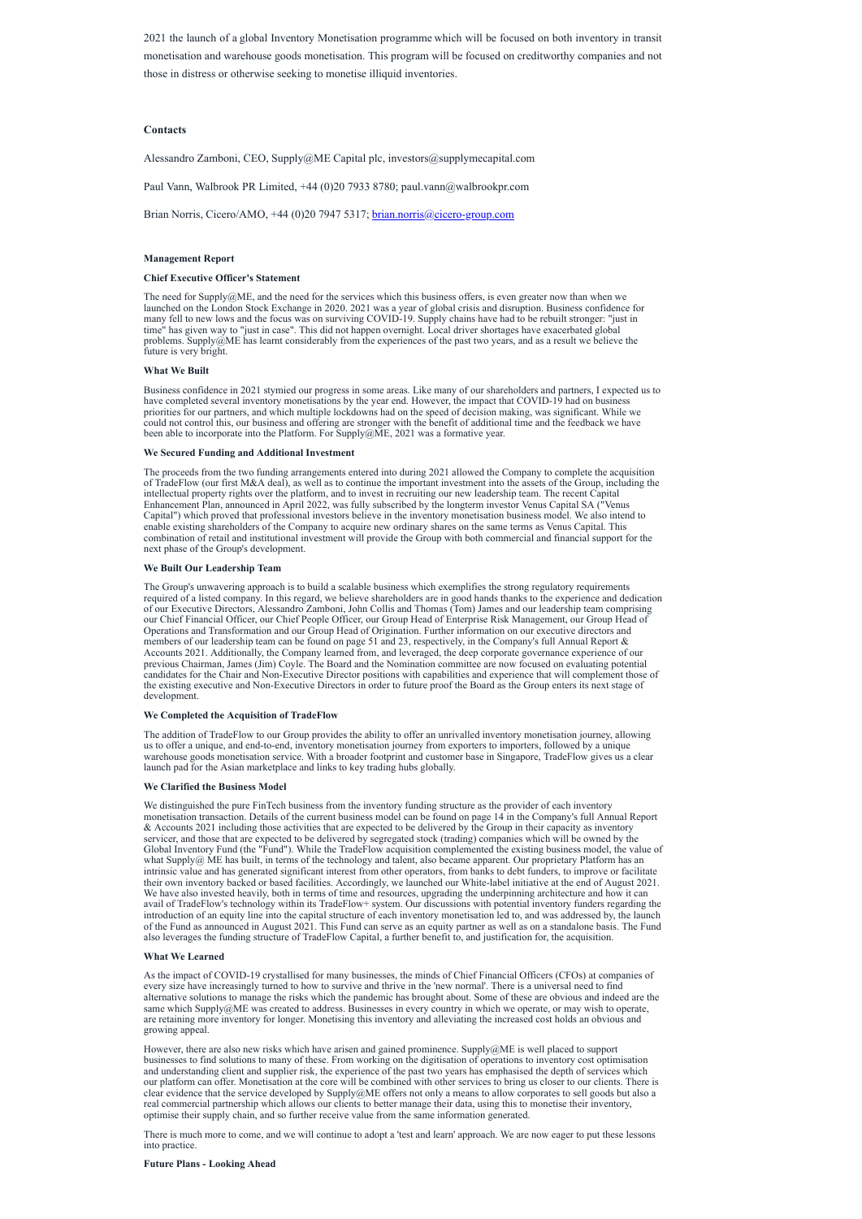2021 the launch of a global Inventory Monetisation programme which will be focused on both inventory in transit monetisation and warehouse goods monetisation. This program will be focused on creditworthy companies and not those in distress or otherwise seeking to monetise illiquid inventories.

**Contacts**

Alessandro Zamboni, CEO, Supply@ME Capital plc, investors@supplymecapital.com

Paul Vann, Walbrook PR Limited, +44 (0)20 7933 8780; paul.vann@walbrookpr.com

Brian Norris, Cicero/AMO, +44 (0)20 7947 5317; brian.norris@cicero-group.com

**Management Report**

**Chief Executive Officer's Statement**

The need for Supply@ME, and the need for the services which this business offers, is even greater now than when we launched on the London Stock Exchange in 2020. 2021 was a year of global crisis and disruption. Business confidence for many fell to new lows and the focus was on surviving COVID-19. Supply chains have had to be rebuilt stronger: "just in time" has given way to "just in case". This did not happen overnight. Local driver shortages have exacerbated global problems. Supply@ME has learnt considerably from the experiences of the past two years, and as a result we believe the future is very bright.

**What We Built**

Business confidence in 2021 stymied our progress in some areas. Like many of our shareholders and partners, I expected us to have completed several inventory monetisations by the year end. However, the impact that COVID-19 had on business priorities for our partners, and which multiple lockdowns had on the speed of decision making, was significant. While we could not control this, our business and offering are stronger with the benefit of additional time and the feedback we have been able to incorporate into the Platform. For Supply@ME, 2021 was a formative year.

**We Secured Funding and Additional Investment**

The proceeds from the two funding arrangements entered into during 2021 allowed the Company to complete the acquisition of TradeFlow (our first M&A deal), as well as to continue the important investment into the assets of the Group, including the intellectual property rights over the platform, and to invest in recruiting our new leadership team. The recent Capital Enhancement Plan, announced in April 2022, was fully subscribed by the longterm investor Venus Capital SA ("Venus Capital") which proved that professional investors believe in the inventory monetisation business model. We also intend to enable existing shareholders of the Company to acquire new ordinary shares on the same terms as Venus Capital. This combination of retail and institutional investment will provide the Group with both commercial and financial support for the next phase of the Group's development.

**We Built Our Leadership Team**

The Group's unwavering approach is to build a scalable business which exemplifies the strong regulatory requirements required of a listed company. In this regard, we believe shareholders are in good hands thanks to the experience and dedication of our Executive Directors, Alessandro Zamboni, John Collis and Thomas (Tom) James and our leadership team comprising our Chief Financial Officer, our Chief People Officer, our Group Head of Enterprise Risk Management, our Group Head of Operations and Transformation and our Group Head of Origination. Further information on our executive directors and members of our leadership team can be found on page 51 and 23, respectively, in the Company's full Annual Report & Accounts 2021. Additionally, the Company learned from, and leveraged, the deep corporate governance experience of our previous Chairman, James (Jim) Coyle. The Board and the Nomination committee are now focused on evaluating potential candidates for the Chair and Non-Executive Director positions with capabilities and experience that will complement those of the existing executive and Non-Executive Directors in order to future proof the Board as the Group enters its next stage of development.

**We Completed the Acquisition of TradeFlow**

The addition of TradeFlow to our Group provides the ability to offer an unrivalled inventory monetisation journey, allowing us to offer a unique, and end-to-end, inventory monetisation journey from exporters to importers, followed by a unique warehouse goods monetisation service. With a broader footprint and customer base in Singapore, TradeFlow gives us a clear launch pad for the Asian marketplace and links to key trading hubs globally.

**We Clarified the Business Model**

We distinguished the pure FinTech business from the inventory funding structure as the provider of each inventory monetisation transaction. Details of the current business model can be found on page 14 in the Company's full Annual Report & Accounts 2021 including those activities that are expected to be delivered by the Group in their capacity as inventory servicer, and those that are expected to be delivered by segregated stock (trading) companies which will be owned by the Global Inventory Fund (the "Fund"). While the TradeFlow acquisition complemented the existing business model, the value of what Supply@ ME has built, in terms of the technology and talent, also became apparent. Our proprietary Platform has an intrinsic value and has generated significant interest from other operators, from banks to debt funders, to improve or facilitate their own inventory backed or based facilities. Accordingly, we launched our White-label initiative at the end of August 2021. We have also invested heavily, both in terms of time and resources, upgrading the underpinning architecture and how it can avail of TradeFlow's technology within its TradeFlow+ system. Our discussions with potential inventory funders regarding the introduction of an equity line into the capital structure of each inventory monetisation led to, and was addressed by, the launch of the Fund as announced in August 2021. This Fund can serve as an equity partner as well as on a standalone basis. The Fund also leverages the funding structure of TradeFlow Capital, a further benefit to, and justification for, the acquisition.

**What We Learned**

As the impact of COVID-19 crystallised for many businesses, the minds of Chief Financial Officers (CFOs) at companies of every size have increasingly turned to how to survive and thrive in the 'new normal'. There is a universal need to find alternative solutions to manage the risks which the pandemic has brought about. Some of these are obvious and indeed are the same which Supply@ME was created to address. Businesses in every country in which we operate, or may wish to operate, are retaining more inventory for longer. Monetising this inventory and alleviating the increased cost holds an obvious and growing appeal.

However, there are also new risks which have arisen and gained prominence. Supply@ME is well placed to support businesses to find solutions to many of these. From working on the digitisation of operations to inventory cost optimisation and understanding client and supplier risk, the experience of the past two years has emphasised the depth of services which our platform can offer. Monetisation at the core will be combined with other services to bring us closer to our clients. There is clear evidence that the service developed by Supply@ME offers not only a means to allow corporates to sell goods but also a real commercial partnership which allows our clients to better manage their data, using this to monetise their inventory, optimise their supply chain, and so further receive value from the same information generated.

There is much more to come, and we will continue to adopt a 'test and learn' approach. We are now eager to put these lessons into practice.

**Future Plans - Looking Ahead**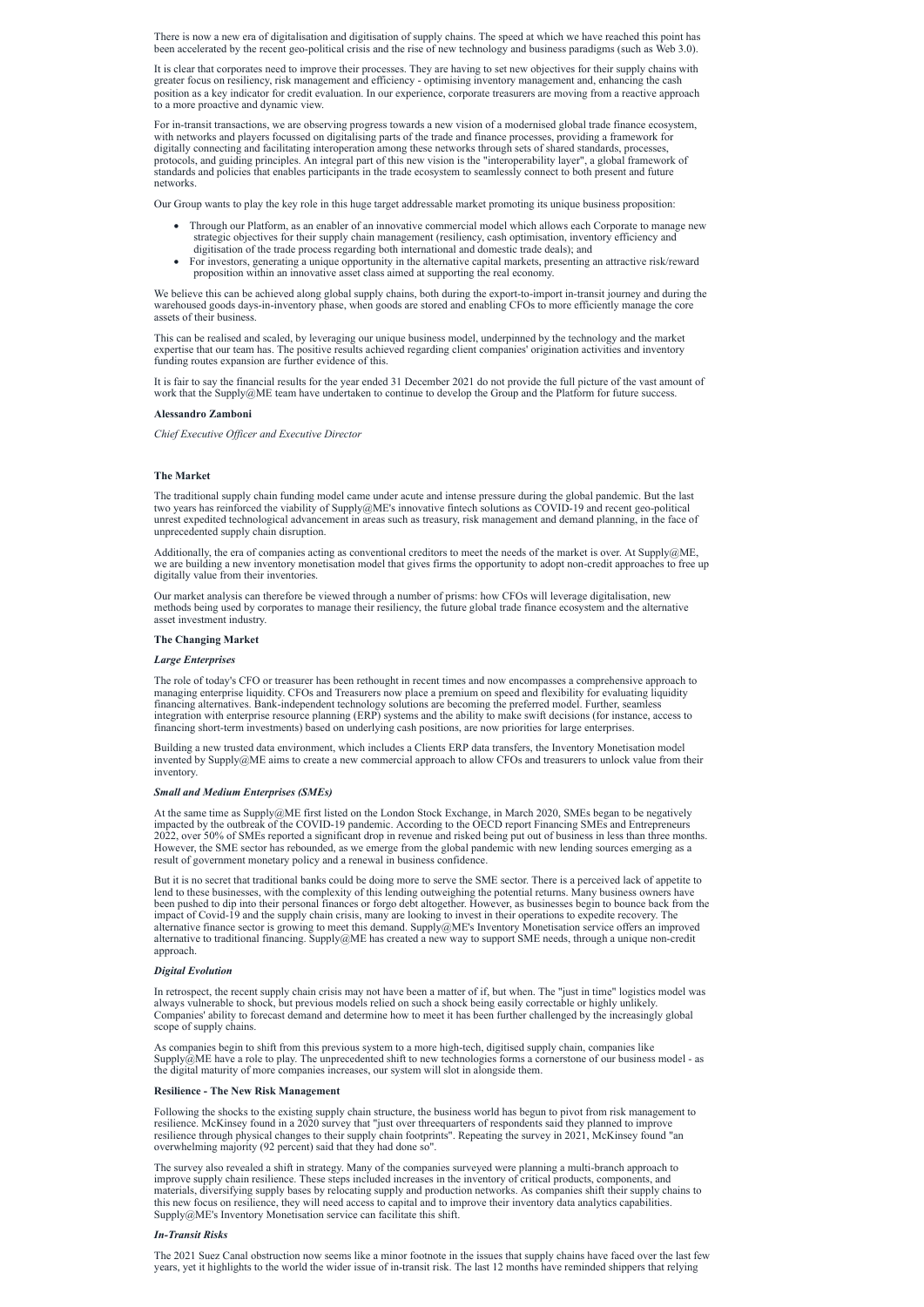There is now a new era of digitalisation and digitisation of supply chains. The speed at which we have reached this point has been accelerated by the recent geo-political crisis and the rise of new technology and business paradigms (such as Web 3.0).

It is clear that corporates need to improve their processes. They are having to set new objectives for their supply chains with greater focus on resiliency, risk management and efficiency - optimising inventory management and, enhancing the cash position as a key indicator for credit evaluation. In our experience, corporate treasurers are moving from a reactive approach to a more proactive and dynamic view.

For in-transit transactions, we are observing progress towards a new vision of a modernised global trade finance ecosystem, with networks and players focussed on digitalising parts of the trade and finance processes, providing a framework for digitally connecting and facilitating interoperation among these networks through sets of shared standards, processes, protocols, and guiding principles. An integral part of this new vision is the "interoperability layer", a global framework of standards and policies that enables participants in the trade ecosystem to seamlessly connect to both present and future networks.

Our Group wants to play the key role in this huge target addressable market promoting its unique business proposition:

- Through our Platform, as an enabler of an innovative commercial model which allows each Corporate to manage new strategic objectives for their supply chain management (resiliency, cash optimisation, inventory efficiency and digitisation of the trade process regarding both international and domestic trade deals); and
- For investors, generating a unique opportunity in the alternative capital markets, presenting an attractive risk/reward proposition within an innovative asset class aimed at supporting the real economy.

We believe this can be achieved along global supply chains, both during the export-to-import in-transit journey and during the warehoused goods days-in-inventory phase, when goods are stored and enabling CFOs to more efficiently manage the core assets of their business.

This can be realised and scaled, by leveraging our unique business model, underpinned by the technology and the market expertise that our team has. The positive results achieved regarding client companies' origination activities and inventory funding routes expansion are further evidence of this.

It is fair to say the financial results for the year ended 31 December 2021 do not provide the full picture of the vast amount of work that the Supply@ME team have undertaken to continue to develop the Group and the Platform for future success.

**Alessandro Zamboni**

*Chief Executive Officer and Executive Director*

### The Market

The traditional supply chain funding model came under acute and intense pressure during the global pandemic. But the last two years has reinforced the viability of Supply@ME's innovative fintech solutions as COVID-19 and recent geo-political unrest expedited technological advancement in areas such as treasury, risk management and demand planning, in the face of unprecedented supply chain disruption.

Additionally, the era of companies acting as conventional creditors to meet the needs of the market is over. At Supply@ME, we are building a new inventory monetisation model that gives firms the opportunity to adopt non-credit approaches to free up digitally value from their inventories.

Our market analysis can therefore be viewed through a number of prisms: how CFOs will leverage digitalisation, new methods being used by corporates to manage their resiliency, the future global trade finance ecosystem and the alternative asset investment industry.

### The Changing Market

#### *Large Enterprises*

The role of today's CFO or treasurer has been rethought in recent times and now encompasses a comprehensive approach to managing enterprise liquidity. CFOs and Treasurers now place a premium on speed and flexibility for evaluating liquidity financing alternatives. Bank-independent technology solutions are becoming the preferred model. Further, seamless integration with enterprise resource planning (ERP) systems and the ability to make swift decisions (for instance, access to financing short-term investments) based on underlying cash positions, are now priorities for large enterprises.

Building a new trusted data environment, which includes a Clients ERP data transfers, the Inventory Monetisation model invented by Supply@ME aims to create a new commercial approach to allow CFOs and treasurers to unlock value from their inventory.

#### *Small and Medium Enterprises (SMEs)*

At the same time as Supply@ME first listed on the London Stock Exchange, in March 2020, SMEs began to be negatively impacted by the outbreak of the COVID-19 pandemic. According to the OECD report Financing SMEs and Entrepreneurs 2022, over 50% of SMEs reported a significant drop in revenue and risked being put out of business in less than three months. However, the SME sector has rebounded, as we emerge from the global pandemic with new lending sources emerging as a result of government monetary policy and a renewal in business confidence.

But it is no secret that traditional banks could be doing more to serve the SME sector. There is a perceived lack of appetite to lend to these businesses, with the complexity of this lending outweighing the potential returns. Many business owners have been pushed to dip into their personal finances or forgo debt altogether. However, as businesses begin to bounce back from the impact of Covid-19 and the supply chain crisis, many are looking to invest in their operations to expedite recovery. The alternative finance sector is growing to meet this demand. Supply@ME's Inventory Monetisation service offers an improved alternative to traditional financing. Supply@ME has created a new way to support SME needs, through a unique non-credit approach.

#### *Digital Evolution*

In retrospect, the recent supply chain crisis may not have been a matter of if, but when. The "just in time" logistics model was always vulnerable to shock, but previous models relied on such a shock being easily correctable or highly unlikely. Companies' ability to forecast demand and determine how to meet it has been further challenged by the increasingly global scope of supply chains.

As companies begin to shift from this previous system to a more high-tech, digitised supply chain, companies like Supply@ME have a role to play. The unprecedented shift to new technologies forms a cornerstone of our business model - as the digital maturity of more companies increases, our system will slot in alongside them.

### Resilience - The New Risk Management

Following the shocks to the existing supply chain structure, the business world has begun to pivot from risk management to resilience. McKinsey found in a 2020 survey that "just over threequarters of respondents said they planned to improve resilience through physical changes to their supply chain footprints". Repeating the survey in 2021, McKinsey found "an overwhelming majority (92 percent) said that they had done so".

The survey also revealed a shift in strategy. Many of the companies surveyed were planning a multi-branch approach to improve supply chain resilience. These steps included increases in the inventory of critical products, components, and materials, diversifying supply bases by relocating supply and production networks. As companies shift their supply chains to this new focus on resilience, they will need access to capital and to improve their inventory data analytics capabilities. Supply@ME's Inventory Monetisation service can facilitate this shift.

#### *In-Transit Risks*

The 2021 Suez Canal obstruction now seems like a minor footnote in the issues that supply chains have faced over the last few years, yet it highlights to the world the wider issue of in-transit risk. The last 12 months have reminded shippers that relying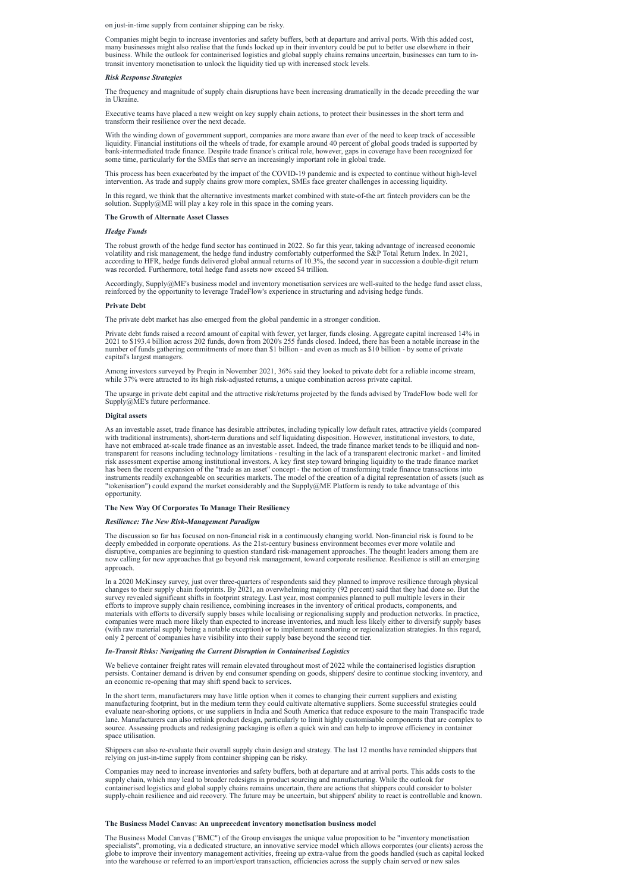on just-in-time supply from container shipping can be risky.

Companies might begin to increase inventories and safety buffers, both at departure and arrival ports. With this added cost, many businesses might also realise that the funds locked up in their inventory could be put to better use elsewhere in their business. While the outlook for containerised logistics and global supply chains remains uncertain, businesses can turn to in-transit inventory monetisation to unlock the liquidity tied up with increased stock levels.

***Risk Response Strategies***

The frequency and magnitude of supply chain disruptions have been increasing dramatically in the decade preceding the war in Ukraine.

Executive teams have placed a new weight on key supply chain actions, to protect their businesses in the short term and transform their resilience over the next decade.

With the winding down of government support, companies are more aware than ever of the need to keep track of accessible liquidity. Financial institutions oil the wheels of trade, for example around 40 percent of global goods traded is supported by bank-intermediated trade finance. Despite trade finance's critical role, however, gaps in coverage have been recognized for some time, particularly for the SMEs that serve an increasingly important role in global trade.

This process has been exacerbated by the impact of the COVID-19 pandemic and is expected to continue without high-level intervention. As trade and supply chains grow more complex, SMEs face greater challenges in accessing liquidity.

In this regard, we think that the alternative investments market combined with state-of-the art fintech providers can be the solution. Supply@ME will play a key role in this space in the coming years.

**The Growth of Alternate Asset Classes**

***Hedge Funds***

The robust growth of the hedge fund sector has continued in 2022. So far this year, taking advantage of increased economic volatility and risk management, the hedge fund industry comfortably outperformed the S&P Total Return Index. In 2021, according to HFR, hedge funds delivered global annual returns of 10.3%, the second year in succession a double-digit return was recorded. Furthermore, total hedge fund assets now exceed $4 trillion.

Accordingly, Supply@ME's business model and inventory monetisation services are well-suited to the hedge fund asset class, reinforced by the opportunity to leverage TradeFlow's experience in structuring and advising hedge funds.

**Private Debt**

The private debt market has also emerged from the global pandemic in a stronger condition.

Private debt funds raised a record amount of capital with fewer, yet larger, funds closing. Aggregate capital increased 14% in 2021 to $193.4 billion across 202 funds, down from 2020's 255 funds closed. Indeed, there has been a notable increase in the number of funds gathering commitments of more than $1 billion - and even as much as $10 billion - by some of private capital's largest managers.

Among investors surveyed by Preqin in November 2021, 36% said they looked to private debt for a reliable income stream, while 37% were attracted to its high risk-adjusted returns, a unique combination across private capital.

The upsurge in private debt capital and the attractive risk/returns projected by the funds advised by TradeFlow bode well for Supply@ME's future performance.

**Digital assets**

As an investable asset, trade finance has desirable attributes, including typically low default rates, attractive yields (compared with traditional instruments), short-term durations and self liquidating disposition. However, institutional investors, to date, have not embraced at-scale trade finance as an investable asset. Indeed, the trade finance market tends to be illiquid and non-transparent for reasons including technology limitations - resulting in the lack of a transparent electronic market - and limited risk assessment expertise among institutional investors. A key first step toward bringing liquidity to the trade finance market has been the recent expansion of the "trade as an asset" concept - the notion of transforming trade finance transactions into instruments readily exchangeable on securities markets. The model of the creation of a digital representation of assets (such as "tokenisation") could expand the market considerably and the Supply@ME Platform is ready to take advantage of this opportunity.

**The New Way Of Corporates To Manage Their Resiliency**

***Resilience: The New Risk-Management Paradigm***

The discussion so far has focused on non-financial risk in a continuously changing world. Non-financial risk is found to be deeply embedded in corporate operations. As the 21st-century business environment becomes ever more volatile and disruptive, companies are beginning to question standard risk-management approaches. The thought leaders among them are now calling for new approaches that go beyond risk management, toward corporate resilience. Resilience is still an emerging approach.

In a 2020 McKinsey survey, just over three-quarters of respondents said they planned to improve resilience through physical changes to their supply chain footprints. By 2021, an overwhelming majority (92 percent) said that they had done so. But the survey revealed significant shifts in footprint strategy. Last year, most companies planned to pull multiple levers in their efforts to improve supply chain resilience, combining increases in the inventory of critical products, components, and materials with efforts to diversify supply bases while localising or regionalising supply and production networks. In practice, companies were much more likely than expected to increase inventories, and much less likely either to diversify supply bases (with raw material supply being a notable exception) or to implement nearshoring or regionalization strategies. In this regard, only 2 percent of companies have visibility into their supply base beyond the second tier.

***In-Transit Risks: Navigating the Current Disruption in Containerised Logistics***

We believe container freight rates will remain elevated throughout most of 2022 while the containerised logistics disruption persists. Container demand is driven by end consumer spending on goods, shippers' desire to continue stocking inventory, and an economic re-opening that may shift spend back to services.

In the short term, manufacturers may have little option when it comes to changing their current suppliers and existing manufacturing footprint, but in the medium term they could cultivate alternative suppliers. Some successful strategies could evaluate near-shoring options, or use suppliers in India and South America that reduce exposure to the main Transpacific trade lane. Manufacturers can also rethink product design, particularly to limit highly customisable components that are complex to source. Assessing products and redesigning packaging is often a quick win and can help to improve efficiency in container space utilisation.

Shippers can also re-evaluate their overall supply chain design and strategy. The last 12 months have reminded shippers that relying on just-in-time supply from container shipping can be risky.

Companies may need to increase inventories and safety buffers, both at departure and at arrival ports. This adds costs to the supply chain, which may lead to broader redesigns in product sourcing and manufacturing. While the outlook for containerised logistics and global supply chains remains uncertain, there are actions that shippers could consider to bolster supply-chain resilience and aid recovery. The future may be uncertain, but shippers' ability to react is controllable and known.

**The Business Model Canvas: An unprecedent inventory monetisation business model**

The Business Model Canvas ("BMC") of the Group envisages the unique value proposition to be "inventory monetisation specialists", promoting, via a dedicated structure, an innovative service model which allows corporates (our clients) across the globe to improve their inventory management activities, freeing up extra-value from the goods handled (such as capital locked into the warehouse or referred to an import/export transaction, efficiencies across the supply chain served or new sales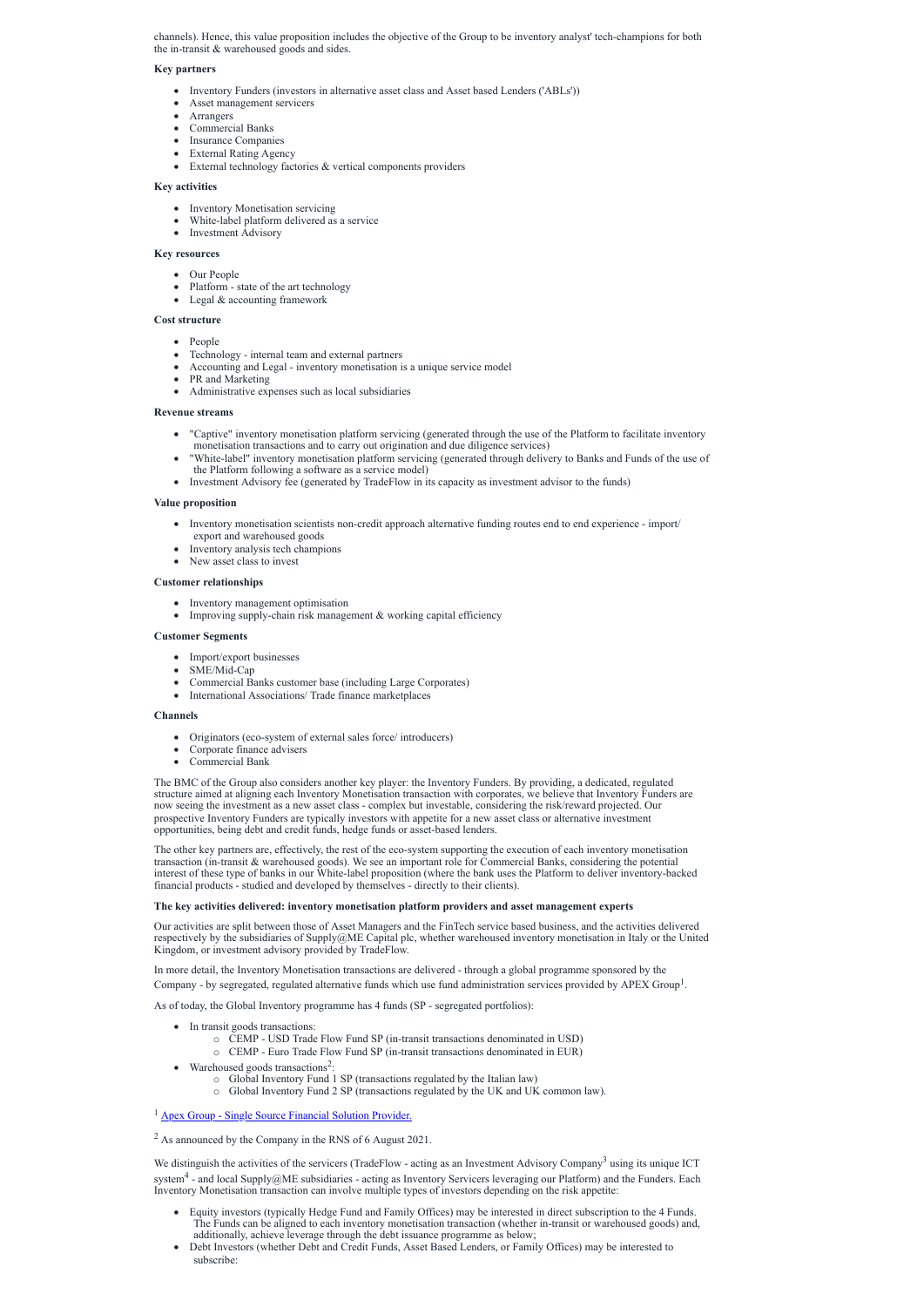channels). Hence, this value proposition includes the objective of the Group to be inventory analyst' tech-champions for both the in-transit & warehoused goods and sides.

**Key partners**

- Inventory Funders (investors in alternative asset class and Asset based Lenders ('ABLs'))
- Asset management servicers
- Arrangers
- Commercial Banks
- Insurance Companies
- External Rating Agency
- External technology factories & vertical components providers

**Key activities**

- Inventory Monetisation servicing
- White-label platform delivered as a service
- Investment Advisory

**Key resources**

- Our People
- Platform - state of the art technology
- Legal & accounting framework

**Cost structure**

- People
- Technology - internal team and external partners
- Accounting and Legal - inventory monetisation is a unique service model
- PR and Marketing
- Administrative expenses such as local subsidiaries

**Revenue streams**

- "Captive" inventory monetisation platform servicing (generated through the use of the Platform to facilitate inventory monetisation transactions and to carry out origination and due diligence services)
- "White-label" inventory monetisation platform servicing (generated through delivery to Banks and Funds of the use of the Platform following a software as a service model)
- Investment Advisory fee (generated by TradeFlow in its capacity as investment advisor to the funds)

**Value proposition**

- Inventory monetisation scientists non-credit approach alternative funding routes end to end experience - import/ export and warehoused goods
- Inventory analysis tech champions
- New asset class to invest

**Customer relationships**

- Inventory management optimisation
- Improving supply-chain risk management & working capital efficiency

**Customer Segments**

- Import/export businesses
- SME/Mid-Cap
- Commercial Banks customer base (including Large Corporates)
- International Associations/ Trade finance marketplaces

**Channels**

- Originators (eco-system of external sales force/ introducers)
- Corporate finance advisers
- Commercial Bank

The BMC of the Group also considers another key player: the Inventory Funders. By providing, a dedicated, regulated structure aimed at aligning each Inventory Monetisation transaction with corporates, we believe that Inventory Funders are now seeing the investment as a new asset class - complex but investable, considering the risk/reward projected. Our prospective Inventory Funders are typically investors with appetite for a new asset class or alternative investment opportunities, being debt and credit funds, hedge funds or asset-based lenders.

The other key partners are, effectively, the rest of the eco-system supporting the execution of each inventory monetisation transaction (in-transit & warehoused goods). We see an important role for Commercial Banks, considering the potential interest of these type of banks in our White-label proposition (where the bank uses the Platform to deliver inventory-backed financial products - studied and developed by themselves - directly to their clients).

**The key activities delivered: inventory monetisation platform providers and asset management experts**

Our activities are split between those of Asset Managers and the FinTech service based business, and the activities delivered respectively by the subsidiaries of Supply@ME Capital plc, whether warehoused inventory monetisation in Italy or the United Kingdom, or investment advisory provided by TradeFlow.

In more detail, the Inventory Monetisation transactions are delivered - through a global programme sponsored by the Company - by segregated, regulated alternative funds which use fund administration services provided by APEX Group[1].

As of today, the Global Inventory programme has 4 funds (SP - segregated portfolios):

- In transit goods transactions:
  - CEMP - USD Trade Flow Fund SP (in-transit transactions denominated in USD)
  - CEMP - Euro Trade Flow Fund SP (in-transit transactions denominated in EUR)
- Warehoused goods transactions[2]:
  - Global Inventory Fund 1 SP (transactions regulated by the Italian law)
  - Global Inventory Fund 2 SP (transactions regulated by the UK and UK common law).

[1] Apex Group - Single Source Financial Solution Provider.

[2] As announced by the Company in the RNS of 6 August 2021.

We distinguish the activities of the servicers (TradeFlow - acting as an Investment Advisory Company[3] using its unique ICT system[4] - and local Supply@ME subsidiaries - acting as Inventory Servicers leveraging our Platform) and the Funders. Each Inventory Monetisation transaction can involve multiple types of investors depending on the risk appetite:

- Equity investors (typically Hedge Fund and Family Offices) may be interested in direct subscription to the 4 Funds. The Funds can be aligned to each inventory monetisation transaction (whether in-transit or warehoused goods) and, additionally, achieve leverage through the debt issuance programme as below;
- Debt Investors (whether Debt and Credit Funds, Asset Based Lenders, or Family Offices) may be interested to subscribe: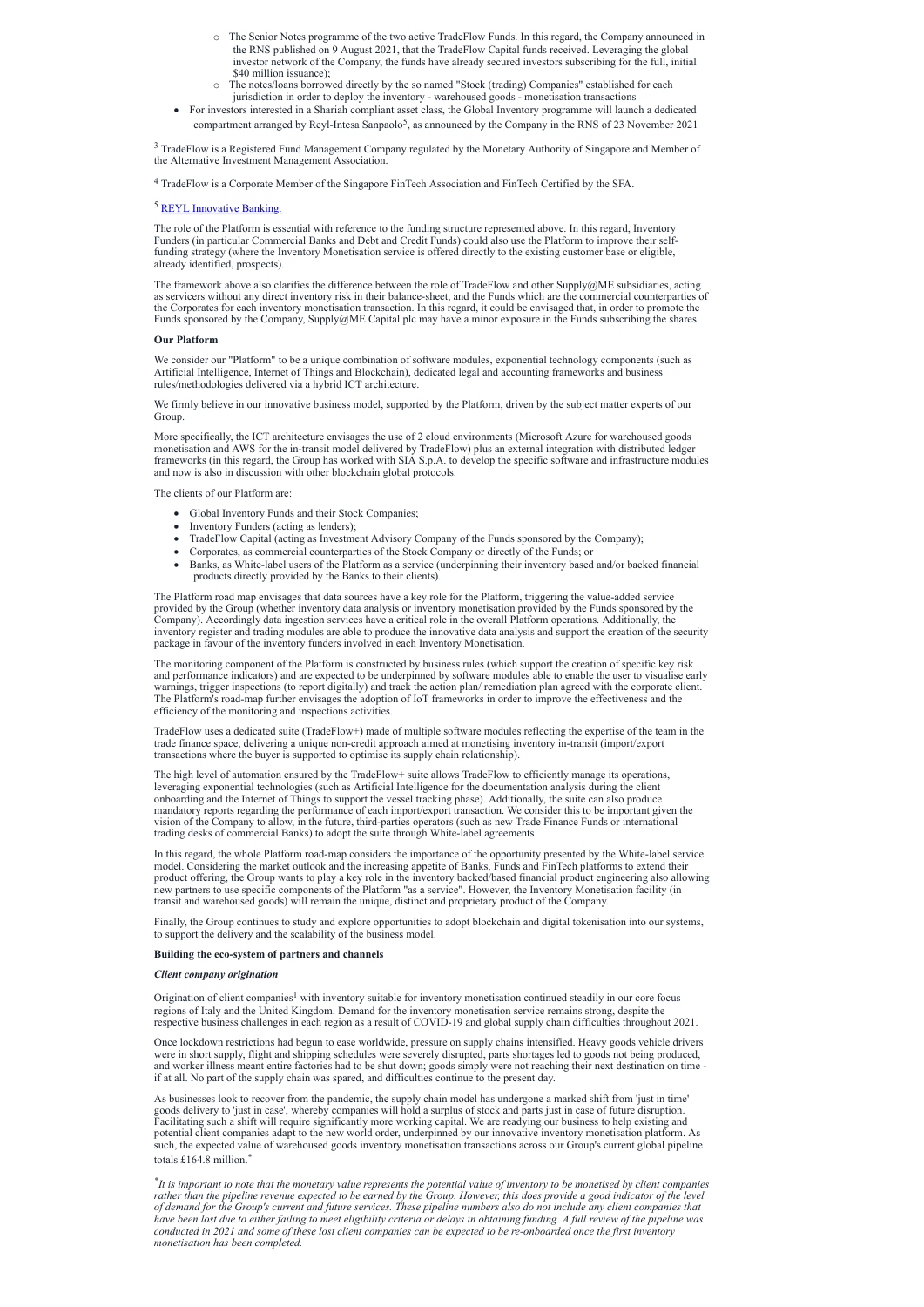- The Senior Notes programme of the two active TradeFlow Funds. In this regard, the Company announced in the RNS published on 9 August 2021, that the TradeFlow Capital funds received. Leveraging the global investor network of the Company, the funds have already secured investors subscribing for the full, initial $40 million issuance);
    - The notes/loans borrowed directly by the so named "Stock (trading) Companies" established for each jurisdiction in order to deploy the inventory - warehoused goods - monetisation transactions
- For investors interested in a Shariah compliant asset class, the Global Inventory programme will launch a dedicated compartment arranged by Reyl-Intesa Sanpaolo[5], as announced by the Company in the RNS of 23 November 2021

[3] TradeFlow is a Registered Fund Management Company regulated by the Monetary Authority of Singapore and Member of the Alternative Investment Management Association.

[4] TradeFlow is a Corporate Member of the Singapore FinTech Association and FinTech Certified by the SFA.

[5] REYL Innovative Banking.

The role of the Platform is essential with reference to the funding structure represented above. In this regard, Inventory Funders (in particular Commercial Banks and Debt and Credit Funds) could also use the Platform to improve their self-funding strategy (where the Inventory Monetisation service is offered directly to the existing customer base or eligible, already identified, prospects).

The framework above also clarifies the difference between the role of TradeFlow and other Supply@ME subsidiaries, acting as servicers without any direct inventory risk in their balance-sheet, and the Funds which are the commercial counterparties of the Corporates for each inventory monetisation transaction. In this regard, it could be envisaged that, in order to promote the Funds sponsored by the Company, Supply@ME Capital plc may have a minor exposure in the Funds subscribing the shares.

**Our Platform**

We consider our "Platform" to be a unique combination of software modules, exponential technology components (such as Artificial Intelligence, Internet of Things and Blockchain), dedicated legal and accounting frameworks and business rules/methodologies delivered via a hybrid ICT architecture.

We firmly believe in our innovative business model, supported by the Platform, driven by the subject matter experts of our Group.

More specifically, the ICT architecture envisages the use of 2 cloud environments (Microsoft Azure for warehoused goods monetisation and AWS for the in-transit model delivered by TradeFlow) plus an external integration with distributed ledger frameworks (in this regard, the Group has worked with SIA S.p.A. to develop the specific software and infrastructure modules and now is also in discussion with other blockchain global protocols.

The clients of our Platform are:

- Global Inventory Funds and their Stock Companies;
- Inventory Funders (acting as lenders);
- TradeFlow Capital (acting as Investment Advisory Company of the Funds sponsored by the Company);
- Corporates, as commercial counterparties of the Stock Company or directly of the Funds; or
- Banks, as White-label users of the Platform as a service (underpinning their inventory based and/or backed financial products directly provided by the Banks to their clients).

The Platform road map envisages that data sources have a key role for the Platform, triggering the value-added service provided by the Group (whether inventory data analysis or inventory monetisation provided by the Funds sponsored by the Company). Accordingly data ingestion services have a critical role in the overall Platform operations. Additionally, the inventory register and trading modules are able to produce the innovative data analysis and support the creation of the security package in favour of the inventory funders involved in each Inventory Monetisation.

The monitoring component of the Platform is constructed by business rules (which support the creation of specific key risk and performance indicators) and are expected to be underpinned by software modules able to enable the user to visualise early warnings, trigger inspections (to report digitally) and track the action plan/ remediation plan agreed with the corporate client. The Platform's road-map further envisages the adoption of IoT frameworks in order to improve the effectiveness and the efficiency of the monitoring and inspections activities.

TradeFlow uses a dedicated suite (TradeFlow+) made of multiple software modules reflecting the expertise of the team in the trade finance space, delivering a unique non-credit approach aimed at monetising inventory in-transit (import/export transactions where the buyer is supported to optimise its supply chain relationship).

The high level of automation ensured by the TradeFlow+ suite allows TradeFlow to efficiently manage its operations, leveraging exponential technologies (such as Artificial Intelligence for the documentation analysis during the client onboarding and the Internet of Things to support the vessel tracking phase). Additionally, the suite can also produce mandatory reports regarding the performance of each import/export transaction. We consider this to be important given the vision of the Company to allow, in the future, third-parties operators (such as new Trade Finance Funds or international trading desks of commercial Banks) to adopt the suite through White-label agreements.

In this regard, the whole Platform road-map considers the importance of the opportunity presented by the White-label service model. Considering the market outlook and the increasing appetite of Banks, Funds and FinTech platforms to extend their product offering, the Group wants to play a key role in the inventory backed/based financial product engineering also allowing new partners to use specific components of the Platform "as a service". However, the Inventory Monetisation facility (in transit and warehoused goods) will remain the unique, distinct and proprietary product of the Company.

Finally, the Group continues to study and explore opportunities to adopt blockchain and digital tokenisation into our systems, to support the delivery and the scalability of the business model.

**Building the eco-system of partners and channels**

***Client company origination***

Origination of client companies[1] with inventory suitable for inventory monetisation continued steadily in our core focus regions of Italy and the United Kingdom. Demand for the inventory monetisation service remains strong, despite the respective business challenges in each region as a result of COVID-19 and global supply chain difficulties throughout 2021.

Once lockdown restrictions had begun to ease worldwide, pressure on supply chains intensified. Heavy goods vehicle drivers were in short supply, flight and shipping schedules were severely disrupted, parts shortages led to goods not being produced, and worker illness meant entire factories had to be shut down; goods simply were not reaching their next destination on time - if at all. No part of the supply chain was spared, and difficulties continue to the present day.

As businesses look to recover from the pandemic, the supply chain model has undergone a marked shift from 'just in time' goods delivery to 'just in case', whereby companies will hold a surplus of stock and parts just in case of future disruption. Facilitating such a shift will require significantly more working capital. We are readying our business to help existing and potential client companies adapt to the new world order, underpinned by our innovative inventory monetisation platform. As such, the expected value of warehoused goods inventory monetisation transactions across our Group's current global pipeline totals £164.8 million.*

**It is important to note that the monetary value represents the potential value of inventory to be monetised by client companies rather than the pipeline revenue expected to be earned by the Group. However, this does provide a good indicator of the level of demand for the Group's current and future services. These pipeline numbers also do not include any client companies that have been lost due to either failing to meet eligibility criteria or delays in obtaining funding. A full review of the pipeline was conducted in 2021 and some of these lost client companies can be expected to be re-onboarded once the first inventory monetisation has been completed.*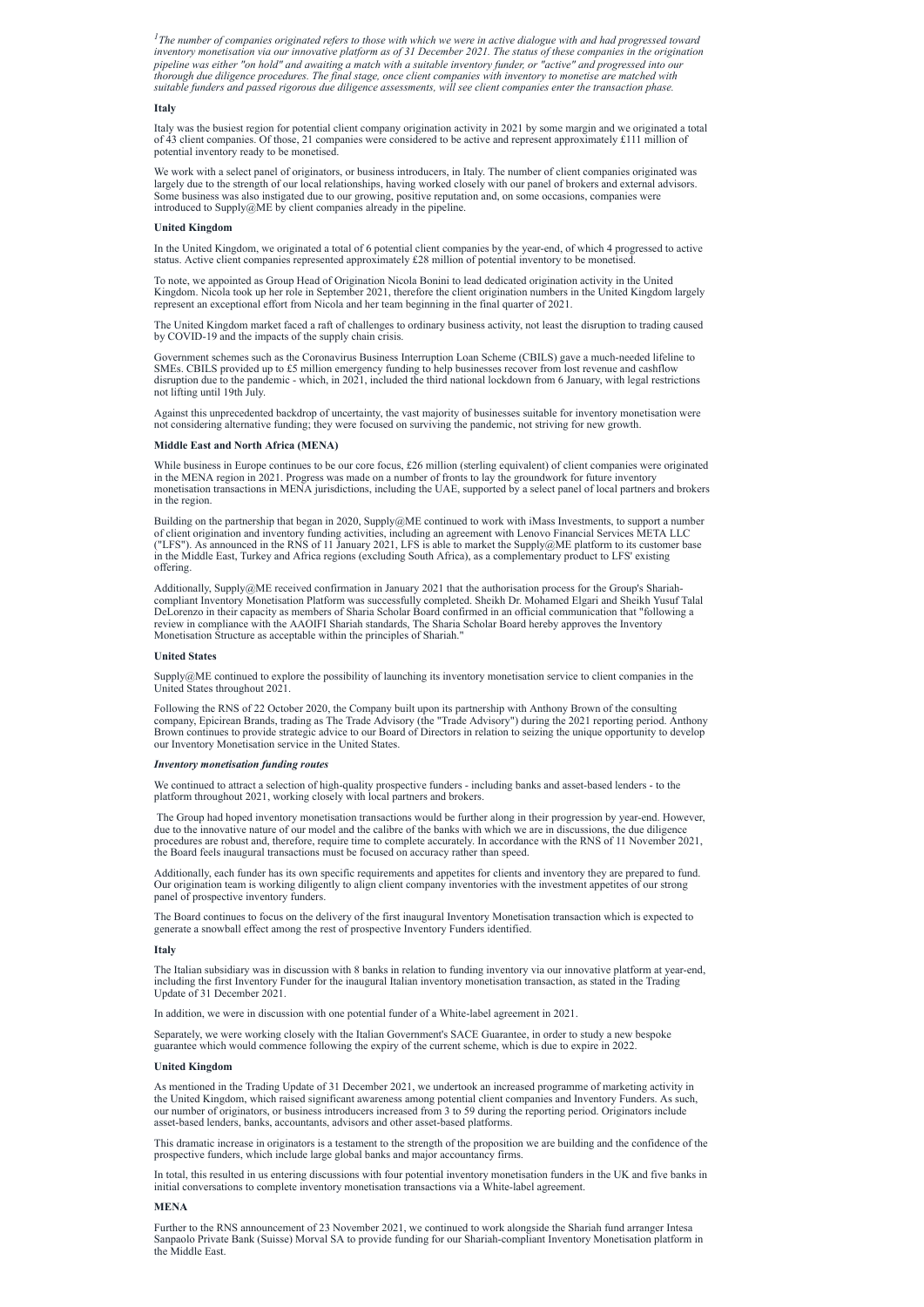*[1]The number of companies originated refers to those with which we were in active dialogue with and had progressed toward inventory monetisation via our innovative platform as of 31 December 2021. The status of these companies in the origination pipeline was either "on hold" and awaiting a match with a suitable inventory funder, or "active" and progressed into our thorough due diligence procedures. The final stage, once client companies with inventory to monetise are matched with suitable funders and passed rigorous due diligence assessments, will see client companies enter the transaction phase.*

**Italy**

Italy was the busiest region for potential client company origination activity in 2021 by some margin and we originated a total of 43 client companies. Of those, 21 companies were considered to be active and represent approximately £111 million of potential inventory ready to be monetised.

We work with a select panel of originators, or business introducers, in Italy. The number of client companies originated was largely due to the strength of our local relationships, having worked closely with our panel of brokers and external advisors. Some business was also instigated due to our growing, positive reputation and, on some occasions, companies were introduced to Supply@ME by client companies already in the pipeline.

**United Kingdom**

In the United Kingdom, we originated a total of 6 potential client companies by the year-end, of which 4 progressed to active status. Active client companies represented approximately £28 million of potential inventory to be monetised.

To note, we appointed as Group Head of Origination Nicola Bonini to lead dedicated origination activity in the United Kingdom. Nicola took up her role in September 2021, therefore the client origination numbers in the United Kingdom largely represent an exceptional effort from Nicola and her team beginning in the final quarter of 2021.

The United Kingdom market faced a raft of challenges to ordinary business activity, not least the disruption to trading caused by COVID-19 and the impacts of the supply chain crisis.

Government schemes such as the Coronavirus Business Interruption Loan Scheme (CBILS) gave a much-needed lifeline to SMEs. CBILS provided up to £5 million emergency funding to help businesses recover from lost revenue and cashflow disruption due to the pandemic - which, in 2021, included the third national lockdown from 6 January, with legal restrictions not lifting until 19th July.

Against this unprecedented backdrop of uncertainty, the vast majority of businesses suitable for inventory monetisation were not considering alternative funding; they were focused on surviving the pandemic, not striving for new growth.

**Middle East and North Africa (MENA)**

While business in Europe continues to be our core focus, £26 million (sterling equivalent) of client companies were originated in the MENA region in 2021. Progress was made on a number of fronts to lay the groundwork for future inventory monetisation transactions in MENA jurisdictions, including the UAE, supported by a select panel of local partners and brokers in the region.

Building on the partnership that began in 2020, Supply@ME continued to work with iMass Investments, to support a number of client origination and inventory funding activities, including an agreement with Lenovo Financial Services META LLC ("LFS"). As announced in the RNS of 11 January 2021, LFS is able to market the Supply@ME platform to its customer base in the Middle East, Turkey and Africa regions (excluding South Africa), as a complementary product to LFS' existing offering.

Additionally, Supply@ME received confirmation in January 2021 that the authorisation process for the Group's Shariah-compliant Inventory Monetisation Platform was successfully completed. Sheikh Dr. Mohamed Elgari and Sheikh Yusuf Talal DeLorenzo in their capacity as members of Sharia Scholar Board confirmed in an official communication that "following a review in compliance with the AAOIFI Shariah standards, The Sharia Scholar Board hereby approves the Inventory Monetisation Structure as acceptable within the principles of Shariah."

**United States**

Supply@ME continued to explore the possibility of launching its inventory monetisation service to client companies in the United States throughout 2021.

Following the RNS of 22 October 2020, the Company built upon its partnership with Anthony Brown of the consulting company, Epicirean Brands, trading as The Trade Advisory (the "Trade Advisory") during the 2021 reporting period. Anthony Brown continues to provide strategic advice to our Board of Directors in relation to seizing the unique opportunity to develop our Inventory Monetisation service in the United States.

***Inventory monetisation funding routes***

We continued to attract a selection of high-quality prospective funders - including banks and asset-based lenders - to the platform throughout 2021, working closely with local partners and brokers.

The Group had hoped inventory monetisation transactions would be further along in their progression by year-end. However, due to the innovative nature of our model and the calibre of the banks with which we are in discussions, the due diligence procedures are robust and, therefore, require time to complete accurately. In accordance with the RNS of 11 November 2021, the Board feels inaugural transactions must be focused on accuracy rather than speed.

Additionally, each funder has its own specific requirements and appetites for clients and inventory they are prepared to fund. Our origination team is working diligently to align client company inventories with the investment appetites of our strong panel of prospective inventory funders.

The Board continues to focus on the delivery of the first inaugural Inventory Monetisation transaction which is expected to generate a snowball effect among the rest of prospective Inventory Funders identified.

**Italy**

The Italian subsidiary was in discussion with 8 banks in relation to funding inventory via our innovative platform at year-end, including the first Inventory Funder for the inaugural Italian inventory monetisation transaction, as stated in the Trading Update of 31 December 2021.

In addition, we were in discussion with one potential funder of a White-label agreement in 2021.

Separately, we were working closely with the Italian Government's SACE Guarantee, in order to study a new bespoke guarantee which would commence following the expiry of the current scheme, which is due to expire in 2022.

**United Kingdom**

As mentioned in the Trading Update of 31 December 2021, we undertook an increased programme of marketing activity in the United Kingdom, which raised significant awareness among potential client companies and Inventory Funders. As such, our number of originators, or business introducers increased from 3 to 59 during the reporting period. Originators include asset-based lenders, banks, accountants, advisors and other asset-based platforms.

This dramatic increase in originators is a testament to the strength of the proposition we are building and the confidence of the prospective funders, which include large global banks and major accountancy firms.

In total, this resulted in us entering discussions with four potential inventory monetisation funders in the UK and five banks in initial conversations to complete inventory monetisation transactions via a White-label agreement.

**MENA**

Further to the RNS announcement of 23 November 2021, we continued to work alongside the Shariah fund arranger Intesa Sanpaolo Private Bank (Suisse) Morval SA to provide funding for our Shariah-compliant Inventory Monetisation platform in the Middle East.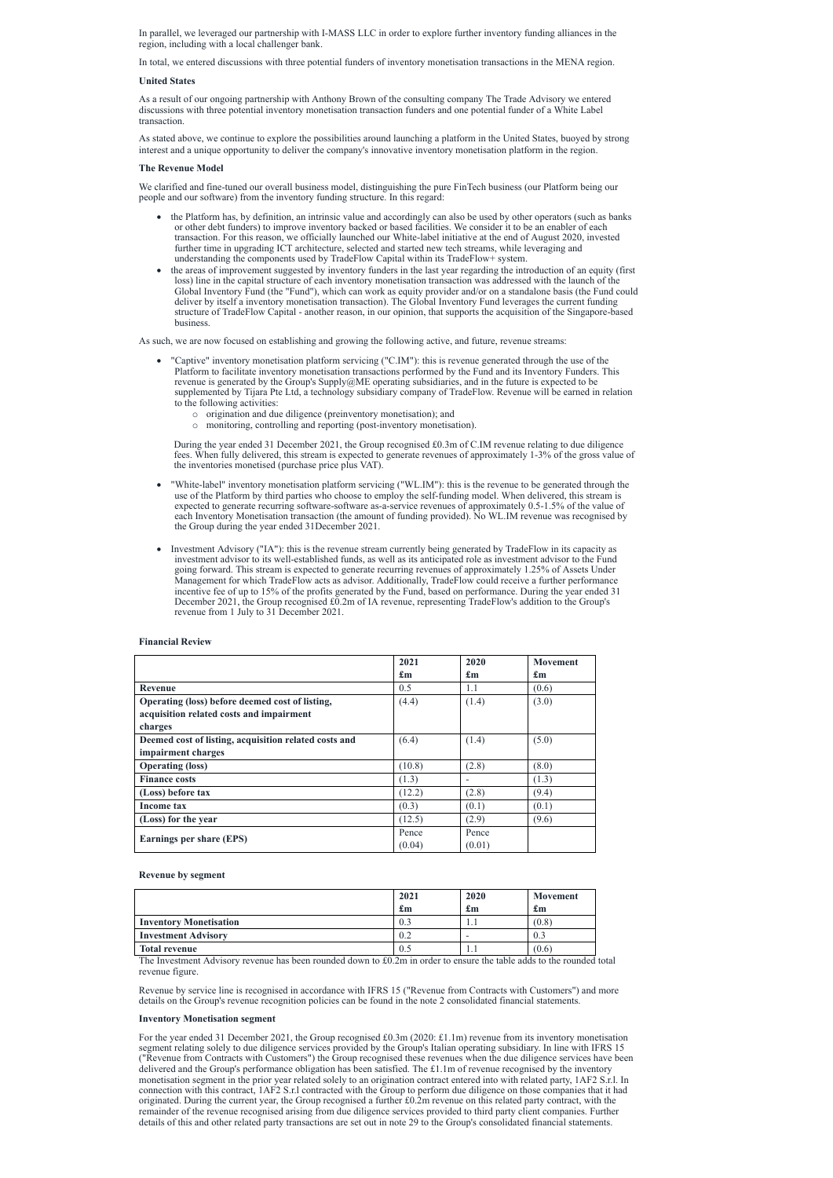In parallel, we leveraged our partnership with I-MASS LLC in order to explore further inventory funding alliances in the region, including with a local challenger bank.

In total, we entered discussions with three potential funders of inventory monetisation transactions in the MENA region.

**United States**

As a result of our ongoing partnership with Anthony Brown of the consulting company The Trade Advisory we entered discussions with three potential inventory monetisation transaction funders and one potential funder of a White Label transaction.

As stated above, we continue to explore the possibilities around launching a platform in the United States, buoyed by strong interest and a unique opportunity to deliver the company's innovative inventory monetisation platform in the region.

**The Revenue Model**

We clarified and fine-tuned our overall business model, distinguishing the pure FinTech business (our Platform being our people and our software) from the inventory funding structure. In this regard:

- the Platform has, by definition, an intrinsic value and accordingly can also be used by other operators (such as banks or other debt funders) to improve inventory backed or based facilities. We consider it to be an enabler of each transaction. For this reason, we officially launched our White-label initiative at the end of August 2020, invested further time in upgrading ICT architecture, selected and started new tech streams, while leveraging and understanding the components used by TradeFlow Capital within its TradeFlow+ system.
- the areas of improvement suggested by inventory funders in the last year regarding the introduction of an equity (first loss) line in the capital structure of each inventory monetisation transaction was addressed with the launch of the Global Inventory Fund (the "Fund"), which can work as equity provider and/or on a standalone basis (the Fund could deliver by itself a inventory monetisation transaction). The Global Inventory Fund leverages the current funding structure of TradeFlow Capital - another reason, in our opinion, that supports the acquisition of the Singapore-based business.

As such, we are now focused on establishing and growing the following active, and future, revenue streams:

- "Captive" inventory monetisation platform servicing ("C.IM"): this is revenue generated through the use of the Platform to facilitate inventory monetisation transactions performed by the Fund and its Inventory Funders. This revenue is generated by the Group's Supply@ME operating subsidiaries, and in the future is expected to be supplemented by Tijara Pte Ltd, a technology subsidiary company of TradeFlow. Revenue will be earned in relation to the following activities:
  - origination and due diligence (preinventory monetisation); and
  - monitoring, controlling and reporting (post-inventory monetisation).

  During the year ended 31 December 2021, the Group recognised £0.3m of C.IM revenue relating to due diligence fees. When fully delivered, this stream is expected to generate revenues of approximately 1-3% of the gross value of the inventories monetised (purchase price plus VAT).

- "White-label" inventory monetisation platform servicing ("WL.IM"): this is the revenue to be generated through the use of the Platform by third parties who choose to employ the self-funding model. When delivered, this stream is expected to generate recurring software-software as-a-service revenues of approximately 0.5-1.5% of the value of each Inventory Monetisation transaction (the amount of funding provided). No WL.IM revenue was recognised by the Group during the year ended 31December 2021.

- Investment Advisory ("IA"): this is the revenue stream currently being generated by TradeFlow in its capacity as investment advisor to its well-established funds, as well as its anticipated role as investment advisor to the Fund going forward. This stream is expected to generate recurring revenues of approximately 1.25% of Assets Under Management for which TradeFlow acts as advisor. Additionally, TradeFlow could receive a further performance incentive fee of up to 15% of the profits generated by the Fund, based on performance. During the year ended 31 December 2021, the Group recognised £0.2m of IA revenue, representing TradeFlow's addition to the Group's revenue from 1 July to 31 December 2021.

**Financial Review**

| | 2021<br>£m | 2020<br>£m | Movement<br>£m |
|---|---|---|---|
| **Revenue** | 0.5 | 1.1 | (0.6) |
| **Operating (loss) before deemed cost of listing, acquisition related costs and impairment charges** | (4.4) | (1.4) | (3.0) |
| **Deemed cost of listing, acquisition related costs and impairment charges** | (6.4) | (1.4) | (5.0) |
| **Operating (loss)** | (10.8) | (2.8) | (8.0) |
| **Finance costs** | (1.3) | - | (1.3) |
| **(Loss) before tax** | (12.2) | (2.8) | (9.4) |
| **Income tax** | (0.3) | (0.1) | (0.1) |
| **(Loss) for the year** | (12.5) | (2.9) | (9.6) |
| **Earnings per share (EPS)** | Pence<br>(0.04) | Pence<br>(0.01) | |

**Revenue by segment**

| | 2021<br>£m | 2020<br>£m | Movement<br>£m |
|---|---|---|---|
| **Inventory Monetisation** | 0.3 | 1.1 | (0.8) |
| **Investment Advisory** | 0.2 | - | 0.3 |
| **Total revenue** | 0.5 | 1.1 | (0.6) |

The Investment Advisory revenue has been rounded down to £0.2m in order to ensure the table adds to the rounded total revenue figure.

Revenue by service line is recognised in accordance with IFRS 15 ("Revenue from Contracts with Customers") and more details on the Group's revenue recognition policies can be found in the note 2 consolidated financial statements.

**Inventory Monetisation segment**

For the year ended 31 December 2021, the Group recognised £0.3m (2020: £1.1m) revenue from its inventory monetisation segment relating solely to due diligence services provided by the Group's Italian operating subsidiary. In line with IFRS 15 ("Revenue from Contracts with Customers") the Group recognised these revenues when the due diligence services have been delivered and the Group's performance obligation has been satisfied. The £1.1m of revenue recognised by the inventory monetisation segment in the prior year related solely to an origination contract entered into with related party, 1AF2 S.r.l. In connection with this contract, 1AF2 S.r.l contracted with the Group to perform due diligence on those companies that it had originated. During the current year, the Group recognised a further £0.2m revenue on this related party contract, with the remainder of the revenue recognised arising from due diligence services provided to third party client companies. Further details of this and other related party transactions are set out in note 29 to the Group's consolidated financial statements.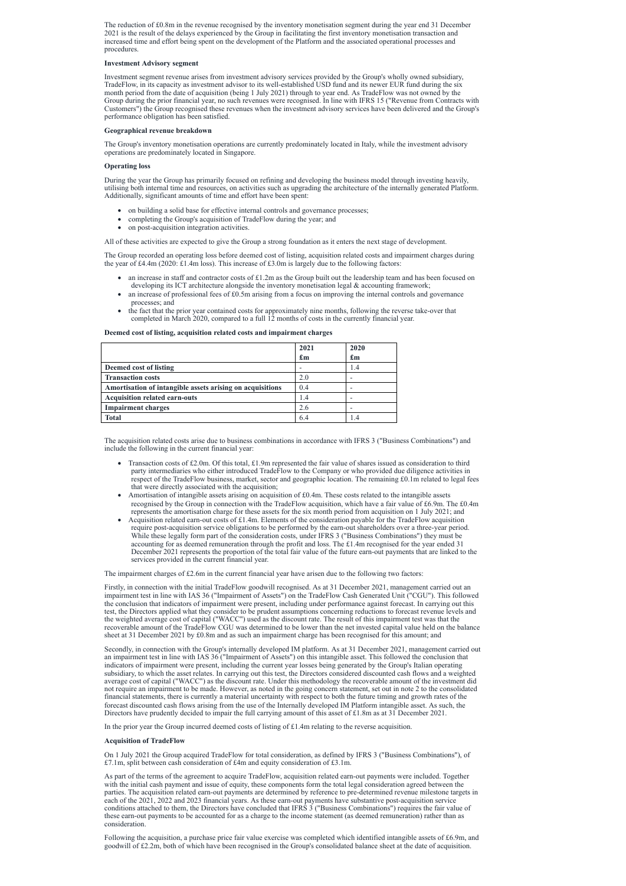The reduction of £0.8m in the revenue recognised by the inventory monetisation segment during the year end 31 December 2021 is the result of the delays experienced by the Group in facilitating the first inventory monetisation transaction and increased time and effort being spent on the development of the Platform and the associated operational processes and procedures.

**Investment Advisory segment**

Investment segment revenue arises from investment advisory services provided by the Group's wholly owned subsidiary, TradeFlow, in its capacity as investment advisor to its well-established USD fund and its newer EUR fund during the six month period from the date of acquisition (being 1 July 2021) through to year end. As TradeFlow was not owned by the Group during the prior financial year, no such revenues were recognised. In line with IFRS 15 ("Revenue from Contracts with Customers") the Group recognised these revenues when the investment advisory services have been delivered and the Group's performance obligation has been satisfied.

**Geographical revenue breakdown**

The Group's inventory monetisation operations are currently predominately located in Italy, while the investment advisory operations are predominately located in Singapore.

**Operating loss**

During the year the Group has primarily focused on refining and developing the business model through investing heavily, utilising both internal time and resources, on activities such as upgrading the architecture of the internally generated Platform. Additionally, significant amounts of time and effort have been spent:

- on building a solid base for effective internal controls and governance processes;
- completing the Group's acquisition of TradeFlow during the year; and
- on post-acquisition integration activities.

All of these activities are expected to give the Group a strong foundation as it enters the next stage of development.

The Group recorded an operating loss before deemed cost of listing, acquisition related costs and impairment charges during the year of £4.4m (2020: £1.4m loss). This increase of £3.0m is largely due to the following factors:

- an increase in staff and contractor costs of £1.2m as the Group built out the leadership team and has been focused on developing its ICT architecture alongside the inventory monetisation legal & accounting framework;
- an increase of professional fees of £0.5m arising from a focus on improving the internal controls and governance processes; and
- the fact that the prior year contained costs for approximately nine months, following the reverse take-over that completed in March 2020, compared to a full 12 months of costs in the currently financial year.

**Deemed cost of listing, acquisition related costs and impairment charges**

| | 2021<br>£m | 2020<br>£m |
|---|---|---|
| **Deemed cost of listing** | - | 1.4 |
| **Transaction costs** | 2.0 | - |
| **Amortisation of intangible assets arising on acquisitions** | 0.4 | - |
| **Acquisition related earn-outs** | 1.4 | - |
| **Impairment charges** | 2.6 | - |
| **Total** | 6.4 | 1.4 |

The acquisition related costs arise due to business combinations in accordance with IFRS 3 ("Business Combinations") and include the following in the current financial year:

- Transaction costs of £2.0m. Of this total, £1.9m represented the fair value of shares issued as consideration to third party intermediaries who either introduced TradeFlow to the Company or who provided due diligence activities in respect of the TradeFlow business, market, sector and geographic location. The remaining £0.1m related to legal fees that were directly associated with the acquisition;
- Amortisation of intangible assets arising on acquisition of £0.4m. These costs related to the intangible assets recognised by the Group in connection with the TradeFlow acquisition, which have a fair value of £6.9m. The £0.4m represents the amortisation charge for these assets for the six month period from acquisition on 1 July 2021; and
- Acquisition related earn-out costs of £1.4m. Elements of the consideration payable for the TradeFlow acquisition require post-acquisition service obligations to be performed by the earn-out shareholders over a three-year period. While these legally form part of the consideration costs, under IFRS 3 ("Business Combinations") they must be accounting for as deemed remuneration through the profit and loss. The £1.4m recognised for the year ended 31 December 2021 represents the proportion of the total fair value of the future earn-out payments that are linked to the services provided in the current financial year.

The impairment charges of £2.6m in the current financial year have arisen due to the following two factors:

Firstly, in connection with the initial TradeFlow goodwill recognised. As at 31 December 2021, management carried out an impairment test in line with IAS 36 ("Impairment of Assets") on the TradeFlow Cash Generated Unit ("CGU"). This followed the conclusion that indicators of impairment were present, including under performance against forecast. In carrying out this test, the Directors applied what they consider to be prudent assumptions concerning reductions to forecast revenue levels and the weighted average cost of capital ("WACC") used as the discount rate. The result of this impairment test was that the recoverable amount of the TradeFlow CGU was determined to be lower than the net invested capital value held on the balance sheet at 31 December 2021 by £0.8m and as such an impairment charge has been recognised for this amount; and

Secondly, in connection with the Group's internally developed IM platform. As at 31 December 2021, management carried out an impairment test in line with IAS 36 ("Impairment of Assets") on this intangible asset. This followed the conclusion that indicators of impairment were present, including the current year losses being generated by the Group's Italian operating subsidiary, to which the asset relates. In carrying out this test, the Directors considered discounted cash flows and a weighted average cost of capital ("WACC") as the discount rate. Under this methodology the recoverable amount of the investment did not require an impairment to be made. However, as noted in the going concern statement, set out in note 2 to the consolidated financial statements, there is currently a material uncertainty with respect to both the future timing and growth rates of the forecast discounted cash flows arising from the use of the Internally developed IM Platform intangible asset. As such, the Directors have prudently decided to impair the full carrying amount of this asset of £1.8m as at 31 December 2021.

In the prior year the Group incurred deemed costs of listing of £1.4m relating to the reverse acquisition.

**Acquisition of TradeFlow**

On 1 July 2021 the Group acquired TradeFlow for total consideration, as defined by IFRS 3 ("Business Combinations"), of £7.1m, split between cash consideration of £4m and equity consideration of £3.1m.

As part of the terms of the agreement to acquire TradeFlow, acquisition related earn-out payments were included. Together with the initial cash payment and issue of equity, these components form the total legal consideration agreed between the parties. The acquisition related earn-out payments are determined by reference to pre-determined revenue milestone targets in each of the 2021, 2022 and 2023 financial years. As these earn-out payments have substantive post-acquisition service conditions attached to them, the Directors have concluded that IFRS 3 ("Business Combinations") requires the fair value of these earn-out payments to be accounted for as a charge to the income statement (as deemed remuneration) rather than as consideration.

Following the acquisition, a purchase price fair value exercise was completed which identified intangible assets of £6.9m, and goodwill of £2.2m, both of which have been recognised in the Group's consolidated balance sheet at the date of acquisition.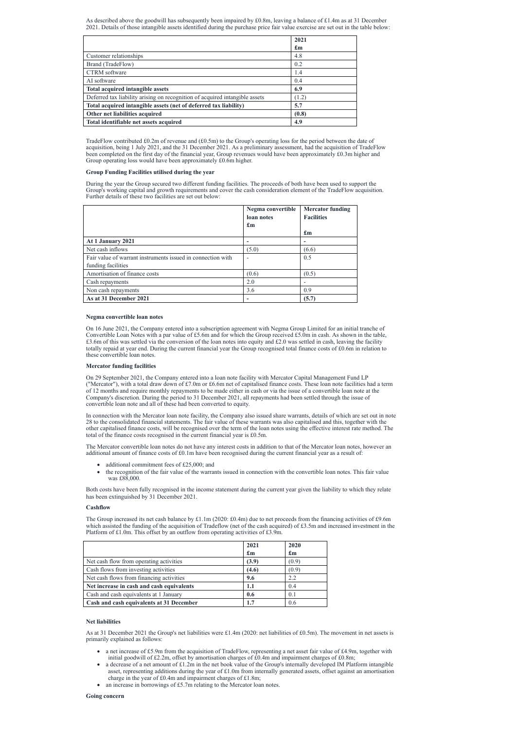As described above the goodwill has subsequently been impaired by £0.8m, leaving a balance of £1.4m as at 31 December 2021. Details of those intangible assets identified during the purchase price fair value exercise are set out in the table below:

| | **2021** **£m** |
|---|---|
| Customer relationships | 4.8 |
| Brand (TradeFlow) | 0.2 |
| CTRM software | 1.4 |
| AI software | 0.4 |
| **Total acquired intangible assets** | **6.9** |
| Deferred tax liability arising on recognition of acquired intangible assets | (1.2) |
| **Total acquired intangible assets (net of deferred tax liability)** | **5.7** |
| **Other net liabilities acquired** | **(0.8)** |
| **Total identifiable net assets acquired** | **4.9** |

TradeFlow contributed £0.2m of revenue and (£0.5m) to the Group's operating loss for the period between the date of acquisition, being 1 July 2021, and the 31 December 2021. As a preliminary assessment, had the acquisition of TradeFlow been completed on the first day of the financial year, Group revenues would have been approximately £0.3m higher and Group operating loss would have been approximately £0.6m higher.

**Group Funding Facilities utilised during the year**

During the year the Group secured two different funding facilities. The proceeds of both have been used to support the Group's working capital and growth requirements and cover the cash consideration element of the TradeFlow acquisition. Further details of these two facilities are set out below:

| | **Negma convertible loan notes** **£m** | **Mercator funding Facilities** **£m** |
|---|---|---|
| **At 1 January 2021** | **-** | **-** |
| Net cash inflows | (5.0) | (6.6) |
| Fair value of warrant instruments issued in connection with funding facilities | - | 0.5 |
| Amortisation of finance costs | (0.6) | (0.5) |
| Cash repayments | 2.0 | - |
| Non cash repayments | 3.6 | 0.9 |
| **As at 31 December 2021** | **-** | **(5.7)** |

**Negma convertible loan notes**

On 16 June 2021, the Company entered into a subscription agreement with Negma Group Limited for an initial tranche of Convertible Loan Notes with a par value of £5.6m and for which the Group received £5.0m in cash. As shown in the table, £3.6m of this was settled via the conversion of the loan notes into equity and £2.0 was settled in cash, leaving the facility totally repaid at year end. During the current financial year the Group recognised total finance costs of £0.6m in relation to these convertible loan notes.

**Mercator funding facilities**

On 29 September 2021, the Company entered into a loan note facility with Mercator Capital Management Fund LP ("Mercator"), with a total draw down of £7.0m or £6.6m net of capitalised finance costs. These loan note facilities had a term of 12 months and require monthly repayments to be made either in cash or via the issue of a convertible loan note at the Company's discretion. During the period to 31 December 2021, all repayments had been settled through the issue of convertible loan note and all of these had been converted to equity.

In connection with the Mercator loan note facility, the Company also issued share warrants, details of which are set out in note 28 to the consolidated financial statements. The fair value of these warrants was also capitalised and this, together with the other capitalised finance costs, will be recognised over the term of the loan notes using the effective interest rate method. The total of the finance costs recognised in the current financial year is £0.5m.

The Mercator convertible loan notes do not have any interest costs in addition to that of the Mercator loan notes, however an additional amount of finance costs of £0.1m have been recognised during the current financial year as a result of:

- additional commitment fees of £25,000; and
- the recognition of the fair value of the warrants issued in connection with the convertible loan notes. This fair value was £88,000.

Both costs have been fully recognised in the income statement during the current year given the liability to which they relate has been extinguished by 31 December 2021.

**Cashflow**

The Group increased its net cash balance by £1.1m (2020: £0.4m) due to net proceeds from the financing activities of £9.6m which assisted the funding of the acquisition of Tradeflow (net of the cash acquired) of £3.5m and increased investment in the Platform of £1.0m. This offset by an outflow from operating activities of £3.9m.

| | **2021** **£m** | **2020** **£m** |
|---|---|---|
| Net cash flow from operating activities | **(3.9)** | (0.9) |
| Cash flows from investing activities | **(4.6)** | (0.9) |
| Net cash flows from financing activities | **9.6** | 2.2 |
| **Net increase in cash and cash equivalents** | **1.1** | 0.4 |
| Cash and cash equivalents at 1 January | **0.6** | 0.1 |
| **Cash and cash equivalents at 31 December** | **1.7** | 0.6 |

**Net liabilities**

As at 31 December 2021 the Group's net liabilities were £1.4m (2020: net liabilities of £0.5m). The movement in net assets is primarily explained as follows:

- a net increase of £5.9m from the acquisition of TradeFlow, representing a net asset fair value of £4.9m, together with initial goodwill of £2.2m, offset by amortisation charges of £0.4m and impairment charges of £0.8m;
- a decrease of a net amount of £1.2m in the net book value of the Group's internally developed IM Platform intangible asset, representing additions during the year of £1.0m from internally generated assets, offset against an amortisation charge in the year of £0.4m and impairment charges of £1.8m;
- an increase in borrowings of £5.7m relating to the Mercator loan notes.

**Going concern**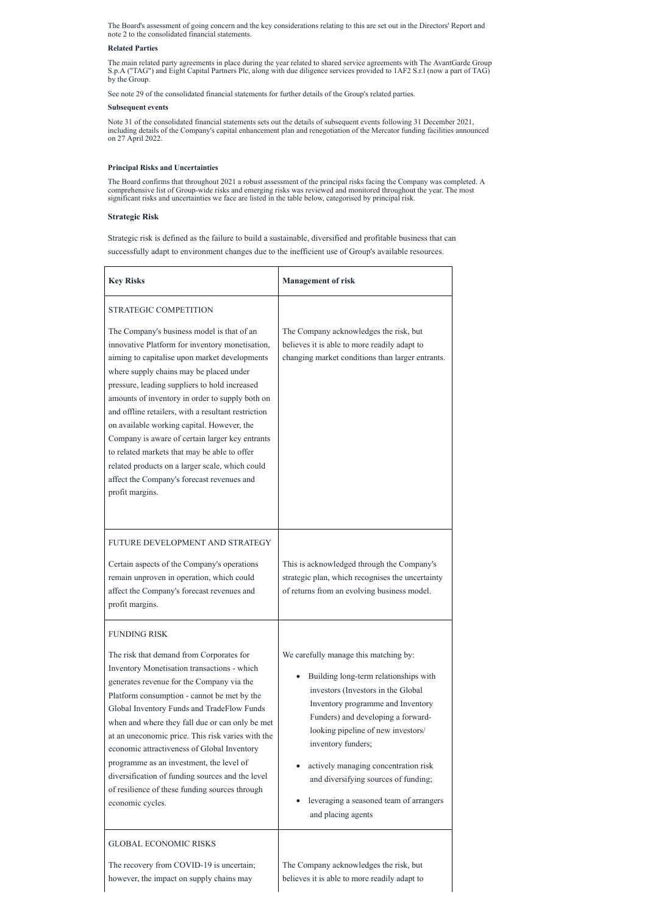The Board's assessment of going concern and the key considerations relating to this are set out in the Directors' Report and note 2 to the consolidated financial statements.

**Related Parties**

The main related party agreements in place during the year related to shared service agreements with The AvantGarde Group S.p.A ("TAG") and Eight Capital Partners Plc, along with due diligence services provided to 1AF2 S.r.l (now a part of TAG) by the Group.

See note 29 of the consolidated financial statements for further details of the Group's related parties.

**Subsequent events**

Note 31 of the consolidated financial statements sets out the details of subsequent events following 31 December 2021, including details of the Company's capital enhancement plan and renegotiation of the Mercator funding facilities announced on 27 April 2022.

**Principal Risks and Uncertainties**

The Board confirms that throughout 2021 a robust assessment of the principal risks facing the Company was completed. A comprehensive list of Group-wide risks and emerging risks was reviewed and monitored throughout the year. The most significant risks and uncertainties we face are listed in the table below, categorised by principal risk.

**Strategic Risk**

Strategic risk is defined as the failure to build a sustainable, diversified and profitable business that can successfully adapt to environment changes due to the inefficient use of Group's available resources.

| **Key Risks** | **Management of risk** |
| --- | --- |
| STRATEGIC COMPETITION<br><br>The Company's business model is that of an innovative Platform for inventory monetisation, aiming to capitalise upon market developments where supply chains may be placed under pressure, leading suppliers to hold increased amounts of inventory in order to supply both on and offline retailers, with a resultant restriction on available working capital. However, the Company is aware of certain larger key entrants to related markets that may be able to offer related products on a larger scale, which could affect the Company's forecast revenues and profit margins. | The Company acknowledges the risk, but believes it is able to more readily adapt to changing market conditions than larger entrants. |
| FUTURE DEVELOPMENT AND STRATEGY<br><br>Certain aspects of the Company's operations remain unproven in operation, which could affect the Company's forecast revenues and profit margins. | This is acknowledged through the Company's strategic plan, which recognises the uncertainty of returns from an evolving business model. |
| FUNDING RISK<br><br>The risk that demand from Corporates for Inventory Monetisation transactions - which generates revenue for the Company via the Platform consumption - cannot be met by the Global Inventory Funds and TradeFlow Funds when and where they fall due or can only be met at an uneconomic price. This risk varies with the economic attractiveness of Global Inventory programme as an investment, the level of diversification of funding sources and the level of resilience of these funding sources through economic cycles. | We carefully manage this matching by:<br><br>• Building long-term relationships with investors (Investors in the Global Inventory programme and Inventory Funders) and developing a forward-looking pipeline of new investors/ inventory funders;<br>• actively managing concentration risk and diversifying sources of funding;<br>• leveraging a seasoned team of arrangers and placing agents |
| GLOBAL ECONOMIC RISKS<br><br>The recovery from COVID-19 is uncertain; however, the impact on supply chains may | The Company acknowledges the risk, but believes it is able to more readily adapt to |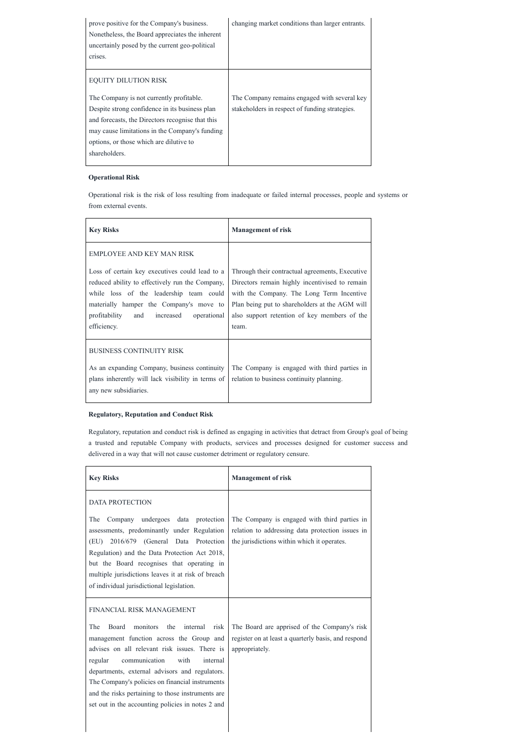| | |
|---|---|
| prove positive for the Company's business. Nonetheless, the Board appreciates the inherent uncertainly posed by the current geo-political crises. | changing market conditions than larger entrants. |
| EQUITY DILUTION RISK<br><br>The Company is not currently profitable. Despite strong confidence in its business plan and forecasts, the Directors recognise that this may cause limitations in the Company's funding options, or those which are dilutive to shareholders. | The Company remains engaged with several key stakeholders in respect of funding strategies. |

**Operational Risk**

Operational risk is the risk of loss resulting from inadequate or failed internal processes, people and systems or from external events.

| **Key Risks** | **Management of risk** |
|---|---|
| EMPLOYEE AND KEY MAN RISK<br><br>Loss of certain key executives could lead to a reduced ability to effectively run the Company, while loss of the leadership team could materially hamper the Company's move to profitability and increased operational efficiency. | Through their contractual agreements, Executive Directors remain highly incentivised to remain with the Company. The Long Term Incentive Plan being put to shareholders at the AGM will also support retention of key members of the team. |
| BUSINESS CONTINUITY RISK<br><br>As an expanding Company, business continuity plans inherently will lack visibility in terms of any new subsidiaries. | The Company is engaged with third parties in relation to business continuity planning. |

**Regulatory, Reputation and Conduct Risk**

Regulatory, reputation and conduct risk is defined as engaging in activities that detract from Group's goal of being a trusted and reputable Company with products, services and processes designed for customer success and delivered in a way that will not cause customer detriment or regulatory censure.

| **Key Risks** | **Management of risk** |
|---|---|
| DATA PROTECTION<br><br>The Company undergoes data protection assessments, predominantly under Regulation (EU) 2016/679 (General Data Protection Regulation) and the Data Protection Act 2018, but the Board recognises that operating in multiple jurisdictions leaves it at risk of breach of individual jurisdictional legislation. | The Company is engaged with third parties in relation to addressing data protection issues in the jurisdictions within which it operates. |
| FINANCIAL RISK MANAGEMENT<br><br>The Board monitors the internal risk management function across the Group and advises on all relevant risk issues. There is regular communication with internal departments, external advisors and regulators. The Company's policies on financial instruments and the risks pertaining to those instruments are set out in the accounting policies in notes 2 and | The Board are apprised of the Company's risk register on at least a quarterly basis, and respond appropriately. |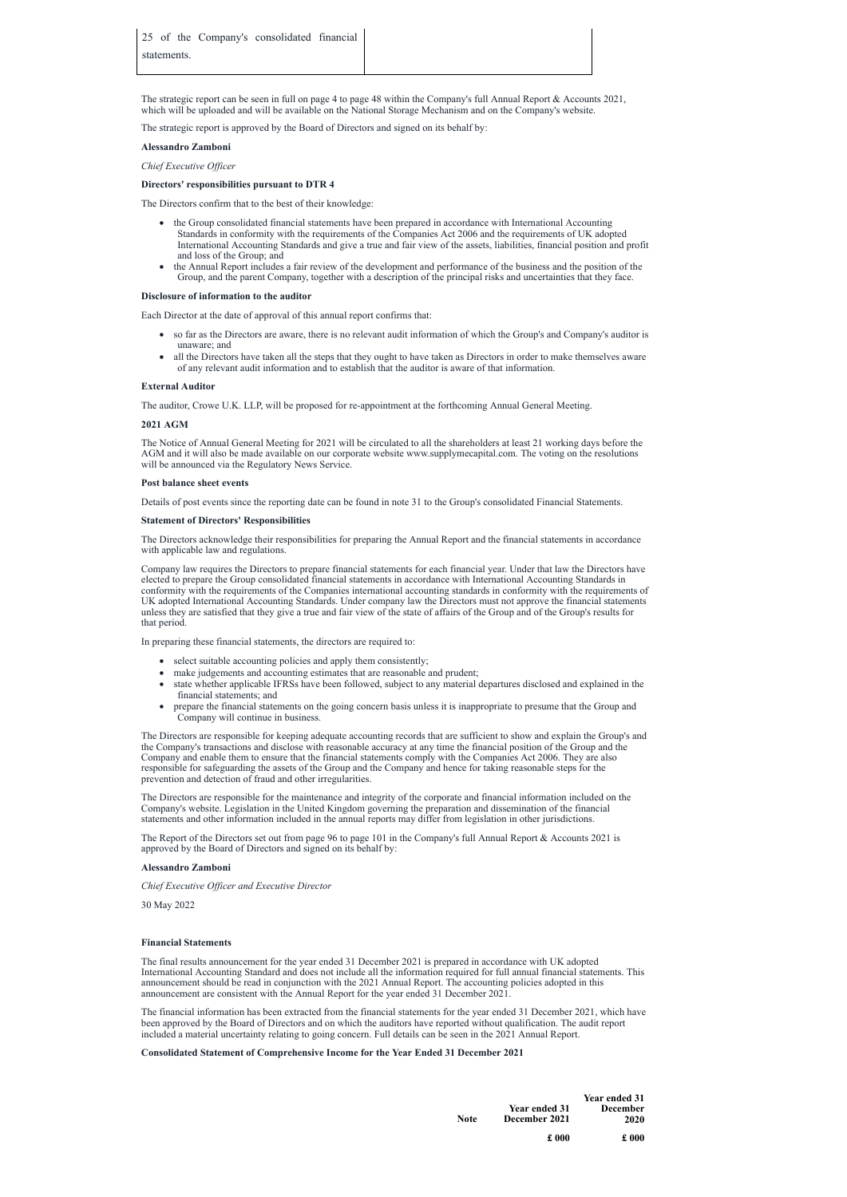| 25 of the Company's consolidated financial statements. | |
|---|---|

The strategic report can be seen in full on page 4 to page 48 within the Company's full Annual Report & Accounts 2021, which will be uploaded and will be available on the National Storage Mechanism and on the Company's website.

The strategic report is approved by the Board of Directors and signed on its behalf by:

**Alessandro Zamboni**

*Chief Executive Officer*

**Directors' responsibilities pursuant to DTR 4**

The Directors confirm that to the best of their knowledge:

- the Group consolidated financial statements have been prepared in accordance with International Accounting Standards in conformity with the requirements of the Companies Act 2006 and the requirements of UK adopted International Accounting Standards and give a true and fair view of the assets, liabilities, financial position and profit and loss of the Group; and
- the Annual Report includes a fair review of the development and performance of the business and the position of the Group, and the parent Company, together with a description of the principal risks and uncertainties that they face.

**Disclosure of information to the auditor**

Each Director at the date of approval of this annual report confirms that:

- so far as the Directors are aware, there is no relevant audit information of which the Group's and Company's auditor is unaware; and
- all the Directors have taken all the steps that they ought to have taken as Directors in order to make themselves aware of any relevant audit information and to establish that the auditor is aware of that information.

**External Auditor**

The auditor, Crowe U.K. LLP, will be proposed for re-appointment at the forthcoming Annual General Meeting.

**2021 AGM**

The Notice of Annual General Meeting for 2021 will be circulated to all the shareholders at least 21 working days before the AGM and it will also be made available on our corporate website www.supplymecapital.com. The voting on the resolutions will be announced via the Regulatory News Service.

**Post balance sheet events**

Details of post events since the reporting date can be found in note 31 to the Group's consolidated Financial Statements.

**Statement of Directors' Responsibilities**

The Directors acknowledge their responsibilities for preparing the Annual Report and the financial statements in accordance with applicable law and regulations.

Company law requires the Directors to prepare financial statements for each financial year. Under that law the Directors have elected to prepare the Group consolidated financial statements in accordance with International Accounting Standards in conformity with the requirements of the Companies international accounting standards in conformity with the requirements of UK adopted International Accounting Standards. Under company law the Directors must not approve the financial statements unless they are satisfied that they give a true and fair view of the state of affairs of the Group and of the Group's results for that period.

In preparing these financial statements, the directors are required to:

- select suitable accounting policies and apply them consistently;
- make judgements and accounting estimates that are reasonable and prudent;
- state whether applicable IFRSs have been followed, subject to any material departures disclosed and explained in the financial statements; and
- prepare the financial statements on the going concern basis unless it is inappropriate to presume that the Group and Company will continue in business.

The Directors are responsible for keeping adequate accounting records that are sufficient to show and explain the Group's and the Company's transactions and disclose with reasonable accuracy at any time the financial position of the Group and the Company and enable them to ensure that the financial statements comply with the Companies Act 2006. They are also responsible for safeguarding the assets of the Group and the Company and hence for taking reasonable steps for the prevention and detection of fraud and other irregularities.

The Directors are responsible for the maintenance and integrity of the corporate and financial information included on the Company's website. Legislation in the United Kingdom governing the preparation and dissemination of the financial statements and other information included in the annual reports may differ from legislation in other jurisdictions.

The Report of the Directors set out from page 96 to page 101 in the Company's full Annual Report & Accounts 2021 is approved by the Board of Directors and signed on its behalf by:

**Alessandro Zamboni**

*Chief Executive Officer and Executive Director*

30 May 2022

**Financial Statements**

The final results announcement for the year ended 31 December 2021 is prepared in accordance with UK adopted International Accounting Standard and does not include all the information required for full annual financial statements. This announcement should be read in conjunction with the 2021 Annual Report. The accounting policies adopted in this announcement are consistent with the Annual Report for the year ended 31 December 2021.

The financial information has been extracted from the financial statements for the year ended 31 December 2021, which have been approved by the Board of Directors and on which the auditors have reported without qualification. The audit report included a material uncertainty relating to going concern. Full details can be seen in the 2021 Annual Report.

**Consolidated Statement of Comprehensive Income for the Year Ended 31 December 2021**

| | Note | Year ended 31 December 2021 | Year ended 31 December 2020 |
|---|---|---|---|
| | | £ 000 | £ 000 |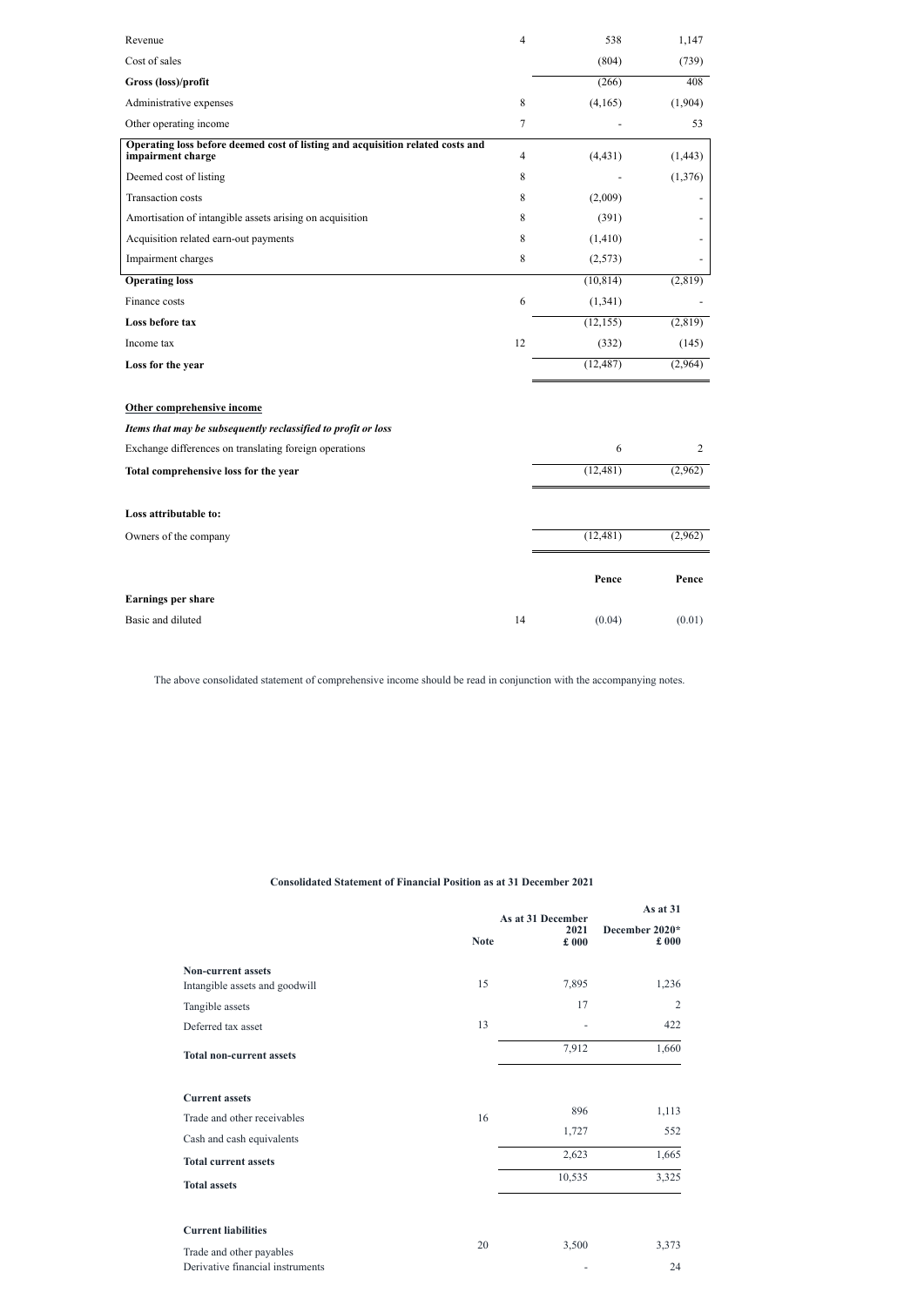| | Note | | |
|---|---|---|---|
| Revenue | 4 | 538 | 1,147 |
| Cost of sales | | (804) | (739) |
| **Gross (loss)/profit** | | (266) | 408 |
| Administrative expenses | 8 | (4,165) | (1,904) |
| Other operating income | 7 | - | 53 |
| **Operating loss before deemed cost of listing and acquisition related costs and impairment charge** | 4 | (4,431) | (1,443) |
| Deemed cost of listing | 8 | - | (1,376) |
| Transaction costs | 8 | (2,009) | - |
| Amortisation of intangible assets arising on acquisition | 8 | (391) | - |
| Acquisition related earn-out payments | 8 | (1,410) | - |
| Impairment charges | 8 | (2,573) | - |
| **Operating loss** | | (10,814) | (2,819) |
| Finance costs | 6 | (1,341) | - |
| **Loss before tax** | | (12,155) | (2,819) |
| Income tax | 12 | (332) | (145) |
| **Loss for the year** | | (12,487) | (2,964) |
| | | | |
| **Other comprehensive income** | | | |
| ***Items that may be subsequently reclassified to profit or loss*** | | | |
| Exchange differences on translating foreign operations | | 6 | 2 |
| **Total comprehensive loss for the year** | | (12,481) | (2,962) |
| | | | |
| **Loss attributable to:** | | | |
| Owners of the company | | (12,481) | (2,962) |
| | | **Pence** | **Pence** |
| **Earnings per share** | | | |
| Basic and diluted | 14 | (0.04) | (0.01) |

The above consolidated statement of comprehensive income should be read in conjunction with the accompanying notes.

**Consolidated Statement of Financial Position as at 31 December 2021**

| | Note | As at 31 December 2021 £ 000 | As at 31 December 2020* £ 000 |
|---|---|---|---|
| **Non-current assets** | | | |
| Intangible assets and goodwill | 15 | 7,895 | 1,236 |
| Tangible assets | | 17 | 2 |
| Deferred tax asset | 13 | - | 422 |
| **Total non-current assets** | | 7,912 | 1,660 |
| | | | |
| **Current assets** | | | |
| Trade and other receivables | 16 | 896 | 1,113 |
| Cash and cash equivalents | | 1,727 | 552 |
| **Total current assets** | | 2,623 | 1,665 |
| **Total assets** | | 10,535 | 3,325 |
| | | | |
| **Current liabilities** | | | |
| Trade and other payables | 20 | 3,500 | 3,373 |
| Derivative financial instruments | | - | 24 |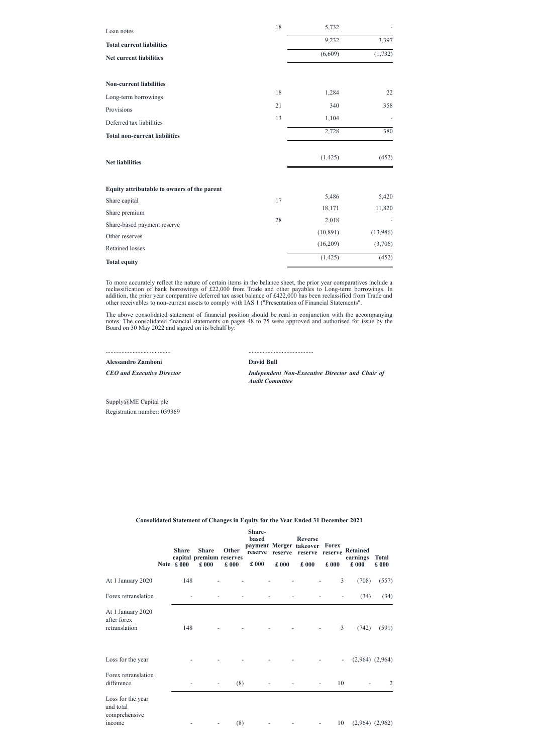| | Note | | |
|---|---|---|---|
| Loan notes | 18 | 5,732 | - |
| **Total current liabilities** | | 9,232 | 3,397 |
| **Net current liabilities** | | (6,609) | (1,732) |
| | | | |
| **Non-current liabilities** | | | |
| Long-term borrowings | 18 | 1,284 | 22 |
| Provisions | 21 | 340 | 358 |
| Deferred tax liabilities | 13 | 1,104 | - |
| **Total non-current liabilities** | | 2,728 | 380 |
| | | | |
| **Net liabilities** | | (1,425) | (452) |
| | | | |
| **Equity attributable to owners of the parent** | | | |
| Share capital | 17 | 5,486 | 5,420 |
| Share premium | | 18,171 | 11,820 |
| Share-based payment reserve | 28 | 2,018 | - |
| Other reserves | | (10,891) | (13,986) |
| Retained losses | | (16,209) | (3,706) |
| **Total equity** | | (1,425) | (452) |

To more accurately reflect the nature of certain items in the balance sheet, the prior year comparatives include a reclassification of bank borrowings of £22,000 from Trade and other payables to Long-term borrowings. In addition, the prior year comparative deferred tax asset balance of £422,000 has been reclassified from Trade and other receivables to non-current assets to comply with IAS 1 ("Presentation of Financial Statements".

The above consolidated statement of financial position should be read in conjunction with the accompanying notes. The consolidated financial statements on pages 48 to 75 were approved and authorised for issue by the Board on 30 May 2022 and signed on its behalf by:

.........................................                .........................................

**Alessandro Zamboni**
***CEO and Executive Director***

**David Bull**
***Independent Non-Executive Director and Chair of Audit Committee***

Supply@ME Capital plc
Registration number: 039369

**Consolidated Statement of Changes in Equity for the Year Ended 31 December 2021**

| | Note | Share capital £ 000 | Share premium £ 000 | Other reserves £ 000 | Share-based payment reserve £ 000 | Merger reserve £ 000 | Reverse takeover reserve £ 000 | Forex reserve £ 000 | Retained earnings £ 000 | Total £ 000 |
|---|---|---|---|---|---|---|---|---|---|---|
| At 1 January 2020 | | 148 | - | - | - | - | - | 3 | (708) | (557) |
| Forex retranslation | | - | - | - | - | - | - | - | (34) | (34) |
| At 1 January 2020 after forex retranslation | | 148 | - | - | - | - | - | 3 | (742) | (591) |
| Loss for the year | | - | - | - | - | - | - | - | (2,964) | (2,964) |
| Forex retranslation difference | | - | - | (8) | - | - | - | 10 | - | 2 |
| Loss for the year and total comprehensive income | | - | - | (8) | - | - | - | 10 | (2,964) | (2,962) |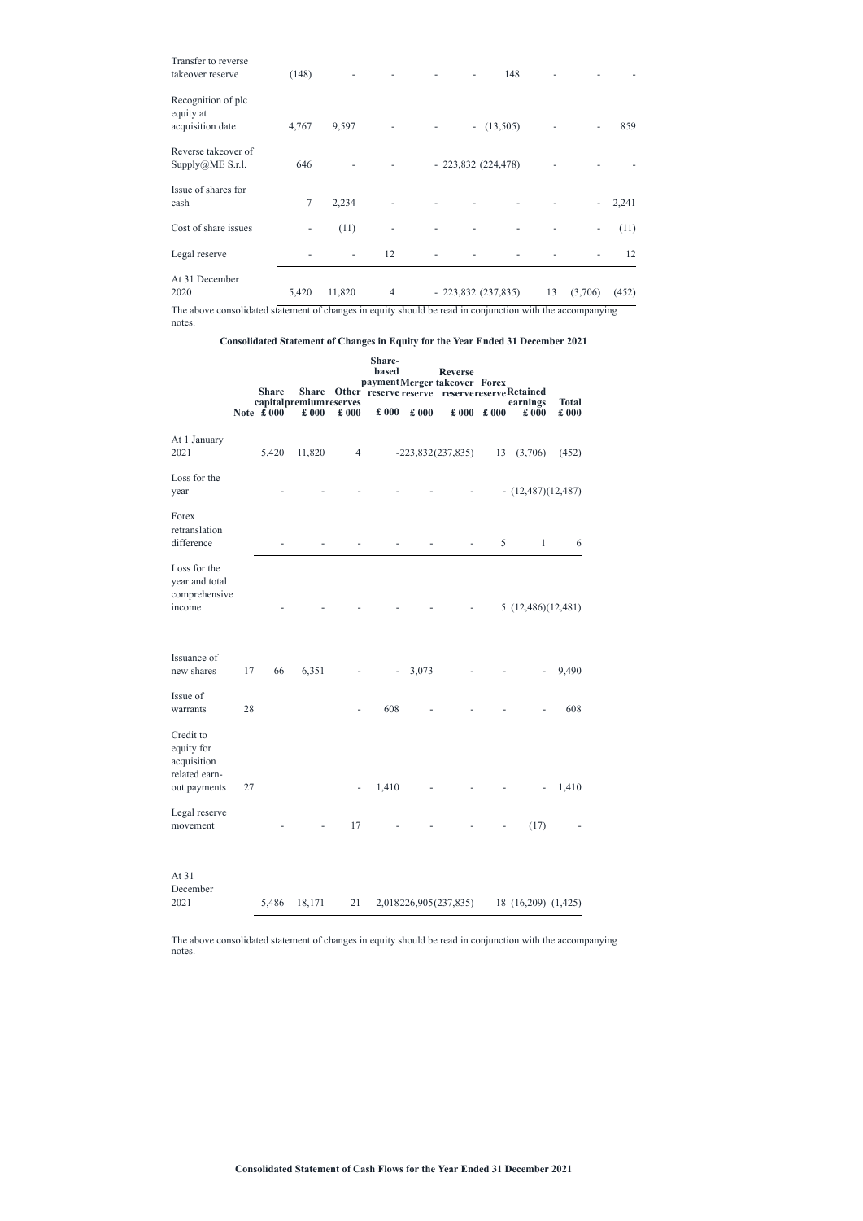| | Share capital £000 | Share premium £000 | Other reserves £000 | Share-based payment reserve £000 | Merger reserve £000 | Reverse takeover reserve £000 | Forex reserve £000 | Retained earnings £000 | Total £000 |
|---|---|---|---|---|---|---|---|---|---|
| Transfer to reverse takeover reserve | (148) | - | - | - | - | 148 | - | - | - |
| Recognition of plc equity at acquisition date | 4,767 | 9,597 | - | - | - | (13,505) | - | - | 859 |
| Reverse takeover of Supply@ME S.r.l. | 646 | - | - | - | 223,832 | (224,478) | - | - | - |
| Issue of shares for cash | 7 | 2,234 | - | - | - | - | - | - | 2,241 |
| Cost of share issues | - | (11) | - | - | - | - | - | - | (11) |
| Legal reserve | - | - | 12 | - | - | - | - | - | 12 |
| At 31 December 2020 | 5,420 | 11,820 | 4 | - | 223,832 | (237,835) | 13 | (3,706) | (452) |

The above consolidated statement of changes in equity should be read in conjunction with the accompanying notes.

**Consolidated Statement of Changes in Equity for the Year Ended 31 December 2021**

| | Note | Share capital £ 000 | Share premium £ 000 | Other reserves £ 000 | Share-based payment reserve £ 000 | Merger reserve £ 000 | Reverse takeover reserve £ 000 | Forex reserve £ 000 | Retained earnings £ 000 | Total £ 000 |
|---|---|---|---|---|---|---|---|---|---|---|
| At 1 January 2021 | | 5,420 | 11,820 | 4 | - | 223,832 | (237,835) | 13 | (3,706) | (452) |
| Loss for the year | | - | - | - | - | - | - | - | (12,487) | (12,487) |
| Forex retranslation difference | | - | - | - | - | - | - | 5 | 1 | 6 |
| Loss for the year and total comprehensive income | | - | - | - | - | - | - | 5 | (12,486) | (12,481) |
| Issuance of new shares | 17 | 66 | 6,351 | - | - | 3,073 | - | - | - | 9,490 |
| Issue of warrants | 28 | | | - | 608 | - | - | - | - | 608 |
| Credit to equity for acquisition related earn-out payments | 27 | | | - | 1,410 | - | - | - | - | 1,410 |
| Legal reserve movement | | - | - | 17 | - | - | - | - | (17) | - |
| At 31 December 2021 | | 5,486 | 18,171 | 21 | 2,018 | 226,905 | (237,835) | 18 | (16,209) | (1,425) |

The above consolidated statement of changes in equity should be read in conjunction with the accompanying notes.

**Consolidated Statement of Cash Flows for the Year Ended 31 December 2021**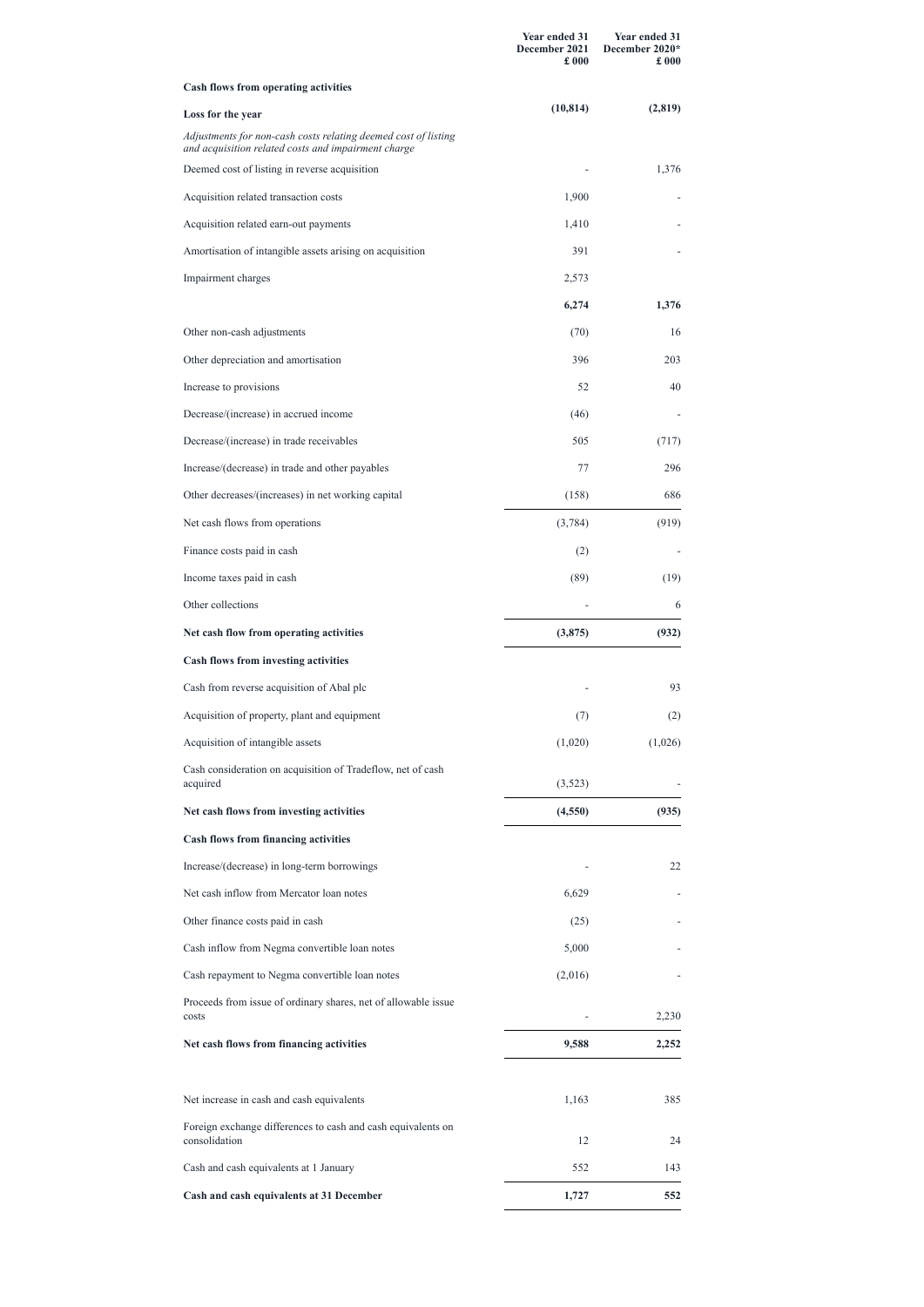| | Year ended 31 December 2021 £ 000 | Year ended 31 December 2020* £ 000 |
|---|---|---|
| **Cash flows from operating activities** | | |
| **Loss for the year** | **(10,814)** | **(2,819)** |
| *Adjustments for non-cash costs relating deemed cost of listing and acquisition related costs and impairment charge* | | |
| Deemed cost of listing in reverse acquisition | - | 1,376 |
| Acquisition related transaction costs | 1,900 | - |
| Acquisition related earn-out payments | 1,410 | - |
| Amortisation of intangible assets arising on acquisition | 391 | - |
| Impairment charges | 2,573 | |
| | **6,274** | **1,376** |
| Other non-cash adjustments | (70) | 16 |
| Other depreciation and amortisation | 396 | 203 |
| Increase to provisions | 52 | 40 |
| Decrease/(increase) in accrued income | (46) | - |
| Decrease/(increase) in trade receivables | 505 | (717) |
| Increase/(decrease) in trade and other payables | 77 | 296 |
| Other decreases/(increases) in net working capital | (158) | 686 |
| Net cash flows from operations | (3,784) | (919) |
| Finance costs paid in cash | (2) | - |
| Income taxes paid in cash | (89) | (19) |
| Other collections | - | 6 |
| **Net cash flow from operating activities** | **(3,875)** | **(932)** |
| **Cash flows from investing activities** | | |
| Cash from reverse acquisition of Abal plc | - | 93 |
| Acquisition of property, plant and equipment | (7) | (2) |
| Acquisition of intangible assets | (1,020) | (1,026) |
| Cash consideration on acquisition of Tradeflow, net of cash acquired | (3,523) | - |
| **Net cash flows from investing activities** | **(4,550)** | **(935)** |
| **Cash flows from financing activities** | | |
| Increase/(decrease) in long-term borrowings | - | 22 |
| Net cash inflow from Mercator loan notes | 6,629 | - |
| Other finance costs paid in cash | (25) | - |
| Cash inflow from Negma convertible loan notes | 5,000 | - |
| Cash repayment to Negma convertible loan notes | (2,016) | - |
| Proceeds from issue of ordinary shares, net of allowable issue costs | - | 2,230 |
| **Net cash flows from financing activities** | **9,588** | **2,252** |
| | | |
| Net increase in cash and cash equivalents | 1,163 | 385 |
| Foreign exchange differences to cash and cash equivalents on consolidation | 12 | 24 |
| Cash and cash equivalents at 1 January | 552 | 143 |
| **Cash and cash equivalents at 31 December** | **1,727** | **552** |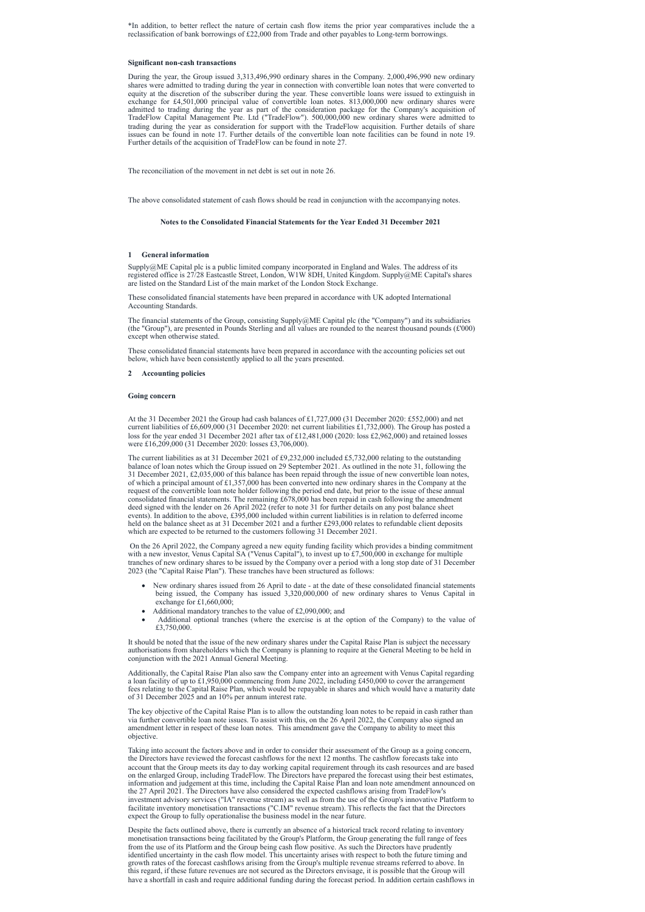*In addition, to better reflect the nature of certain cash flow items the prior year comparatives include the a reclassification of bank borrowings of £22,000 from Trade and other payables to Long-term borrowings.

**Significant non-cash transactions**

During the year, the Group issued 3,313,496,990 ordinary shares in the Company. 2,000,496,990 new ordinary shares were admitted to trading during the year in connection with convertible loan notes that were converted to equity at the discretion of the subscriber during the year. These convertible loans were issued to extinguish in exchange for £4,501,000 principal value of convertible loan notes. 813,000,000 new ordinary shares were admitted to trading during the year as part of the consideration package for the Company's acquisition of TradeFlow Capital Management Pte. Ltd ("TradeFlow"). 500,000,000 new ordinary shares were admitted to trading during the year as consideration for support with the TradeFlow acquisition. Further details of share issues can be found in note 17. Further details of the convertible loan note facilities can be found in note 19. Further details of the acquisition of TradeFlow can be found in note 27.

The reconciliation of the movement in net debt is set out in note 26.

The above consolidated statement of cash flows should be read in conjunction with the accompanying notes.

## Notes to the Consolidated Financial Statements for the Year Ended 31 December 2021

### 1 General information

Supply@ME Capital plc is a public limited company incorporated in England and Wales. The address of its registered office is 27/28 Eastcastle Street, London, W1W 8DH, United Kingdom. Supply@ME Capital's shares are listed on the Standard List of the main market of the London Stock Exchange.

These consolidated financial statements have been prepared in accordance with UK adopted International Accounting Standards.

The financial statements of the Group, consisting Supply@ME Capital plc (the "Company") and its subsidiaries (the "Group"), are presented in Pounds Sterling and all values are rounded to the nearest thousand pounds (£'000) except when otherwise stated.

These consolidated financial statements have been prepared in accordance with the accounting policies set out below, which have been consistently applied to all the years presented.

### 2 Accounting policies

**Going concern**

At the 31 December 2021 the Group had cash balances of £1,727,000 (31 December 2020: £552,000) and net current liabilities of £6,609,000 (31 December 2020: net current liabilities £1,732,000). The Group has posted a loss for the year ended 31 December 2021 after tax of £12,481,000 (2020: loss £2,962,000) and retained losses were £16,209,000 (31 December 2020: losses £3,706,000).

The current liabilities as at 31 December 2021 of £9,232,000 included £5,732,000 relating to the outstanding balance of loan notes which the Group issued on 29 September 2021. As outlined in the note 31, following the 31 December 2021, £2,035,000 of this balance has been repaid through the issue of new convertible loan notes, of which a principal amount of £1,357,000 has been converted into new ordinary shares in the Company at the request of the convertible loan note holder following the period end date, but prior to the issue of these annual consolidated financial statements. The remaining £678,000 has been repaid in cash following the amendment deed signed with the lender on 26 April 2022 (refer to note 31 for further details on any post balance sheet events). In addition to the above, £395,000 included within current liabilities is in relation to deferred income held on the balance sheet as at 31 December 2021 and a further £293,000 relates to refundable client deposits which are expected to be returned to the customers following 31 December 2021.

On the 26 April 2022, the Company agreed a new equity funding facility which provides a binding commitment with a new investor, Venus Capital SA ("Venus Capital"), to invest up to £7,500,000 in exchange for multiple tranches of new ordinary shares to be issued by the Company over a period with a long stop date of 31 December 2023 (the "Capital Raise Plan"). These tranches have been structured as follows:

- New ordinary shares issued from 26 April to date - at the date of these consolidated financial statements being issued, the Company has issued 3,320,000,000 of new ordinary shares to Venus Capital in exchange for £1,660,000;
- Additional mandatory tranches to the value of £2,090,000; and
- Additional optional tranches (where the exercise is at the option of the Company) to the value of £3,750,000.

It should be noted that the issue of the new ordinary shares under the Capital Raise Plan is subject the necessary authorisations from shareholders which the Company is planning to require at the General Meeting to be held in conjunction with the 2021 Annual General Meeting.

Additionally, the Capital Raise Plan also saw the Company enter into an agreement with Venus Capital regarding a loan facility of up to £1,950,000 commencing from June 2022, including £450,000 to cover the arrangement fees relating to the Capital Raise Plan, which would be repayable in shares and which would have a maturity date of 31 December 2025 and an 10% per annum interest rate.

The key objective of the Capital Raise Plan is to allow the outstanding loan notes to be repaid in cash rather than via further convertible loan note issues. To assist with this, on the 26 April 2022, the Company also signed an amendment letter in respect of these loan notes. This amendment gave the Company to ability to meet this objective.

Taking into account the factors above and in order to consider their assessment of the Group as a going concern, the Directors have reviewed the forecast cashflows for the next 12 months. The cashflow forecasts take into account that the Group meets its day to day working capital requirement through its cash resources and are based on the enlarged Group, including TradeFlow. The Directors have prepared the forecast using their best estimates, information and judgement at this time, including the Capital Raise Plan and loan note amendment announced on the 27 April 2021. The Directors have also considered the expected cashflows arising from TradeFlow's investment advisory services ("IA" revenue stream) as well as from the use of the Group's innovative Platform to facilitate inventory monetisation transactions ("C.IM" revenue stream). This reflects the fact that the Directors expect the Group to fully operationalise the business model in the near future.

Despite the facts outlined above, there is currently an absence of a historical track record relating to inventory monetisation transactions being facilitated by the Group's Platform, the Group generating the full range of fees from the use of its Platform and the Group being cash flow positive. As such the Directors have prudently identified uncertainty in the cash flow model. This uncertainty arises with respect to both the future timing and growth rates of the forecast cashflows arising from the Group's multiple revenue streams referred to above. In this regard, if these future revenues are not secured as the Directors envisage, it is possible that the Group will have a shortfall in cash and require additional funding during the forecast period. In addition certain cashflows in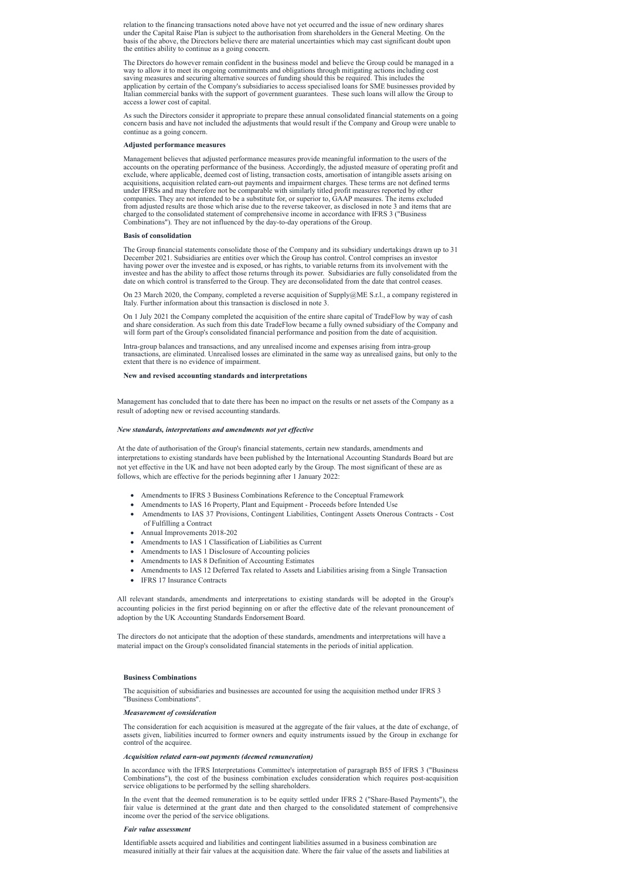relation to the financing transactions noted above have not yet occurred and the issue of new ordinary shares under the Capital Raise Plan is subject to the authorisation from shareholders in the General Meeting. On the basis of the above, the Directors believe there are material uncertainties which may cast significant doubt upon the entities ability to continue as a going concern.

The Directors do however remain confident in the business model and believe the Group could be managed in a way to allow it to meet its ongoing commitments and obligations through mitigating actions including cost saving measures and securing alternative sources of funding should this be required. This includes the application by certain of the Company's subsidiaries to access specialised loans for SME businesses provided by Italian commercial banks with the support of government guarantees. These such loans will allow the Group to access a lower cost of capital.

As such the Directors consider it appropriate to prepare these annual consolidated financial statements on a going concern basis and have not included the adjustments that would result if the Company and Group were unable to continue as a going concern.

**Adjusted performance measures**

Management believes that adjusted performance measures provide meaningful information to the users of the accounts on the operating performance of the business. Accordingly, the adjusted measure of operating profit and exclude, where applicable, deemed cost of listing, transaction costs, amortisation of intangible assets arising on acquisitions, acquisition related earn-out payments and impairment charges. These terms are not defined terms under IFRSs and may therefore not be comparable with similarly titled profit measures reported by other companies. They are not intended to be a substitute for, or superior to, GAAP measures. The items excluded from adjusted results are those which arise due to the reverse takeover, as disclosed in note 3 and items that are charged to the consolidated statement of comprehensive income in accordance with IFRS 3 ("Business Combinations"). They are not influenced by the day-to-day operations of the Group.

**Basis of consolidation**

The Group financial statements consolidate those of the Company and its subsidiary undertakings drawn up to 31 December 2021. Subsidiaries are entities over which the Group has control. Control comprises an investor having power over the investee and is exposed, or has rights, to variable returns from its involvement with the investee and has the ability to affect those returns through its power. Subsidiaries are fully consolidated from the date on which control is transferred to the Group. They are deconsolidated from the date that control ceases.

On 23 March 2020, the Company, completed a reverse acquisition of Supply@ME S.r.l., a company registered in Italy. Further information about this transaction is disclosed in note 3.

On 1 July 2021 the Company completed the acquisition of the entire share capital of TradeFlow by way of cash and share consideration. As such from this date TradeFlow became a fully owned subsidiary of the Company and will form part of the Group's consolidated financial performance and position from the date of acquisition.

Intra-group balances and transactions, and any unrealised income and expenses arising from intra-group transactions, are eliminated. Unrealised losses are eliminated in the same way as unrealised gains, but only to the extent that there is no evidence of impairment.

**New and revised accounting standards and interpretations**

Management has concluded that to date there has been no impact on the results or net assets of the Company as a result of adopting new or revised accounting standards.

***New standards, interpretations and amendments not yet effective***

At the date of authorisation of the Group's financial statements, certain new standards, amendments and interpretations to existing standards have been published by the International Accounting Standards Board but are not yet effective in the UK and have not been adopted early by the Group. The most significant of these are as follows, which are effective for the periods beginning after 1 January 2022:

- Amendments to IFRS 3 Business Combinations Reference to the Conceptual Framework
- Amendments to IAS 16 Property, Plant and Equipment - Proceeds before Intended Use
- Amendments to IAS 37 Provisions, Contingent Liabilities, Contingent Assets Onerous Contracts - Cost of Fulfilling a Contract
- Annual Improvements 2018-202
- Amendments to IAS 1 Classification of Liabilities as Current
- Amendments to IAS 1 Disclosure of Accounting policies
- Amendments to IAS 8 Definition of Accounting Estimates
- Amendments to IAS 12 Deferred Tax related to Assets and Liabilities arising from a Single Transaction
- IFRS 17 Insurance Contracts

All relevant standards, amendments and interpretations to existing standards will be adopted in the Group's accounting policies in the first period beginning on or after the effective date of the relevant pronouncement of adoption by the UK Accounting Standards Endorsement Board.

The directors do not anticipate that the adoption of these standards, amendments and interpretations will have a material impact on the Group's consolidated financial statements in the periods of initial application.

**Business Combinations**

The acquisition of subsidiaries and businesses are accounted for using the acquisition method under IFRS 3 "Business Combinations".

***Measurement of consideration***

The consideration for each acquisition is measured at the aggregate of the fair values, at the date of exchange, of assets given, liabilities incurred to former owners and equity instruments issued by the Group in exchange for control of the acquiree.

***Acquisition related earn-out payments (deemed remuneration)***

In accordance with the IFRS Interpretations Committee's interpretation of paragraph B55 of IFRS 3 ("Business Combinations"), the cost of the business combination excludes consideration which requires post-acquisition service obligations to be performed by the selling shareholders.

In the event that the deemed remuneration is to be equity settled under IFRS 2 ("Share-Based Payments"), the fair value is determined at the grant date and then charged to the consolidated statement of comprehensive income over the period of the service obligations.

***Fair value assessment***

Identifiable assets acquired and liabilities and contingent liabilities assumed in a business combination are measured initially at their fair values at the acquisition date. Where the fair value of the assets and liabilities at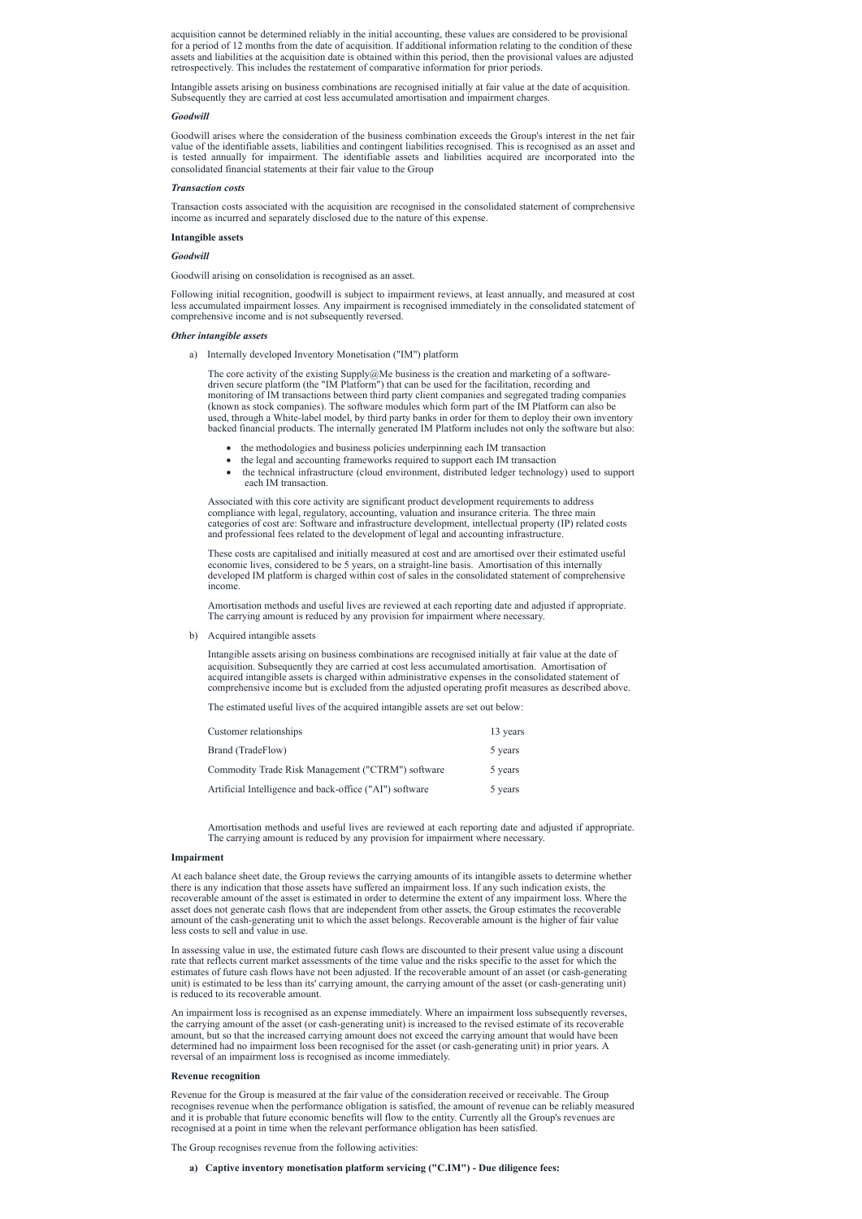acquisition cannot be determined reliably in the initial accounting, these values are considered to be provisional for a period of 12 months from the date of acquisition. If additional information relating to the condition of these assets and liabilities at the acquisition date is obtained within this period, then the provisional values are adjusted retrospectively. This includes the restatement of comparative information for prior periods.

Intangible assets arising on business combinations are recognised initially at fair value at the date of acquisition. Subsequently they are carried at cost less accumulated amortisation and impairment charges.

***Goodwill***

Goodwill arises where the consideration of the business combination exceeds the Group's interest in the net fair value of the identifiable assets, liabilities and contingent liabilities recognised. This is recognised as an asset and is tested annually for impairment. The identifiable assets and liabilities acquired are incorporated into the consolidated financial statements at their fair value to the Group

***Transaction costs***

Transaction costs associated with the acquisition are recognised in the consolidated statement of comprehensive income as incurred and separately disclosed due to the nature of this expense.

**Intangible assets**

***Goodwill***

Goodwill arising on consolidation is recognised as an asset.

Following initial recognition, goodwill is subject to impairment reviews, at least annually, and measured at cost less accumulated impairment losses. Any impairment is recognised immediately in the consolidated statement of comprehensive income and is not subsequently reversed.

***Other intangible assets***

a) Internally developed Inventory Monetisation ("IM") platform

The core activity of the existing Supply@Me business is the creation and marketing of a software-driven secure platform (the "IM Platform") that can be used for the facilitation, recording and monitoring of IM transactions between third party client companies and segregated trading companies (known as stock companies). The software modules which form part of the IM Platform can also be used, through a White-label model, by third party banks in order for them to deploy their own inventory backed financial products. The internally generated IM Platform includes not only the software but also:

- the methodologies and business policies underpinning each IM transaction
- the legal and accounting frameworks required to support each IM transaction
- the technical infrastructure (cloud environment, distributed ledger technology) used to support each IM transaction.

Associated with this core activity are significant product development requirements to address compliance with legal, regulatory, accounting, valuation and insurance criteria. The three main categories of cost are: Software and infrastructure development, intellectual property (IP) related costs and professional fees related to the development of legal and accounting infrastructure.

These costs are capitalised and initially measured at cost and are amortised over their estimated useful economic lives, considered to be 5 years, on a straight-line basis. Amortisation of this internally developed IM platform is charged within cost of sales in the consolidated statement of comprehensive income.

Amortisation methods and useful lives are reviewed at each reporting date and adjusted if appropriate. The carrying amount is reduced by any provision for impairment where necessary.

b) Acquired intangible assets

Intangible assets arising on business combinations are recognised initially at fair value at the date of acquisition. Subsequently they are carried at cost less accumulated amortisation. Amortisation of acquired intangible assets is charged within administrative expenses in the consolidated statement of comprehensive income but is excluded from the adjusted operating profit measures as described above.

The estimated useful lives of the acquired intangible assets are set out below:

| | |
|---|---|
| Customer relationships | 13 years |
| Brand (TradeFlow) | 5 years |
| Commodity Trade Risk Management ("CTRM") software | 5 years |
| Artificial Intelligence and back-office ("AI") software | 5 years |

Amortisation methods and useful lives are reviewed at each reporting date and adjusted if appropriate. The carrying amount is reduced by any provision for impairment where necessary.

**Impairment**

At each balance sheet date, the Group reviews the carrying amounts of its intangible assets to determine whether there is any indication that those assets have suffered an impairment loss. If any such indication exists, the recoverable amount of the asset is estimated in order to determine the extent of any impairment loss. Where the asset does not generate cash flows that are independent from other assets, the Group estimates the recoverable amount of the cash-generating unit to which the asset belongs. Recoverable amount is the higher of fair value less costs to sell and value in use.

In assessing value in use, the estimated future cash flows are discounted to their present value using a discount rate that reflects current market assessments of the time value and the risks specific to the asset for which the estimates of future cash flows have not been adjusted. If the recoverable amount of an asset (or cash-generating unit) is estimated to be less than its' carrying amount, the carrying amount of the asset (or cash-generating unit) is reduced to its recoverable amount.

An impairment loss is recognised as an expense immediately. Where an impairment loss subsequently reverses, the carrying amount of the asset (or cash-generating unit) is increased to the revised estimate of its recoverable amount, but so that the increased carrying amount does not exceed the carrying amount that would have been determined had no impairment loss been recognised for the asset (or cash-generating unit) in prior years. A reversal of an impairment loss is recognised as income immediately.

**Revenue recognition**

Revenue for the Group is measured at the fair value of the consideration received or receivable. The Group recognises revenue when the performance obligation is satisfied, the amount of revenue can be reliably measured and it is probable that future economic benefits will flow to the entity. Currently all the Group's revenues are recognised at a point in time when the relevant performance obligation has been satisfied.

The Group recognises revenue from the following activities:

**a) Captive inventory monetisation platform servicing ("C.IM") - Due diligence fees:**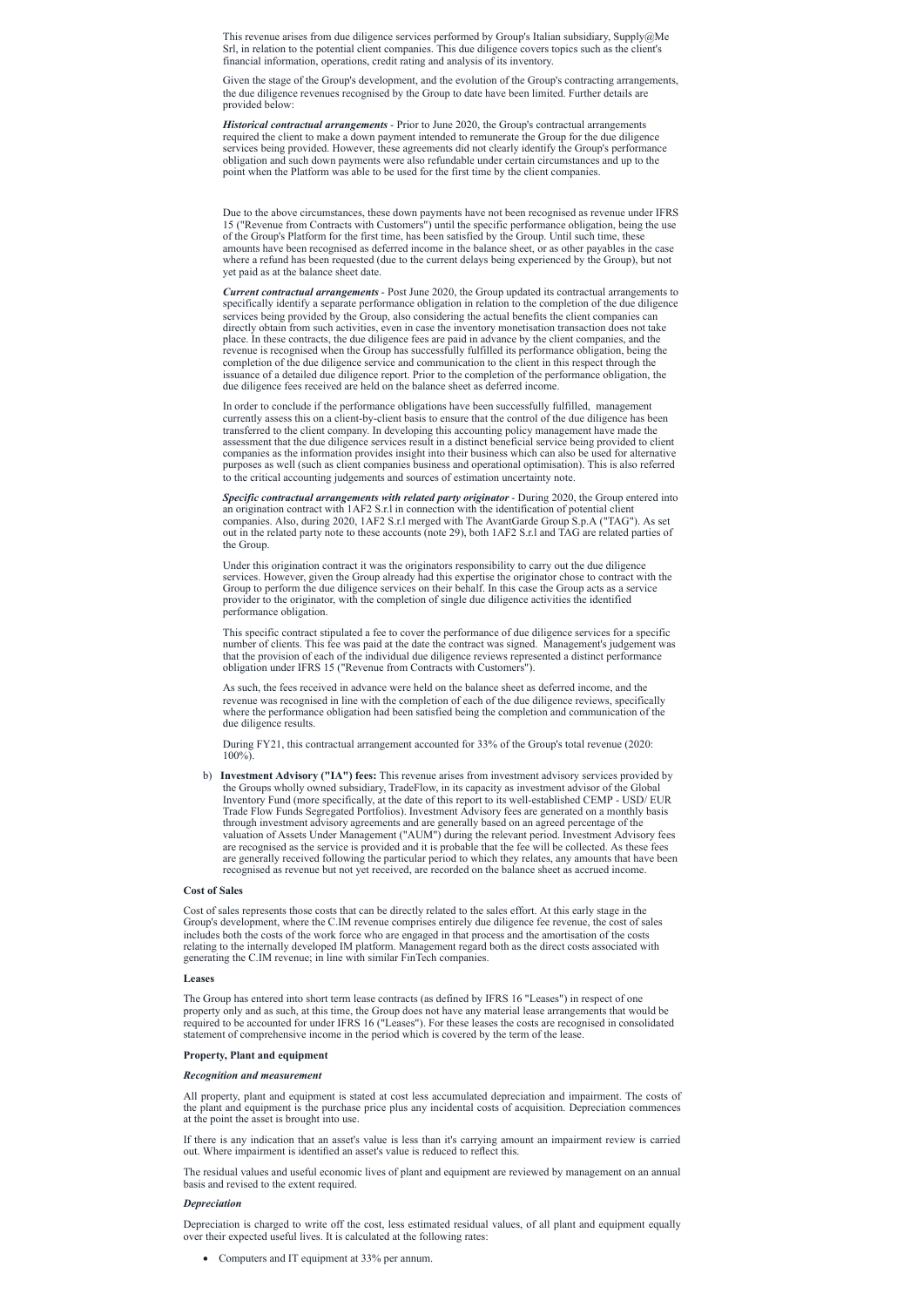This revenue arises from due diligence services performed by Group's Italian subsidiary, Supply@Me Srl, in relation to the potential client companies. This due diligence covers topics such as the client's financial information, operations, credit rating and analysis of its inventory.

Given the stage of the Group's development, and the evolution of the Group's contracting arrangements, the due diligence revenues recognised by the Group to date have been limited. Further details are provided below:

***Historical contractual arrangements*** - Prior to June 2020, the Group's contractual arrangements required the client to make a down payment intended to remunerate the Group for the due diligence services being provided. However, these agreements did not clearly identify the Group's performance obligation and such down payments were also refundable under certain circumstances and up to the point when the Platform was able to be used for the first time by the client companies.

Due to the above circumstances, these down payments have not been recognised as revenue under IFRS 15 ("Revenue from Contracts with Customers") until the specific performance obligation, being the use of the Group's Platform for the first time, has been satisfied by the Group. Until such time, these amounts have been recognised as deferred income in the balance sheet, or as other payables in the case where a refund has been requested (due to the current delays being experienced by the Group), but not yet paid as at the balance sheet date.

***Current contractual arrangements*** - Post June 2020, the Group updated its contractual arrangements to specifically identify a separate performance obligation in relation to the completion of the due diligence services being provided by the Group, also considering the actual benefits the client companies can directly obtain from such activities, even in case the inventory monetisation transaction does not take place. In these contracts, the due diligence fees are paid in advance by the client companies, and the revenue is recognised when the Group has successfully fulfilled its performance obligation, being the completion of the due diligence service and communication to the client in this respect through the issuance of a detailed due diligence report. Prior to the completion of the performance obligation, the due diligence fees received are held on the balance sheet as deferred income.

In order to conclude if the performance obligations have been successfully fulfilled, management currently assess this on a client-by-client basis to ensure that the control of the due diligence has been transferred to the client company. In developing this accounting policy management have made the assessment that the due diligence services result in a distinct beneficial service being provided to client companies as the information provides insight into their business which can also be used for alternative purposes as well (such as client companies business and operational optimisation). This is also referred to the critical accounting judgements and sources of estimation uncertainty note.

***Specific contractual arrangements with related party originator*** - During 2020, the Group entered into an origination contract with 1AF2 S.r.l in connection with the identification of potential client companies. Also, during 2020, 1AF2 S.r.l merged with The AvantGarde Group S.p.A ("TAG"). As set out in the related party note to these accounts (note 29), both 1AF2 S.r.l and TAG are related parties of the Group.

Under this origination contract it was the originators responsibility to carry out the due diligence services. However, given the Group already had this expertise the originator chose to contract with the Group to perform the due diligence services on their behalf. In this case the Group acts as a service provider to the originator, with the completion of single due diligence activities the identified performance obligation.

This specific contract stipulated a fee to cover the performance of due diligence services for a specific number of clients. This fee was paid at the date the contract was signed. Management's judgement was that the provision of each of the individual due diligence reviews represented a distinct performance obligation under IFRS 15 ("Revenue from Contracts with Customers").

As such, the fees received in advance were held on the balance sheet as deferred income, and the revenue was recognised in line with the completion of each of the due diligence reviews, specifically where the performance obligation had been satisfied being the completion and communication of the due diligence results.

During FY21, this contractual arrangement accounted for 33% of the Group's total revenue (2020: 100%).

b) **Investment Advisory ("IA") fees:** This revenue arises from investment advisory services provided by the Groups wholly owned subsidiary, TradeFlow, in its capacity as investment advisor of the Global Inventory Fund (more specifically, at the date of this report to its well-established CEMP - USD/ EUR Trade Flow Funds Segregated Portfolios). Investment Advisory fees are generated on a monthly basis through investment advisory agreements and are generally based on an agreed percentage of the valuation of Assets Under Management ("AUM") during the relevant period. Investment Advisory fees are recognised as the service is provided and it is probable that the fee will be collected. As these fees are generally received following the particular period to which they relates, any amounts that have been recognised as revenue but not yet received, are recorded on the balance sheet as accrued income.

**Cost of Sales**

Cost of sales represents those costs that can be directly related to the sales effort. At this early stage in the Group's development, where the C.IM revenue comprises entirely due diligence fee revenue, the cost of sales includes both the costs of the work force who are engaged in that process and the amortisation of the costs relating to the internally developed IM platform. Management regard both as the direct costs associated with generating the C.IM revenue; in line with similar FinTech companies.

**Leases**

The Group has entered into short term lease contracts (as defined by IFRS 16 "Leases") in respect of one property only and as such, at this time, the Group does not have any material lease arrangements that would be required to be accounted for under IFRS 16 ("Leases"). For these leases the costs are recognised in consolidated statement of comprehensive income in the period which is covered by the term of the lease.

**Property, Plant and equipment**

***Recognition and measurement***

All property, plant and equipment is stated at cost less accumulated depreciation and impairment. The costs of the plant and equipment is the purchase price plus any incidental costs of acquisition. Depreciation commences at the point the asset is brought into use.

If there is any indication that an asset's value is less than it's carrying amount an impairment review is carried out. Where impairment is identified an asset's value is reduced to reflect this.

The residual values and useful economic lives of plant and equipment are reviewed by management on an annual basis and revised to the extent required.

***Depreciation***

Depreciation is charged to write off the cost, less estimated residual values, of all plant and equipment equally over their expected useful lives. It is calculated at the following rates:

- Computers and IT equipment at 33% per annum.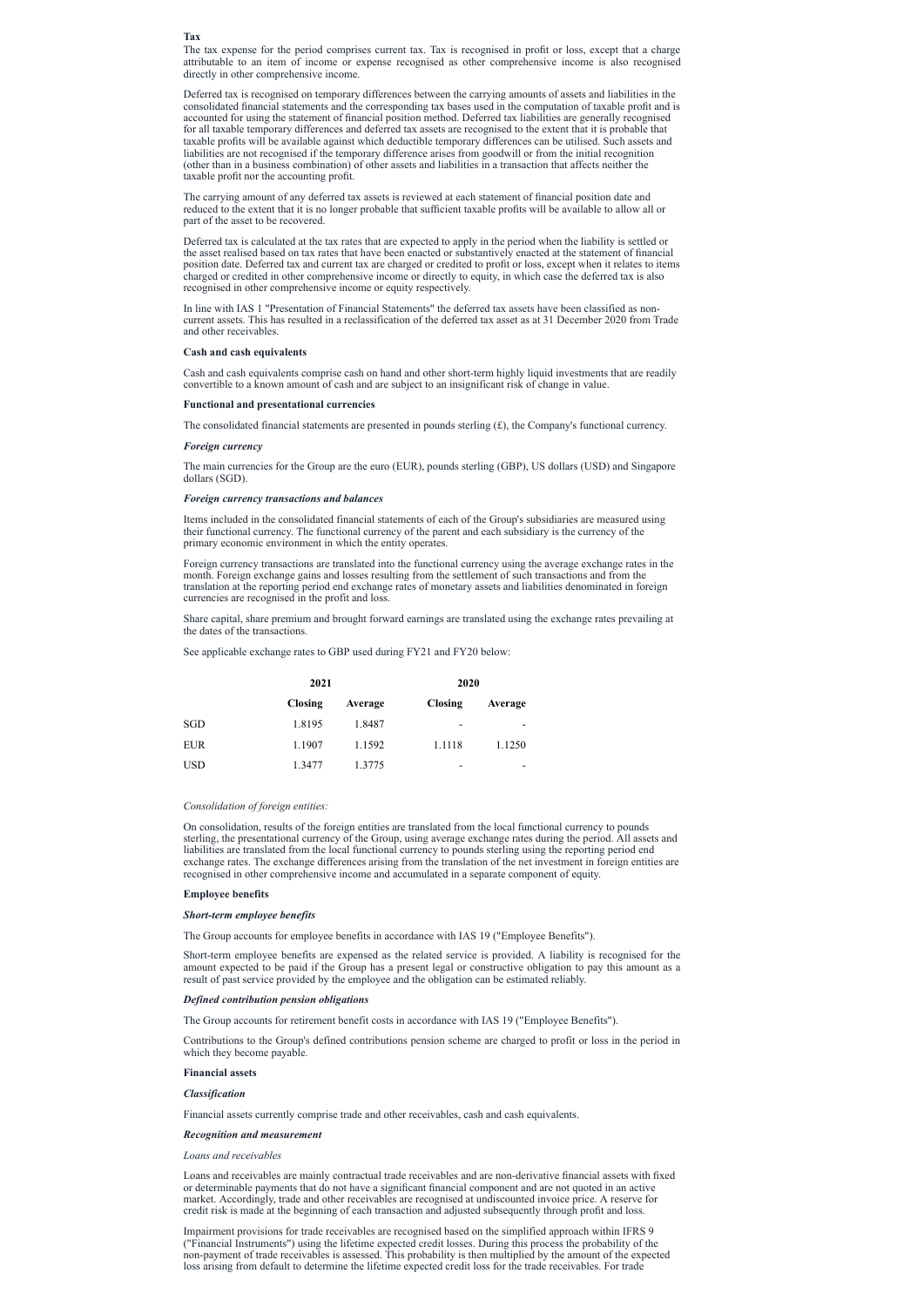**Tax**

The tax expense for the period comprises current tax. Tax is recognised in profit or loss, except that a charge attributable to an item of income or expense recognised as other comprehensive income is also recognised directly in other comprehensive income.

Deferred tax is recognised on temporary differences between the carrying amounts of assets and liabilities in the consolidated financial statements and the corresponding tax bases used in the computation of taxable profit and is accounted for using the statement of financial position method. Deferred tax liabilities are generally recognised for all taxable temporary differences and deferred tax assets are recognised to the extent that it is probable that taxable profits will be available against which deductible temporary differences can be utilised. Such assets and liabilities are not recognised if the temporary difference arises from goodwill or from the initial recognition (other than in a business combination) of other assets and liabilities in a transaction that affects neither the taxable profit nor the accounting profit.

The carrying amount of any deferred tax assets is reviewed at each statement of financial position date and reduced to the extent that it is no longer probable that sufficient taxable profits will be available to allow all or part of the asset to be recovered.

Deferred tax is calculated at the tax rates that are expected to apply in the period when the liability is settled or the asset realised based on tax rates that have been enacted or substantively enacted at the statement of financial position date. Deferred tax and current tax are charged or credited to profit or loss, except when it relates to items charged or credited in other comprehensive income or directly to equity, in which case the deferred tax is also recognised in other comprehensive income or equity respectively.

In line with IAS 1 "Presentation of Financial Statements" the deferred tax assets have been classified as non-current assets. This has resulted in a reclassification of the deferred tax asset as at 31 December 2020 from Trade and other receivables.

**Cash and cash equivalents**

Cash and cash equivalents comprise cash on hand and other short-term highly liquid investments that are readily convertible to a known amount of cash and are subject to an insignificant risk of change in value.

**Functional and presentational currencies**

The consolidated financial statements are presented in pounds sterling (£), the Company's functional currency.

***Foreign currency***

The main currencies for the Group are the euro (EUR), pounds sterling (GBP), US dollars (USD) and Singapore dollars (SGD).

***Foreign currency transactions and balances***

Items included in the consolidated financial statements of each of the Group's subsidiaries are measured using their functional currency. The functional currency of the parent and each subsidiary is the currency of the primary economic environment in which the entity operates.

Foreign currency transactions are translated into the functional currency using the average exchange rates in the month. Foreign exchange gains and losses resulting from the settlement of such transactions and from the translation at the reporting period end exchange rates of monetary assets and liabilities denominated in foreign currencies are recognised in the profit and loss.

Share capital, share premium and brought forward earnings are translated using the exchange rates prevailing at the dates of the transactions.

See applicable exchange rates to GBP used during FY21 and FY20 below:

| | 2021 | | 2020 | |
|---|---|---|---|---|
| | **Closing** | **Average** | **Closing** | **Average** |
| SGD | 1.8195 | 1.8487 | - | - |
| EUR | 1.1907 | 1.1592 | 1.1118 | 1.1250 |
| USD | 1.3477 | 1.3775 | - | - |

*Consolidation of foreign entities:*

On consolidation, results of the foreign entities are translated from the local functional currency to pounds sterling, the presentational currency of the Group, using average exchange rates during the period. All assets and liabilities are translated from the local functional currency to pounds sterling using the reporting period end exchange rates. The exchange differences arising from the translation of the net investment in foreign entities are recognised in other comprehensive income and accumulated in a separate component of equity.

**Employee benefits**

***Short-term employee benefits***

The Group accounts for employee benefits in accordance with IAS 19 ("Employee Benefits").

Short-term employee benefits are expensed as the related service is provided. A liability is recognised for the amount expected to be paid if the Group has a present legal or constructive obligation to pay this amount as a result of past service provided by the employee and the obligation can be estimated reliably.

***Defined contribution pension obligations***

The Group accounts for retirement benefit costs in accordance with IAS 19 ("Employee Benefits").

Contributions to the Group's defined contributions pension scheme are charged to profit or loss in the period in which they become payable.

**Financial assets**

***Classification***

Financial assets currently comprise trade and other receivables, cash and cash equivalents.

***Recognition and measurement***

*Loans and receivables*

Loans and receivables are mainly contractual trade receivables and are non-derivative financial assets with fixed or determinable payments that do not have a significant financial component and are not quoted in an active market. Accordingly, trade and other receivables are recognised at undiscounted invoice price. A reserve for credit risk is made at the beginning of each transaction and adjusted subsequently through profit and loss.

Impairment provisions for trade receivables are recognised based on the simplified approach within IFRS 9 ("Financial Instruments") using the lifetime expected credit losses. During this process the probability of the non-payment of trade receivables is assessed. This probability is then multiplied by the amount of the expected loss arising from default to determine the lifetime expected credit loss for the trade receivables. For trade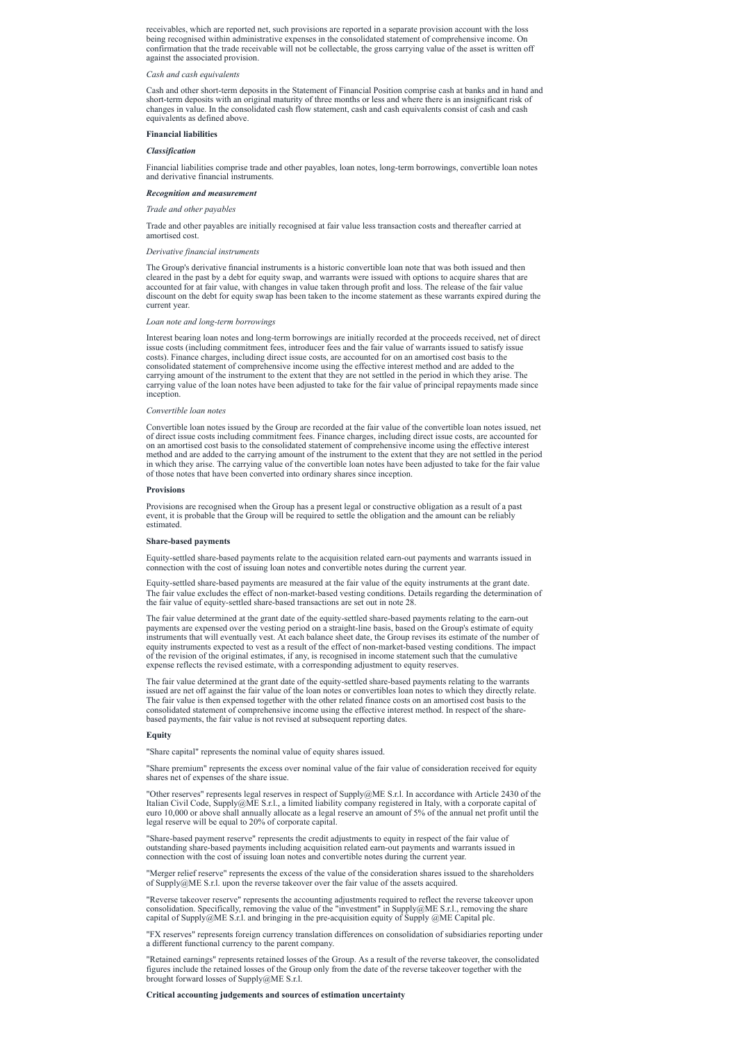receivables, which are reported net, such provisions are reported in a separate provision account with the loss being recognised within administrative expenses in the consolidated statement of comprehensive income. On confirmation that the trade receivable will not be collectable, the gross carrying value of the asset is written off against the associated provision.

*Cash and cash equivalents*

Cash and other short-term deposits in the Statement of Financial Position comprise cash at banks and in hand and short-term deposits with an original maturity of three months or less and where there is an insignificant risk of changes in value. In the consolidated cash flow statement, cash and cash equivalents consist of cash and cash equivalents as defined above.

**Financial liabilities**

***Classification***

Financial liabilities comprise trade and other payables, loan notes, long-term borrowings, convertible loan notes and derivative financial instruments.

***Recognition and measurement***

*Trade and other payables*

Trade and other payables are initially recognised at fair value less transaction costs and thereafter carried at amortised cost.

*Derivative financial instruments*

The Group's derivative financial instruments is a historic convertible loan note that was both issued and then cleared in the past by a debt for equity swap, and warrants were issued with options to acquire shares that are accounted for at fair value, with changes in value taken through profit and loss. The release of the fair value discount on the debt for equity swap has been taken to the income statement as these warrants expired during the current year.

*Loan note and long-term borrowings*

Interest bearing loan notes and long-term borrowings are initially recorded at the proceeds received, net of direct issue costs (including commitment fees, introducer fees and the fair value of warrants issued to satisfy issue costs). Finance charges, including direct issue costs, are accounted for on an amortised cost basis to the consolidated statement of comprehensive income using the effective interest method and are added to the carrying amount of the instrument to the extent that they are not settled in the period in which they arise. The carrying value of the loan notes have been adjusted to take for the fair value of principal repayments made since inception.

*Convertible loan notes*

Convertible loan notes issued by the Group are recorded at the fair value of the convertible loan notes issued, net of direct issue costs including commitment fees. Finance charges, including direct issue costs, are accounted for on an amortised cost basis to the consolidated statement of comprehensive income using the effective interest method and are added to the carrying amount of the instrument to the extent that they are not settled in the period in which they arise. The carrying value of the convertible loan notes have been adjusted to take for the fair value of those notes that have been converted into ordinary shares since inception.

**Provisions**

Provisions are recognised when the Group has a present legal or constructive obligation as a result of a past event, it is probable that the Group will be required to settle the obligation and the amount can be reliably estimated.

**Share-based payments**

Equity-settled share-based payments relate to the acquisition related earn-out payments and warrants issued in connection with the cost of issuing loan notes and convertible notes during the current year.

Equity-settled share-based payments are measured at the fair value of the equity instruments at the grant date. The fair value excludes the effect of non-market-based vesting conditions. Details regarding the determination of the fair value of equity-settled share-based transactions are set out in note 28.

The fair value determined at the grant date of the equity-settled share-based payments relating to the earn-out payments are expensed over the vesting period on a straight-line basis, based on the Group's estimate of equity instruments that will eventually vest. At each balance sheet date, the Group revises its estimate of the number of equity instruments expected to vest as a result of the effect of non-market-based vesting conditions. The impact of the revision of the original estimates, if any, is recognised in income statement such that the cumulative expense reflects the revised estimate, with a corresponding adjustment to equity reserves.

The fair value determined at the grant date of the equity-settled share-based payments relating to the warrants issued are net off against the fair value of the loan notes or convertibles loan notes to which they directly relate. The fair value is then expensed together with the other related finance costs on an amortised cost basis to the consolidated statement of comprehensive income using the effective interest method. In respect of the share-based payments, the fair value is not revised at subsequent reporting dates.

**Equity**

"Share capital" represents the nominal value of equity shares issued.

"Share premium" represents the excess over nominal value of the fair value of consideration received for equity shares net of expenses of the share issue.

"Other reserves" represents legal reserves in respect of Supply@ME S.r.l. In accordance with Article 2430 of the Italian Civil Code, Supply@ME S.r.l., a limited liability company registered in Italy, with a corporate capital of euro 10,000 or above shall annually allocate as a legal reserve an amount of 5% of the annual net profit until the legal reserve will be equal to 20% of corporate capital.

"Share-based payment reserve" represents the credit adjustments to equity in respect of the fair value of outstanding share-based payments including acquisition related earn-out payments and warrants issued in connection with the cost of issuing loan notes and convertible notes during the current year.

"Merger relief reserve" represents the excess of the value of the consideration shares issued to the shareholders of Supply@ME S.r.l. upon the reverse takeover over the fair value of the assets acquired.

"Reverse takeover reserve" represents the accounting adjustments required to reflect the reverse takeover upon consolidation. Specifically, removing the value of the "investment" in Supply@ME S.r.l., removing the share capital of Supply@ME S.r.l. and bringing in the pre-acquisition equity of Supply @ME Capital plc.

"FX reserves" represents foreign currency translation differences on consolidation of subsidiaries reporting under a different functional currency to the parent company.

"Retained earnings" represents retained losses of the Group. As a result of the reverse takeover, the consolidated figures include the retained losses of the Group only from the date of the reverse takeover together with the brought forward losses of Supply@ME S.r.l.

**Critical accounting judgements and sources of estimation uncertainty**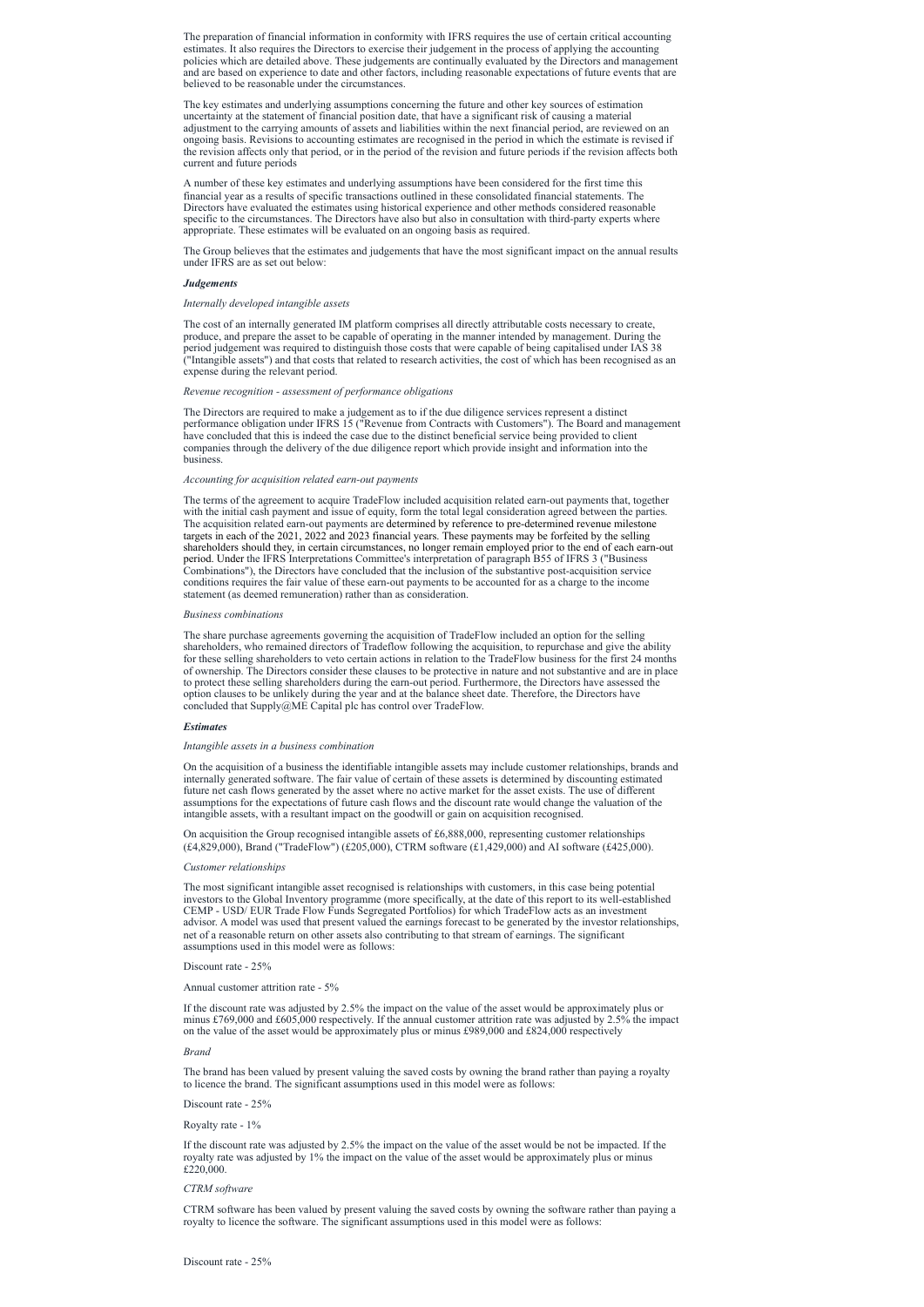The preparation of financial information in conformity with IFRS requires the use of certain critical accounting estimates. It also requires the Directors to exercise their judgement in the process of applying the accounting policies which are detailed above. These judgements are continually evaluated by the Directors and management and are based on experience to date and other factors, including reasonable expectations of future events that are believed to be reasonable under the circumstances.

The key estimates and underlying assumptions concerning the future and other key sources of estimation uncertainty at the statement of financial position date, that have a significant risk of causing a material adjustment to the carrying amounts of assets and liabilities within the next financial period, are reviewed on an ongoing basis. Revisions to accounting estimates are recognised in the period in which the estimate is revised if the revision affects only that period, or in the period of the revision and future periods if the revision affects both current and future periods

A number of these key estimates and underlying assumptions have been considered for the first time this financial year as a results of specific transactions outlined in these consolidated financial statements. The Directors have evaluated the estimates using historical experience and other methods considered reasonable specific to the circumstances. The Directors have also but also in consultation with third-party experts where appropriate. These estimates will be evaluated on an ongoing basis as required.

The Group believes that the estimates and judgements that have the most significant impact on the annual results under IFRS are as set out below:

***Judgements***

*Internally developed intangible assets*

The cost of an internally generated IM platform comprises all directly attributable costs necessary to create, produce, and prepare the asset to be capable of operating in the manner intended by management. During the period judgement was required to distinguish those costs that were capable of being capitalised under IAS 38 ("Intangible assets") and that costs that related to research activities, the cost of which has been recognised as an expense during the relevant period.

*Revenue recognition - assessment of performance obligations*

The Directors are required to make a judgement as to if the due diligence services represent a distinct performance obligation under IFRS 15 ("Revenue from Contracts with Customers"). The Board and management have concluded that this is indeed the case due to the distinct beneficial service being provided to client companies through the delivery of the due diligence report which provide insight and information into the business.

*Accounting for acquisition related earn-out payments*

The terms of the agreement to acquire TradeFlow included acquisition related earn-out payments that, together with the initial cash payment and issue of equity, form the total legal consideration agreed between the parties. The acquisition related earn-out payments are determined by reference to pre-determined revenue milestone targets in each of the 2021, 2022 and 2023 financial years. These payments may be forfeited by the selling shareholders should they, in certain circumstances, no longer remain employed prior to the end of each earn-out period. Under the IFRS Interpretations Committee's interpretation of paragraph B55 of IFRS 3 ("Business Combinations"), the Directors have concluded that the inclusion of the substantive post-acquisition service conditions requires the fair value of these earn-out payments to be accounted for as a charge to the income statement (as deemed remuneration) rather than as consideration.

*Business combinations*

The share purchase agreements governing the acquisition of TradeFlow included an option for the selling shareholders, who remained directors of Tradeflow following the acquisition, to repurchase and give the ability for these selling shareholders to veto certain actions in relation to the TradeFlow business for the first 24 months of ownership. The Directors consider these clauses to be protective in nature and not substantive and are in place to protect these selling shareholders during the earn-out period. Furthermore, the Directors have assessed the option clauses to be unlikely during the year and at the balance sheet date. Therefore, the Directors have concluded that Supply@ME Capital plc has control over TradeFlow.

***Estimates***

*Intangible assets in a business combination*

On the acquisition of a business the identifiable intangible assets may include customer relationships, brands and internally generated software. The fair value of certain of these assets is determined by discounting estimated future net cash flows generated by the asset where no active market for the asset exists. The use of different assumptions for the expectations of future cash flows and the discount rate would change the valuation of the intangible assets, with a resultant impact on the goodwill or gain on acquisition recognised.

On acquisition the Group recognised intangible assets of £6,888,000, representing customer relationships (£4,829,000), Brand ("TradeFlow") (£205,000), CTRM software (£1,429,000) and AI software (£425,000).

*Customer relationships*

The most significant intangible asset recognised is relationships with customers, in this case being potential investors to the Global Inventory programme (more specifically, at the date of this report to its well-established CEMP - USD/ EUR Trade Flow Funds Segregated Portfolios) for which TradeFlow acts as an investment advisor. A model was used that present valued the earnings forecast to be generated by the investor relationships, net of a reasonable return on other assets also contributing to that stream of earnings. The significant assumptions used in this model were as follows:

Discount rate - 25%

Annual customer attrition rate - 5%

If the discount rate was adjusted by 2.5% the impact on the value of the asset would be approximately plus or minus £769,000 and £605,000 respectively. If the annual customer attrition rate was adjusted by 2.5% the impact on the value of the asset would be approximately plus or minus £989,000 and £824,000 respectively

*Brand*

The brand has been valued by present valuing the saved costs by owning the brand rather than paying a royalty to licence the brand. The significant assumptions used in this model were as follows:

Discount rate - 25%

Royalty rate - 1%

If the discount rate was adjusted by 2.5% the impact on the value of the asset would be not be impacted. If the royalty rate was adjusted by 1% the impact on the value of the asset would be approximately plus or minus £220,000.

*CTRM software*

CTRM software has been valued by present valuing the saved costs by owning the software rather than paying a royalty to licence the software. The significant assumptions used in this model were as follows:

Discount rate - 25%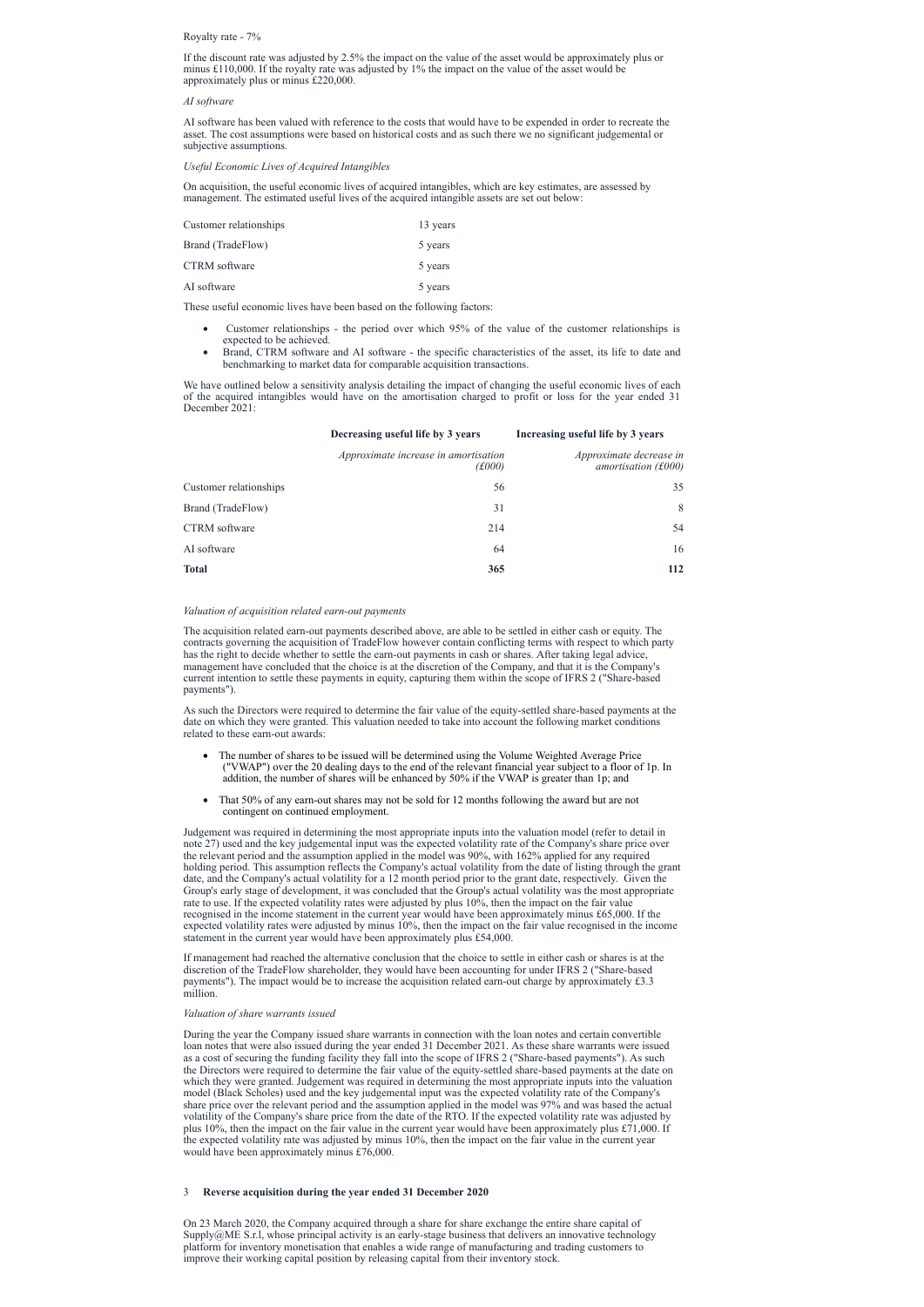Royalty rate - 7%

If the discount rate was adjusted by 2.5% the impact on the value of the asset would be approximately plus or minus £110,000. If the royalty rate was adjusted by 1% the impact on the value of the asset would be approximately plus or minus £220,000.

*AI software*

AI software has been valued with reference to the costs that would have to be expended in order to recreate the asset. The cost assumptions were based on historical costs and as such there we no significant judgemental or subjective assumptions.

*Useful Economic Lives of Acquired Intangibles*

On acquisition, the useful economic lives of acquired intangibles, which are key estimates, are assessed by management. The estimated useful lives of the acquired intangible assets are set out below:

| | |
|---|---|
| Customer relationships | 13 years |
| Brand (TradeFlow) | 5 years |
| CTRM software | 5 years |
| AI software | 5 years |

These useful economic lives have been based on the following factors:

- Customer relationships - the period over which 95% of the value of the customer relationships is expected to be achieved.
- Brand, CTRM software and AI software - the specific characteristics of the asset, its life to date and benchmarking to market data for comparable acquisition transactions.

We have outlined below a sensitivity analysis detailing the impact of changing the useful economic lives of each of the acquired intangibles would have on the amortisation charged to profit or loss for the year ended 31 December 2021:

| | **Decreasing useful life by 3 years** | **Increasing useful life by 3 years** |
|---|---|---|
| | *Approximate increase in amortisation (£000)* | *Approximate decrease in amortisation (£000)* |
| Customer relationships | 56 | 35 |
| Brand (TradeFlow) | 31 | 8 |
| CTRM software | 214 | 54 |
| AI software | 64 | 16 |
| **Total** | **365** | **112** |

*Valuation of acquisition related earn-out payments*

The acquisition related earn-out payments described above, are able to be settled in either cash or equity. The contracts governing the acquisition of TradeFlow however contain conflicting terms with respect to which party has the right to decide whether to settle the earn-out payments in cash or shares. After taking legal advice, management have concluded that the choice is at the discretion of the Company, and that it is the Company's current intention to settle these payments in equity, capturing them within the scope of IFRS 2 ("Share-based payments").

As such the Directors were required to determine the fair value of the equity-settled share-based payments at the date on which they were granted. This valuation needed to take into account the following market conditions related to these earn-out awards:

- The number of shares to be issued will be determined using the Volume Weighted Average Price ("VWAP") over the 20 dealing days to the end of the relevant financial year subject to a floor of 1p. In addition, the number of shares will be enhanced by 50% if the VWAP is greater than 1p; and
- That 50% of any earn-out shares may not be sold for 12 months following the award but are not contingent on continued employment.

Judgement was required in determining the most appropriate inputs into the valuation model (refer to detail in note 27) used and the key judgemental input was the expected volatility rate of the Company's share price over the relevant period and the assumption applied in the model was 90%, with 162% applied for any required holding period. This assumption reflects the Company's actual volatility from the date of listing through the grant date, and the Company's actual volatility for a 12 month period prior to the grant date, respectively. Given the Group's early stage of development, it was concluded that the Group's actual volatility was the most appropriate rate to use. If the expected volatility rates were adjusted by plus 10%, then the impact on the fair value recognised in the income statement in the current year would have been approximately minus £65,000. If the expected volatility rates were adjusted by minus 10%, then the impact on the fair value recognised in the income statement in the current year would have been approximately plus £54,000.

If management had reached the alternative conclusion that the choice to settle in either cash or shares is at the discretion of the TradeFlow shareholder, they would have been accounting for under IFRS 2 ("Share-based payments"). The impact would be to increase the acquisition related earn-out charge by approximately £3.3 million.

*Valuation of share warrants issued*

During the year the Company issued share warrants in connection with the loan notes and certain convertible loan notes that were also issued during the year ended 31 December 2021. As these share warrants were issued as a cost of securing the funding facility they fall into the scope of IFRS 2 ("Share-based payments"). As such the Directors were required to determine the fair value of the equity-settled share-based payments at the date on which they were granted. Judgement was required in determining the most appropriate inputs into the valuation model (Black Scholes) used and the key judgemental input was the expected volatility rate of the Company's share price over the relevant period and the assumption applied in the model was 97% and was based the actual volatility of the Company's share price from the date of the RTO. If the expected volatility rate was adjusted by plus 10%, then the impact on the fair value in the current year would have been approximately plus £71,000. If the expected volatility rate was adjusted by minus 10%, then the impact on the fair value in the current year would have been approximately minus £76,000.

## 3 Reverse acquisition during the year ended 31 December 2020

On 23 March 2020, the Company acquired through a share for share exchange the entire share capital of Supply@ME S.r.l, whose principal activity is an early-stage business that delivers an innovative technology platform for inventory monetisation that enables a wide range of manufacturing and trading customers to improve their working capital position by releasing capital from their inventory stock.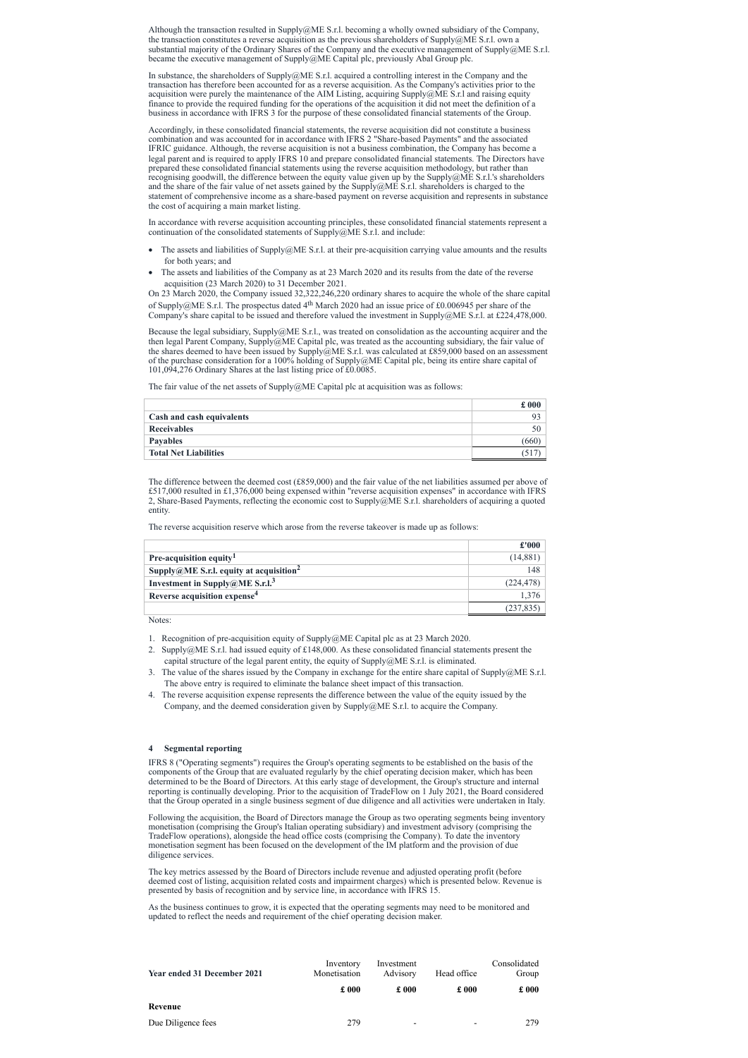Although the transaction resulted in Supply@ME S.r.l. becoming a wholly owned subsidiary of the Company, the transaction constitutes a reverse acquisition as the previous shareholders of Supply@ME S.r.l. own a substantial majority of the Ordinary Shares of the Company and the executive management of Supply@ME S.r.l. became the executive management of Supply@ME Capital plc, previously Abal Group plc.

In substance, the shareholders of Supply@ME S.r.l. acquired a controlling interest in the Company and the transaction has therefore been accounted for as a reverse acquisition. As the Company's activities prior to the acquisition were purely the maintenance of the AIM Listing, acquiring Supply@ME S.r.l and raising equity finance to provide the required funding for the operations of the acquisition it did not meet the definition of a business in accordance with IFRS 3 for the purpose of these consolidated financial statements of the Group.

Accordingly, in these consolidated financial statements, the reverse acquisition did not constitute a business combination and was accounted for in accordance with IFRS 2 "Share-based Payments" and the associated IFRIC guidance. Although, the reverse acquisition is not a business combination, the Company has become a legal parent and is required to apply IFRS 10 and prepare consolidated financial statements. The Directors have prepared these consolidated financial statements using the reverse acquisition methodology, but rather than recognising goodwill, the difference between the equity value given up by the Supply@ME S.r.l.'s shareholders and the share of the fair value of net assets gained by the Supply@ME S.r.l. shareholders is charged to the statement of comprehensive income as a share-based payment on reverse acquisition and represents in substance the cost of acquiring a main market listing.

In accordance with reverse acquisition accounting principles, these consolidated financial statements represent a continuation of the consolidated statements of Supply@ME S.r.l. and include:

- The assets and liabilities of Supply@ME S.r.l. at their pre-acquisition carrying value amounts and the results for both years; and
- The assets and liabilities of the Company as at 23 March 2020 and its results from the date of the reverse acquisition (23 March 2020) to 31 December 2021.

On 23 March 2020, the Company issued 32,322,246,220 ordinary shares to acquire the whole of the share capital of Supply@ME S.r.l. The prospectus dated 4th March 2020 had an issue price of £0.006945 per share of the Company's share capital to be issued and therefore valued the investment in Supply@ME S.r.l. at £224,478,000.

Because the legal subsidiary, Supply@ME S.r.l., was treated on consolidation as the accounting acquirer and the then legal Parent Company, Supply@ME Capital plc, was treated as the accounting subsidiary, the fair value of the shares deemed to have been issued by Supply@ME S.r.l. was calculated at £859,000 based on an assessment of the purchase consideration for a 100% holding of Supply@ME Capital plc, being its entire share capital of 101,094,276 Ordinary Shares at the last listing price of £0.0085.

The fair value of the net assets of Supply@ME Capital plc at acquisition was as follows:

| | £ 000 |
|---|---|
| **Cash and cash equivalents** | 93 |
| **Receivables** | 50 |
| **Payables** | (660) |
| **Total Net Liabilities** | (517) |

The difference between the deemed cost (£859,000) and the fair value of the net liabilities assumed per above of £517,000 resulted in £1,376,000 being expensed within "reverse acquisition expenses" in accordance with IFRS 2, Share-Based Payments, reflecting the economic cost to Supply@ME S.r.l. shareholders of acquiring a quoted entity.

The reverse acquisition reserve which arose from the reverse takeover is made up as follows:

| | £'000 |
|---|---|
| **Pre-acquisition equity[1]** | (14,881) |
| **Supply@ME S.r.l. equity at acquisition[2]** | 148 |
| **Investment in Supply@ME S.r.l.[3]** | (224,478) |
| **Reverse acquisition expense[4]** | 1,376 |
| | (237,835) |

Notes:

1. Recognition of pre-acquisition equity of Supply@ME Capital plc as at 23 March 2020.
2. Supply@ME S.r.l. had issued equity of £148,000. As these consolidated financial statements present the capital structure of the legal parent entity, the equity of Supply@ME S.r.l. is eliminated.
3. The value of the shares issued by the Company in exchange for the entire share capital of Supply@ME S.r.l. The above entry is required to eliminate the balance sheet impact of this transaction.
4. The reverse acquisition expense represents the difference between the value of the equity issued by the Company, and the deemed consideration given by Supply@ME S.r.l. to acquire the Company.

## 4 Segmental reporting

IFRS 8 ("Operating segments") requires the Group's operating segments to be established on the basis of the components of the Group that are evaluated regularly by the chief operating decision maker, which has been determined to be the Board of Directors. At this early stage of development, the Group's structure and internal reporting is continually developing. Prior to the acquisition of TradeFlow on 1 July 2021, the Board considered that the Group operated in a single business segment of due diligence and all activities were undertaken in Italy.

Following the acquisition, the Board of Directors manage the Group as two operating segments being inventory monetisation (comprising the Group's Italian operating subsidiary) and investment advisory (comprising the TradeFlow operations), alongside the head office costs (comprising the Company). To date the inventory monetisation segment has been focused on the development of the IM platform and the provision of due diligence services.

The key metrics assessed by the Board of Directors include revenue and adjusted operating profit (before deemed cost of listing, acquisition related costs and impairment charges) which is presented below. Revenue is presented by basis of recognition and by service line, in accordance with IFRS 15.

As the business continues to grow, it is expected that the operating segments may need to be monitored and updated to reflect the needs and requirement of the chief operating decision maker.

| Year ended 31 December 2021 | Inventory Monetisation | Investment Advisory | Head office | Consolidated Group |
|---|---|---|---|---|
| | £ 000 | £ 000 | £ 000 | £ 000 |
| **Revenue** | | | | |
| Due Diligence fees | 279 | - | - | 279 |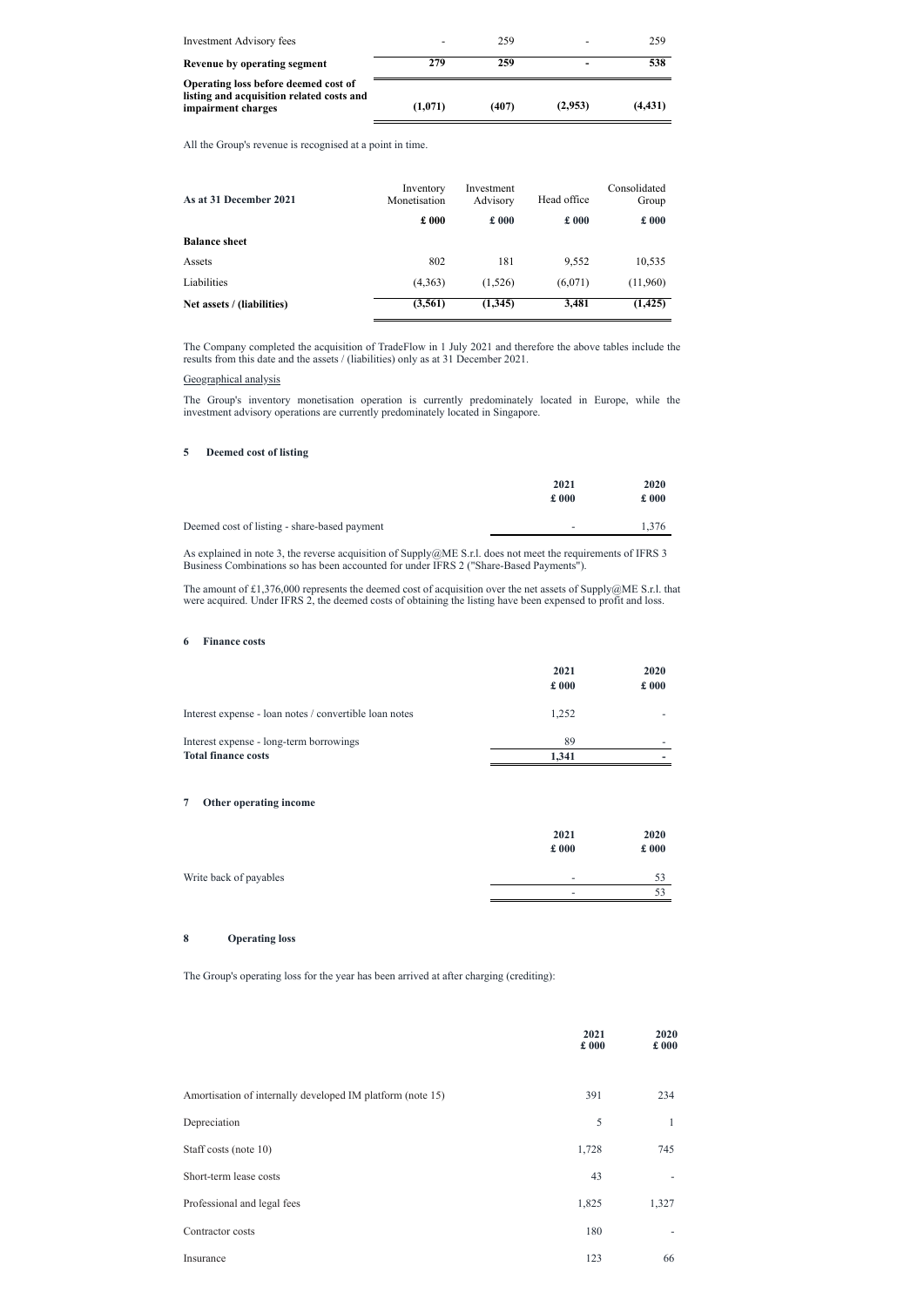| | | | | |
|---|---|---|---|---|
| Investment Advisory fees | - | 259 | - | 259 |
| **Revenue by operating segment** | **279** | **259** | **-** | **538** |
| **Operating loss before deemed cost of listing and acquisition related costs and impairment charges** | **(1,071)** | **(407)** | **(2,953)** | **(4,431)** |

All the Group's revenue is recognised at a point in time.

| **As at 31 December 2021** | Inventory Monetisation | Investment Advisory | Head office | Consolidated Group |
|---|---|---|---|---|
| | **£ 000** | **£ 000** | **£ 000** | **£ 000** |
| **Balance sheet** | | | | |
| Assets | 802 | 181 | 9,552 | 10,535 |
| Liabilities | (4,363) | (1,526) | (6,071) | (11,960) |
| **Net assets / (liabilities)** | **(3,561)** | **(1,345)** | **3,481** | **(1,425)** |

The Company completed the acquisition of TradeFlow in 1 July 2021 and therefore the above tables include the results from this date and the assets / (liabilities) only as at 31 December 2021.

Geographical analysis

The Group's inventory monetisation operation is currently predominately located in Europe, while the investment advisory operations are currently predominately located in Singapore.

### 5 Deemed cost of listing

| | 2021 £ 000 | 2020 £ 000 |
|---|---|---|
| Deemed cost of listing - share-based payment | - | 1,376 |

As explained in note 3, the reverse acquisition of Supply@ME S.r.l. does not meet the requirements of IFRS 3 Business Combinations so has been accounted for under IFRS 2 ("Share-Based Payments").

The amount of £1,376,000 represents the deemed cost of acquisition over the net assets of Supply@ME S.r.l. that were acquired. Under IFRS 2, the deemed costs of obtaining the listing have been expensed to profit and loss.

### 6 Finance costs

| | 2021 £ 000 | 2020 £ 000 |
|---|---|---|
| Interest expense - loan notes / convertible loan notes | 1,252 | - |
| Interest expense - long-term borrowings | 89 | - |
| **Total finance costs** | **1,341** | **-** |

### 7 Other operating income

| | 2021 £ 000 | 2020 £ 000 |
|---|---|---|
| Write back of payables | - | 53 |
| | - | 53 |

### 8 Operating loss

The Group's operating loss for the year has been arrived at after charging (crediting):

| | 2021 £ 000 | 2020 £ 000 |
|---|---|---|
| Amortisation of internally developed IM platform (note 15) | 391 | 234 |
| Depreciation | 5 | 1 |
| Staff costs (note 10) | 1,728 | 745 |
| Short-term lease costs | 43 | - |
| Professional and legal fees | 1,825 | 1,327 |
| Contractor costs | 180 | - |
| Insurance | 123 | 66 |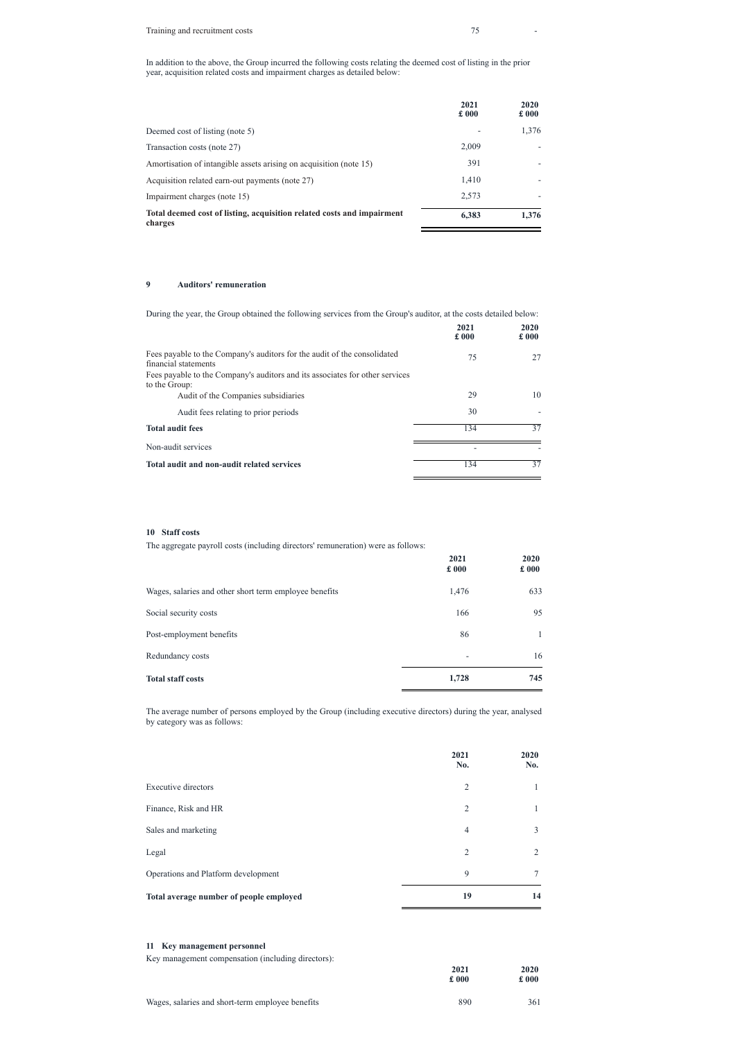| | | |
|---|---|---|
| Training and recruitment costs | 75 | - |

In addition to the above, the Group incurred the following costs relating the deemed cost of listing in the prior year, acquisition related costs and impairment charges as detailed below:

| | 2021<br>£ 000 | 2020<br>£ 000 |
|---|---|---|
| Deemed cost of listing (note 5) | - | 1,376 |
| Transaction costs (note 27) | 2,009 | - |
| Amortisation of intangible assets arising on acquisition (note 15) | 391 | - |
| Acquisition related earn-out payments (note 27) | 1,410 | - |
| Impairment charges (note 15) | 2,573 | - |
| **Total deemed cost of listing, acquisition related costs and impairment charges** | **6,383** | **1,376** |

## 9 Auditors' remuneration

During the year, the Group obtained the following services from the Group's auditor, at the costs detailed below:

| | 2021<br>£ 000 | 2020<br>£ 000 |
|---|---|---|
| Fees payable to the Company's auditors for the audit of the consolidated financial statements | 75 | 27 |
| Fees payable to the Company's auditors and its associates for other services to the Group: | | |
| Audit of the Companies subsidiaries | 29 | 10 |
| Audit fees relating to prior periods | 30 | - |
| **Total audit fees** | 134 | 37 |
| Non-audit services | - | - |
| **Total audit and non-audit related services** | 134 | 37 |

## 10 Staff costs

The aggregate payroll costs (including directors' remuneration) were as follows:

| | 2021<br>£ 000 | 2020<br>£ 000 |
|---|---|---|
| Wages, salaries and other short term employee benefits | 1,476 | 633 |
| Social security costs | 166 | 95 |
| Post-employment benefits | 86 | 1 |
| Redundancy costs | - | 16 |
| **Total staff costs** | **1,728** | **745** |

The average number of persons employed by the Group (including executive directors) during the year, analysed by category was as follows:

| | 2021<br>No. | 2020<br>No. |
|---|---|---|
| Executive directors | 2 | 1 |
| Finance, Risk and HR | 2 | 1 |
| Sales and marketing | 4 | 3 |
| Legal | 2 | 2 |
| Operations and Platform development | 9 | 7 |
| **Total average number of people employed** | **19** | **14** |

## 11 Key management personnel

Key management compensation (including directors):

| | 2021<br>£ 000 | 2020<br>£ 000 |
|---|---|---|
| Wages, salaries and short-term employee benefits | 890 | 361 |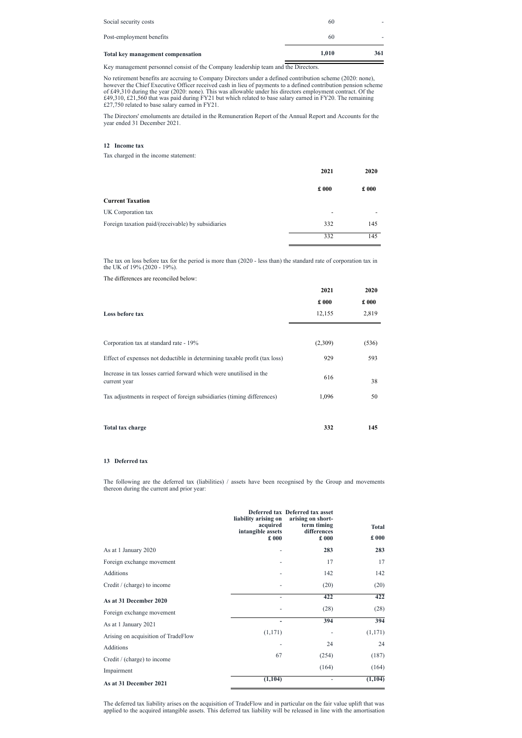| | | |
|---|---|---|
| Social security costs | 60 | - |
| Post-employment benefits | 60 | - |
| **Total key management compensation** | **1,010** | **361** |

Key management personnel consist of the Company leadership team and the Directors.

No retirement benefits are accruing to Company Directors under a defined contribution scheme (2020: none), however the Chief Executive Officer received cash in lieu of payments to a defined contribution pension scheme of £49,310 during the year (2020: none). This was allowable under his directors employment contract. Of the £49,310, £21,560 that was paid during FY21 but which related to base salary earned in FY20. The remaining £27,750 related to base salary earned in FY21.

The Directors' emoluments are detailed in the Remuneration Report of the Annual Report and Accounts for the year ended 31 December 2021.

## 12 Income tax

Tax charged in the income statement:

| | 2021 | 2020 |
|---|---|---|
| | £ 000 | £ 000 |
| **Current Taxation** | | |
| UK Corporation tax | - | - |
| Foreign taxation paid/(receivable) by subsidiaries | 332 | 145 |
| | 332 | 145 |

The tax on loss before tax for the period is more than (2020 - less than) the standard rate of corporation tax in the UK of 19% (2020 - 19%).

The differences are reconciled below:

| | 2021 | 2020 |
|---|---|---|
| | £ 000 | £ 000 |
| **Loss before tax** | 12,155 | 2,819 |
| Corporation tax at standard rate - 19% | (2,309) | (536) |
| Effect of expenses not deductible in determining taxable profit (tax loss) | 929 | 593 |
| Increase in tax losses carried forward which were unutilised in the current year | 616 | 38 |
| Tax adjustments in respect of foreign subsidiaries (timing differences) | 1,096 | 50 |
| **Total tax charge** | **332** | **145** |

## 13 Deferred tax

The following are the deferred tax (liabilities) / assets have been recognised by the Group and movements thereon during the current and prior year:

| | Deferred tax liability arising on acquired intangible assets £ 000 | Deferred tax asset arising on short-term timing differences £ 000 | Total £ 000 |
|---|---|---|---|
| As at 1 January 2020 | - | **283** | **283** |
| Foreign exchange movement | - | 17 | 17 |
| Additions | - | 142 | 142 |
| Credit / (charge) to income | - | (20) | (20) |
| **As at 31 December 2020** | - | **422** | **422** |
| Foreign exchange movement | - | (28) | (28) |
| As at 1 January 2021 | - | **394** | **394** |
| Arising on acquisition of TradeFlow | (1,171) | - | (1,171) |
| Additions | - | 24 | 24 |
| Credit / (charge) to income | 67 | (254) | (187) |
| Impairment | | (164) | (164) |
| **As at 31 December 2021** | **(1,104)** | - | **(1,104)** |

The deferred tax liability arises on the acquisition of TradeFlow and in particular on the fair value uplift that was applied to the acquired intangible assets. This deferred tax liability will be released in line with the amortisation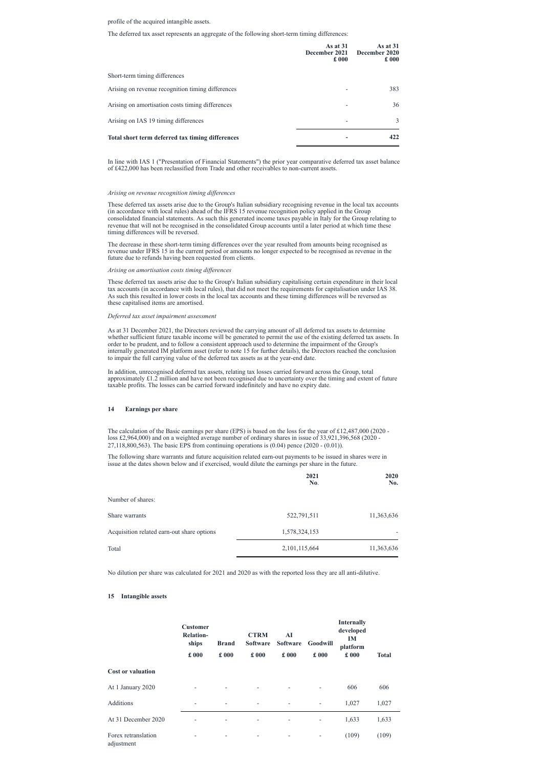profile of the acquired intangible assets.

The deferred tax asset represents an aggregate of the following short-term timing differences:

| | As at 31 December 2021 £ 000 | As at 31 December 2020 £ 000 |
|---|---|---|
| Short-term timing differences | | |
| Arising on revenue recognition timing differences | - | 383 |
| Arising on amortisation costs timing differences | - | 36 |
| Arising on IAS 19 timing differences | - | 3 |
| **Total short term deferred tax timing differences** | **-** | **422** |

In line with IAS 1 ("Presentation of Financial Statements") the prior year comparative deferred tax asset balance of £422,000 has been reclassified from Trade and other receivables to non-current assets.

*Arising on revenue recognition timing differences*

These deferred tax assets arise due to the Group's Italian subsidiary recognising revenue in the local tax accounts (in accordance with local rules) ahead of the IFRS 15 revenue recognition policy applied in the Group consolidated financial statements. As such this generated income taxes payable in Italy for the Group relating to revenue that will not be recognised in the consolidated Group accounts until a later period at which time these timing differences will be reversed.

The decrease in these short-term timing differences over the year resulted from amounts being recognised as revenue under IFRS 15 in the current period or amounts no longer expected to be recognised as revenue in the future due to refunds having been requested from clients.

*Arising on amortisation costs timing differences*

These deferred tax assets arise due to the Group's Italian subsidiary capitalising certain expenditure in their local tax accounts (in accordance with local rules), that did not meet the requirements for capitalisation under IAS 38. As such this resulted in lower costs in the local tax accounts and these timing differences will be reversed as these capitalised items are amortised.

*Deferred tax asset impairment assessment*

As at 31 December 2021, the Directors reviewed the carrying amount of all deferred tax assets to determine whether sufficient future taxable income will be generated to permit the use of the existing deferred tax assets. In order to be prudent, and to follow a consistent approach used to determine the impairment of the Group's internally generated IM platform asset (refer to note 15 for further details), the Directors reached the conclusion to impair the full carrying value of the deferred tax assets as at the year-end date.

In addition, unrecognised deferred tax assets, relating tax losses carried forward across the Group, total approximately £1.2 million and have not been recognised due to uncertainty over the timing and extent of future taxable profits. The losses can be carried forward indefinitely and have no expiry date.

## 14 Earnings per share

The calculation of the Basic earnings per share (EPS) is based on the loss for the year of £12,487,000 (2020 - loss £2,964,000) and on a weighted average number of ordinary shares in issue of 33,921,396,568 (2020 - 27,118,800,563). The basic EPS from continuing operations is (0.04) pence (2020 - (0.01)).

The following share warrants and future acquisition related earn-out payments to be issued in shares were in issue at the dates shown below and if exercised, would dilute the earnings per share in the future.

| | 2021 No. | 2020 No. |
|---|---|---|
| Number of shares: | | |
| Share warrants | 522,791,511 | 11,363,636 |
| Acquisition related earn-out share options | 1,578,324,153 | - |
| Total | 2,101,115,664 | 11,363,636 |

No dilution per share was calculated for 2021 and 2020 as with the reported loss they are all anti-dilutive.

## 15 Intangible assets

| | Customer Relation-ships £ 000 | Brand £ 000 | CTRM Software £ 000 | AI Software £ 000 | Goodwill £ 000 | Internally developed IM platform £ 000 | Total |
|---|---|---|---|---|---|---|---|
| **Cost or valuation** | | | | | | | |
| At 1 January 2020 | - | - | - | - | - | 606 | 606 |
| Additions | - | - | - | - | - | 1,027 | 1,027 |
| At 31 December 2020 | - | - | - | - | - | 1,633 | 1,633 |
| Forex retranslation adjustment | - | - | - | - | - | (109) | (109) |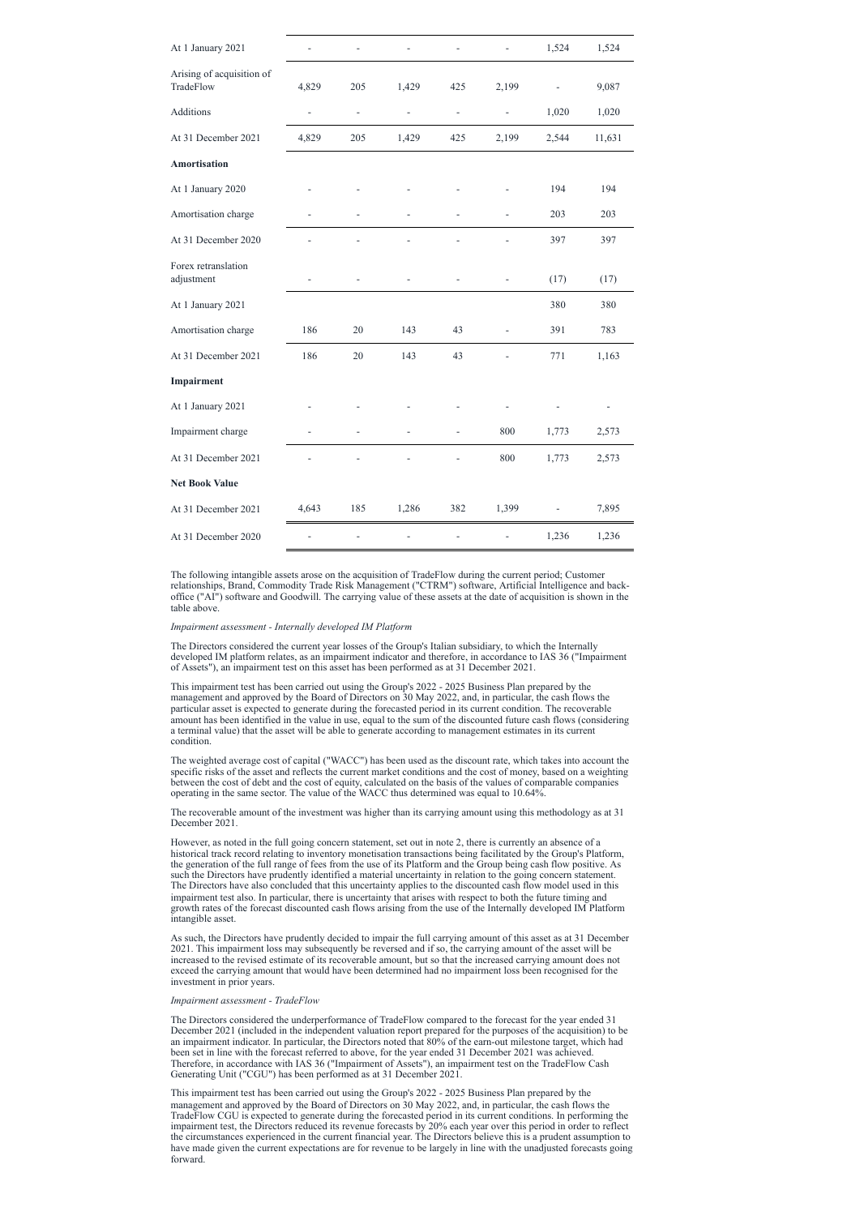| | | | | | | | |
|---|---|---|---|---|---|---|---|
| At 1 January 2021 | - | - | - | - | - | 1,524 | 1,524 |
| Arising of acquisition of TradeFlow | 4,829 | 205 | 1,429 | 425 | 2,199 | - | 9,087 |
| Additions | - | - | - | - | - | 1,020 | 1,020 |
| At 31 December 2021 | 4,829 | 205 | 1,429 | 425 | 2,199 | 2,544 | 11,631 |
| **Amortisation** | | | | | | | |
| At 1 January 2020 | - | - | - | - | - | 194 | 194 |
| Amortisation charge | - | - | - | - | - | 203 | 203 |
| At 31 December 2020 | - | - | - | - | - | 397 | 397 |
| Forex retranslation adjustment | - | - | - | - | - | (17) | (17) |
| At 1 January 2021 | | | | | | 380 | 380 |
| Amortisation charge | 186 | 20 | 143 | 43 | - | 391 | 783 |
| At 31 December 2021 | 186 | 20 | 143 | 43 | - | 771 | 1,163 |
| **Impairment** | | | | | | | |
| At 1 January 2021 | - | - | - | - | - | - | - |
| Impairment charge | - | - | - | - | 800 | 1,773 | 2,573 |
| At 31 December 2021 | - | - | - | - | 800 | 1,773 | 2,573 |
| **Net Book Value** | | | | | | | |
| At 31 December 2021 | 4,643 | 185 | 1,286 | 382 | 1,399 | - | 7,895 |
| At 31 December 2020 | - | - | - | - | - | 1,236 | 1,236 |

The following intangible assets arose on the acquisition of TradeFlow during the current period; Customer relationships, Brand, Commodity Trade Risk Management ("CTRM") software, Artificial Intelligence and back-office ("AI") software and Goodwill. The carrying value of these assets at the date of acquisition is shown in the table above.

*Impairment assessment - Internally developed IM Platform*

The Directors considered the current year losses of the Group's Italian subsidiary, to which the Internally developed IM platform relates, as an impairment indicator and therefore, in accordance to IAS 36 ("Impairment of Assets"), an impairment test on this asset has been performed as at 31 December 2021.

This impairment test has been carried out using the Group's 2022 - 2025 Business Plan prepared by the management and approved by the Board of Directors on 30 May 2022, and, in particular, the cash flows the particular asset is expected to generate during the forecasted period in its current condition. The recoverable amount has been identified in the value in use, equal to the sum of the discounted future cash flows (considering a terminal value) that the asset will be able to generate according to management estimates in its current condition.

The weighted average cost of capital ("WACC") has been used as the discount rate, which takes into account the specific risks of the asset and reflects the current market conditions and the cost of money, based on a weighting between the cost of debt and the cost of equity, calculated on the basis of the values of comparable companies operating in the same sector. The value of the WACC thus determined was equal to 10.64%.

The recoverable amount of the investment was higher than its carrying amount using this methodology as at 31 December 2021.

However, as noted in the full going concern statement, set out in note 2, there is currently an absence of a historical track record relating to inventory monetisation transactions being facilitated by the Group's Platform, the generation of the full range of fees from the use of its Platform and the Group being cash flow positive. As such the Directors have prudently identified a material uncertainty in relation to the going concern statement. The Directors have also concluded that this uncertainty applies to the discounted cash flow model used in this impairment test also. In particular, there is uncertainty that arises with respect to both the future timing and growth rates of the forecast discounted cash flows arising from the use of the Internally developed IM Platform intangible asset.

As such, the Directors have prudently decided to impair the full carrying amount of this asset as at 31 December 2021. This impairment loss may subsequently be reversed and if so, the carrying amount of the asset will be increased to the revised estimate of its recoverable amount, but so that the increased carrying amount does not exceed the carrying amount that would have been determined had no impairment loss been recognised for the investment in prior years.

*Impairment assessment - TradeFlow*

The Directors considered the underperformance of TradeFlow compared to the forecast for the year ended 31 December 2021 (included in the independent valuation report prepared for the purposes of the acquisition) to be an impairment indicator. In particular, the Directors noted that 80% of the earn-out milestone target, which had been set in line with the forecast referred to above, for the year ended 31 December 2021 was achieved. Therefore, in accordance with IAS 36 ("Impairment of Assets"), an impairment test on the TradeFlow Cash Generating Unit ("CGU") has been performed as at 31 December 2021.

This impairment test has been carried out using the Group's 2022 - 2025 Business Plan prepared by the management and approved by the Board of Directors on 30 May 2022, and, in particular, the cash flows the TradeFlow CGU is expected to generate during the forecasted period in its current conditions. In performing the impairment test, the Directors reduced its revenue forecasts by 20% each year over this period in order to reflect the circumstances experienced in the current financial year. The Directors believe this is a prudent assumption to have made given the current expectations are for revenue to be largely in line with the unadjusted forecasts going forward.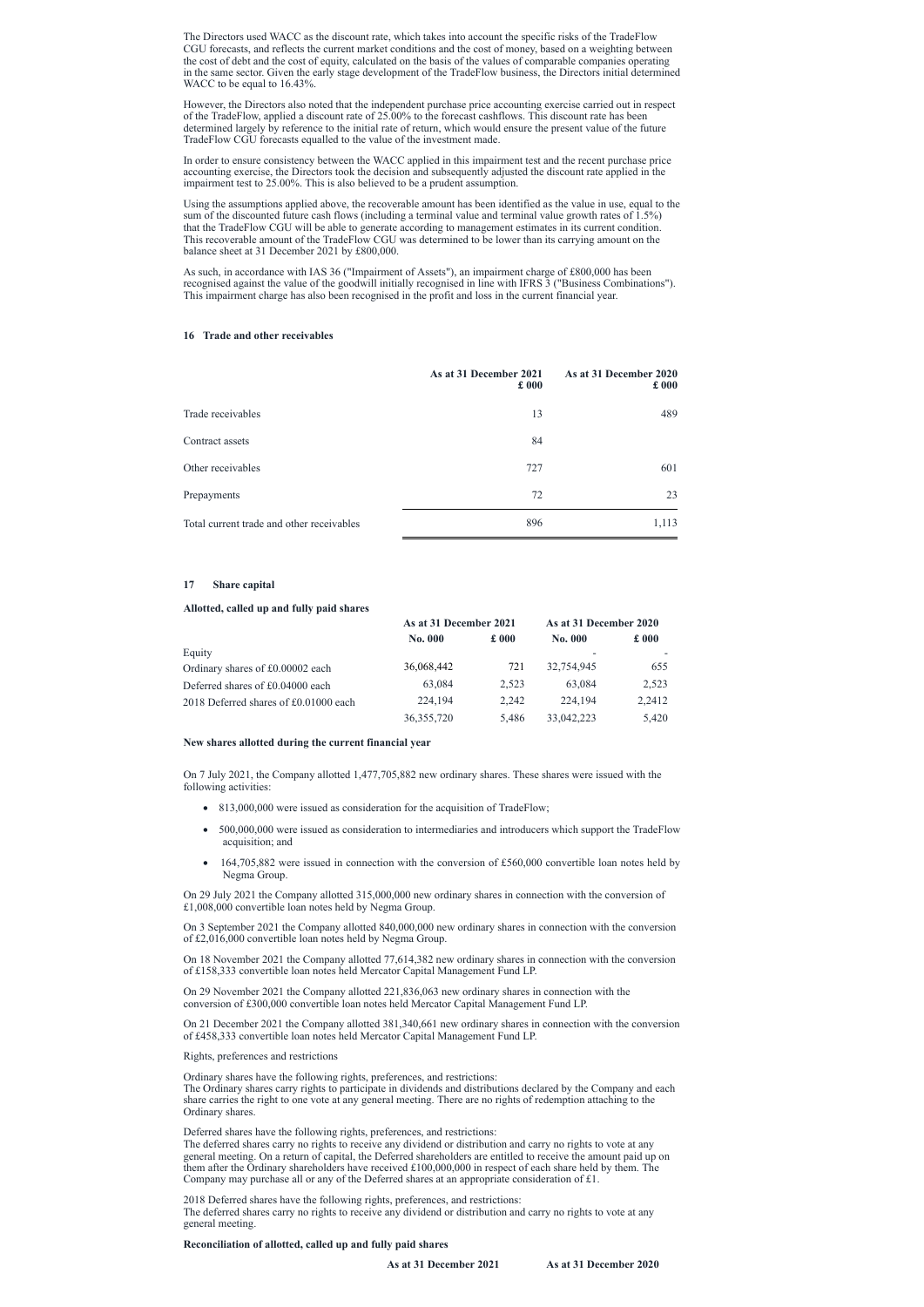The Directors used WACC as the discount rate, which takes into account the specific risks of the TradeFlow CGU forecasts, and reflects the current market conditions and the cost of money, based on a weighting between the cost of debt and the cost of equity, calculated on the basis of the values of comparable companies operating in the same sector. Given the early stage development of the TradeFlow business, the Directors initial determined WACC to be equal to 16.43%.

However, the Directors also noted that the independent purchase price accounting exercise carried out in respect of the TradeFlow, applied a discount rate of 25.00% to the forecast cashflows. This discount rate has been determined largely by reference to the initial rate of return, which would ensure the present value of the future TradeFlow CGU forecasts equalled to the value of the investment made.

In order to ensure consistency between the WACC applied in this impairment test and the recent purchase price accounting exercise, the Directors took the decision and subsequently adjusted the discount rate applied in the impairment test to 25.00%. This is also believed to be a prudent assumption.

Using the assumptions applied above, the recoverable amount has been identified as the value in use, equal to the sum of the discounted future cash flows (including a terminal value and terminal value growth rates of 1.5%) that the TradeFlow CGU will be able to generate according to management estimates in its current condition. This recoverable amount of the TradeFlow CGU was determined to be lower than its carrying amount on the balance sheet at 31 December 2021 by £800,000.

As such, in accordance with IAS 36 ("Impairment of Assets"), an impairment charge of £800,000 has been recognised against the value of the goodwill initially recognised in line with IFRS 3 ("Business Combinations"). This impairment charge has also been recognised in the profit and loss in the current financial year.

## 16 Trade and other receivables

| | As at 31 December 2021 £ 000 | As at 31 December 2020 £ 000 |
|---|---|---|
| Trade receivables | 13 | 489 |
| Contract assets | 84 | |
| Other receivables | 727 | 601 |
| Prepayments | 72 | 23 |
| Total current trade and other receivables | 896 | 1,113 |

## 17 Share capital

**Allotted, called up and fully paid shares**

| | As at 31 December 2021 | | As at 31 December 2020 | |
|---|---|---|---|---|
| | No. 000 | £ 000 | No. 000 | £ 000 |
| Equity | | | - | - |
| Ordinary shares of £0.00002 each | 36,068,442 | 721 | 32,754,945 | 655 |
| Deferred shares of £0.04000 each | 63,084 | 2,523 | 63,084 | 2,523 |
| 2018 Deferred shares of £0.01000 each | 224,194 | 2,242 | 224,194 | 2,2412 |
| | 36,355,720 | 5,486 | 33,042,223 | 5,420 |

**New shares allotted during the current financial year**

On 7 July 2021, the Company allotted 1,477,705,882 new ordinary shares. These shares were issued with the following activities:

- 813,000,000 were issued as consideration for the acquisition of TradeFlow;
- 500,000,000 were issued as consideration to intermediaries and introducers which support the TradeFlow acquisition; and
- 164,705,882 were issued in connection with the conversion of £560,000 convertible loan notes held by Negma Group.

On 29 July 2021 the Company allotted 315,000,000 new ordinary shares in connection with the conversion of £1,008,000 convertible loan notes held by Negma Group.

On 3 September 2021 the Company allotted 840,000,000 new ordinary shares in connection with the conversion of £2,016,000 convertible loan notes held by Negma Group.

On 18 November 2021 the Company allotted 77,614,382 new ordinary shares in connection with the conversion of £158,333 convertible loan notes held Mercator Capital Management Fund LP.

On 29 November 2021 the Company allotted 221,836,063 new ordinary shares in connection with the conversion of £300,000 convertible loan notes held Mercator Capital Management Fund LP.

On 21 December 2021 the Company allotted 381,340,661 new ordinary shares in connection with the conversion of £458,333 convertible loan notes held Mercator Capital Management Fund LP.

Rights, preferences and restrictions

Ordinary shares have the following rights, preferences, and restrictions:
The Ordinary shares carry rights to participate in dividends and distributions declared by the Company and each share carries the right to one vote at any general meeting. There are no rights of redemption attaching to the Ordinary shares.

Deferred shares have the following rights, preferences, and restrictions:
The deferred shares carry no rights to receive any dividend or distribution and carry no rights to vote at any general meeting. On a return of capital, the Deferred shareholders are entitled to receive the amount paid up on them after the Ordinary shareholders have received £100,000,000 in respect of each share held by them. The Company may purchase all or any of the Deferred shares at an appropriate consideration of £1.

2018 Deferred shares have the following rights, preferences, and restrictions:
The deferred shares carry no rights to receive any dividend or distribution and carry no rights to vote at any general meeting.

**Reconciliation of allotted, called up and fully paid shares**

| As at 31 December 2021 | As at 31 December 2020 |
|---|---|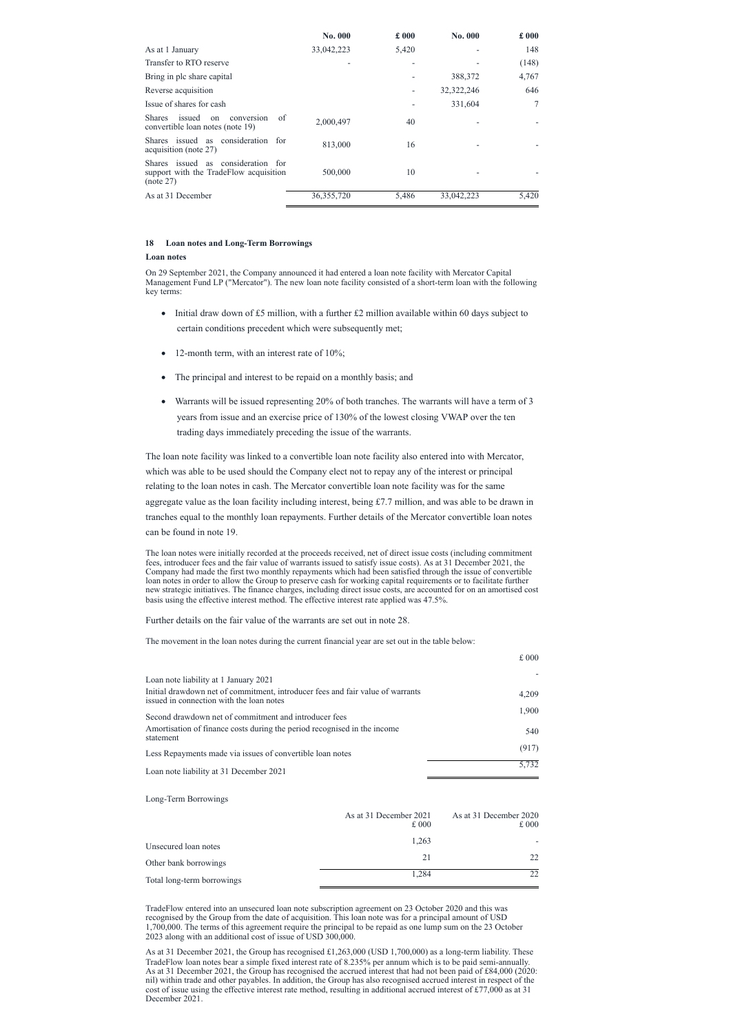| | No. 000 | £ 000 | No. 000 | £ 000 |
|---|---|---|---|---|
| As at 1 January | 33,042,223 | 5,420 | - | 148 |
| Transfer to RTO reserve | - | - | - | (148) |
| Bring in plc share capital | | - | 388,372 | 4,767 |
| Reverse acquisition | | - | 32,322,246 | 646 |
| Issue of shares for cash | | - | 331,604 | 7 |
| Shares issued on conversion of convertible loan notes (note 19) | 2,000,497 | 40 | - | - |
| Shares issued as consideration for acquisition (note 27) | 813,000 | 16 | - | - |
| Shares issued as consideration for support with the TradeFlow acquisition (note 27) | 500,000 | 10 | - | - |
| As at 31 December | 36,355,720 | 5,486 | 33,042,223 | 5,420 |

## 18 Loan notes and Long-Term Borrowings

**Loan notes**

On 29 September 2021, the Company announced it had entered a loan note facility with Mercator Capital Management Fund LP ("Mercator"). The new loan note facility consisted of a short-term loan with the following key terms:

- Initial draw down of £5 million, with a further £2 million available within 60 days subject to certain conditions precedent which were subsequently met;
- 12-month term, with an interest rate of 10%;
- The principal and interest to be repaid on a monthly basis; and
- Warrants will be issued representing 20% of both tranches. The warrants will have a term of 3 years from issue and an exercise price of 130% of the lowest closing VWAP over the ten trading days immediately preceding the issue of the warrants.

The loan note facility was linked to a convertible loan note facility also entered into with Mercator, which was able to be used should the Company elect not to repay any of the interest or principal relating to the loan notes in cash. The Mercator convertible loan note facility was for the same aggregate value as the loan facility including interest, being £7.7 million, and was able to be drawn in tranches equal to the monthly loan repayments. Further details of the Mercator convertible loan notes can be found in note 19.

The loan notes were initially recorded at the proceeds received, net of direct issue costs (including commitment fees, introducer fees and the fair value of warrants issued to satisfy issue costs). As at 31 December 2021, the Company had made the first two monthly repayments which had been satisfied through the issue of convertible loan notes in order to allow the Group to preserve cash for working capital requirements or to facilitate further new strategic initiatives. The finance charges, including direct issue costs, are accounted for on an amortised cost basis using the effective interest method. The effective interest rate applied was 47.5%.

Further details on the fair value of the warrants are set out in note 28.

The movement in the loan notes during the current financial year are set out in the table below:

| | £ 000 |
|---|---|
| Loan note liability at 1 January 2021 | - |
| Initial drawdown net of commitment, introducer fees and fair value of warrants issued in connection with the loan notes | 4,209 |
| Second drawdown net of commitment and introducer fees | 1,900 |
| Amortisation of finance costs during the period recognised in the income statement | 540 |
| Less Repayments made via issues of convertible loan notes | (917) |
| Loan note liability at 31 December 2021 | 5,732 |

Long-Term Borrowings

| | As at 31 December 2021 £ 000 | As at 31 December 2020 £ 000 |
|---|---|---|
| Unsecured loan notes | 1,263 | - |
| Other bank borrowings | 21 | 22 |
| Total long-term borrowings | 1,284 | 22 |

TradeFlow entered into an unsecured loan note subscription agreement on 23 October 2020 and this was recognised by the Group from the date of acquisition. This loan note was for a principal amount of USD 1,700,000. The terms of this agreement require the principal to be repaid as one lump sum on the 23 October 2023 along with an additional cost of issue of USD 300,000.

As at 31 December 2021, the Group has recognised £1,263,000 (USD 1,700,000) as a long-term liability. These TradeFlow loan notes bear a simple fixed interest rate of 8.235% per annum which is to be paid semi-annually. As at 31 December 2021, the Group has recognised the accrued interest that had not been paid of £84,000 (2020: nil) within trade and other payables. In addition, the Group has also recognised accrued interest in respect of the cost of issue using the effective interest rate method, resulting in additional accrued interest of £77,000 as at 31 December 2021.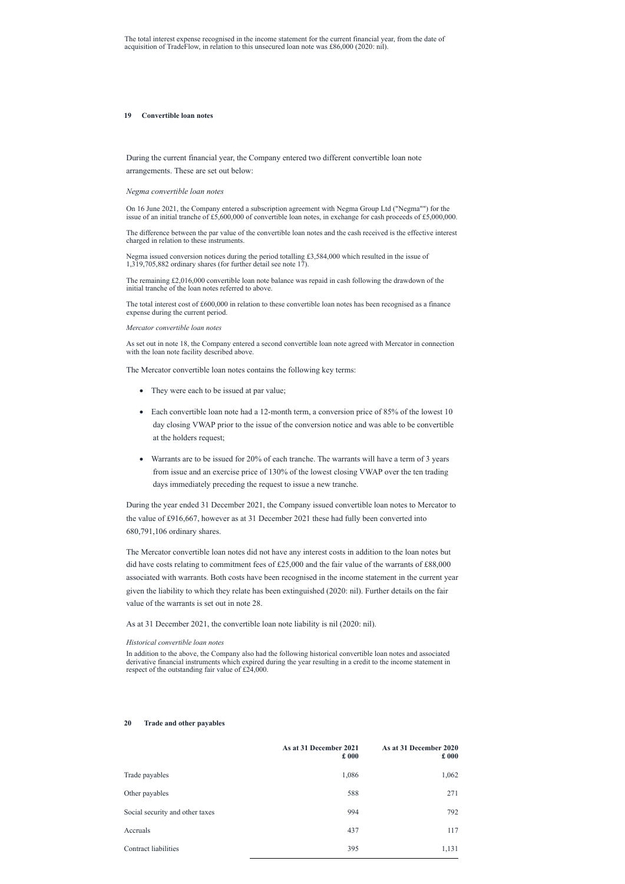The total interest expense recognised in the income statement for the current financial year, from the date of acquisition of TradeFlow, in relation to this unsecured loan note was £86,000 (2020: nil).

## 19 Convertible loan notes

During the current financial year, the Company entered two different convertible loan note arrangements. These are set out below:

*Negma convertible loan notes*

On 16 June 2021, the Company entered a subscription agreement with Negma Group Ltd ("Negma"") for the issue of an initial tranche of £5,600,000 of convertible loan notes, in exchange for cash proceeds of £5,000,000.

The difference between the par value of the convertible loan notes and the cash received is the effective interest charged in relation to these instruments.

Negma issued conversion notices during the period totalling £3,584,000 which resulted in the issue of 1,319,705,882 ordinary shares (for further detail see note 17).

The remaining £2,016,000 convertible loan note balance was repaid in cash following the drawdown of the initial tranche of the loan notes referred to above.

The total interest cost of £600,000 in relation to these convertible loan notes has been recognised as a finance expense during the current period.

*Mercator convertible loan notes*

As set out in note 18, the Company entered a second convertible loan note agreed with Mercator in connection with the loan note facility described above.

The Mercator convertible loan notes contains the following key terms:

- They were each to be issued at par value;
- Each convertible loan note had a 12-month term, a conversion price of 85% of the lowest 10 day closing VWAP prior to the issue of the conversion notice and was able to be convertible at the holders request;
- Warrants are to be issued for 20% of each tranche. The warrants will have a term of 3 years from issue and an exercise price of 130% of the lowest closing VWAP over the ten trading days immediately preceding the request to issue a new tranche.

During the year ended 31 December 2021, the Company issued convertible loan notes to Mercator to the value of £916,667, however as at 31 December 2021 these had fully been converted into 680,791,106 ordinary shares.

The Mercator convertible loan notes did not have any interest costs in addition to the loan notes but did have costs relating to commitment fees of £25,000 and the fair value of the warrants of £88,000 associated with warrants. Both costs have been recognised in the income statement in the current year given the liability to which they relate has been extinguished (2020: nil). Further details on the fair value of the warrants is set out in note 28.

As at 31 December 2021, the convertible loan note liability is nil (2020: nil).

*Historical convertible loan notes*

In addition to the above, the Company also had the following historical convertible loan notes and associated derivative financial instruments which expired during the year resulting in a credit to the income statement in respect of the outstanding fair value of £24,000.

## 20 Trade and other payables

| | As at 31 December 2021 £ 000 | As at 31 December 2020 £ 000 |
|---|---|---|
| Trade payables | 1,086 | 1,062 |
| Other payables | 588 | 271 |
| Social security and other taxes | 994 | 792 |
| Accruals | 437 | 117 |
| Contract liabilities | 395 | 1,131 |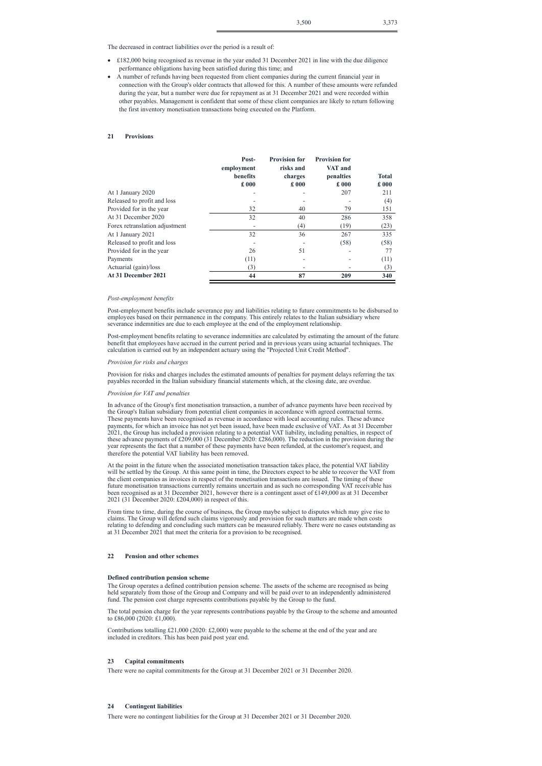| | 3,500 | 3,373 |
|---|---|---|

The decreased in contract liabilities over the period is a result of:

- £182,000 being recognised as revenue in the year ended 31 December 2021 in line with the due diligence performance obligations having been satisfied during this time; and
- A number of refunds having been requested from client companies during the current financial year in connection with the Group's older contracts that allowed for this. A number of these amounts were refunded during the year, but a number were due for repayment as at 31 December 2021 and were recorded within other payables. Management is confident that some of these client companies are likely to return following the first inventory monetisation transactions being executed on the Platform.

## 21 Provisions

| | Post-employment benefits £ 000 | Provision for risks and charges £ 000 | Provision for VAT and penalties £ 000 | Total £ 000 |
|---|---|---|---|---|
| At 1 January 2020 | - | - | 207 | 211 |
| Released to profit and loss | - | - | - | (4) |
| Provided for in the year | 32 | 40 | 79 | 151 |
| At 31 December 2020 | 32 | 40 | 286 | 358 |
| Forex retranslation adjustment | - | (4) | (19) | (23) |
| At 1 January 2021 | 32 | 36 | 267 | 335 |
| Released to profit and loss | - | - | (58) | (58) |
| Provided for in the year | 26 | 51 | - | 77 |
| Payments | (11) | - | - | (11) |
| Actuarial (gain)/loss | (3) | - | - | (3) |
| **At 31 December 2021** | **44** | **87** | **209** | **340** |

*Post-employment benefits*

Post-employment benefits include severance pay and liabilities relating to future commitments to be disbursed to employees based on their permanence in the company. This entirely relates to the Italian subsidiary where severance indemnities are due to each employee at the end of the employment relationship.

Post-employment benefits relating to severance indemnities are calculated by estimating the amount of the future benefit that employees have accrued in the current period and in previous years using actuarial techniques. The calculation is carried out by an independent actuary using the "Projected Unit Credit Method".

*Provision for risks and charges*

Provision for risks and charges includes the estimated amounts of penalties for payment delays referring the tax payables recorded in the Italian subsidiary financial statements which, at the closing date, are overdue.

*Provision for VAT and penalties*

In advance of the Group's first monetisation transaction, a number of advance payments have been received by the Group's Italian subsidiary from potential client companies in accordance with agreed contractual terms. These payments have been recognised as revenue in accordance with local accounting rules. These advance payments, for which an invoice has not yet been issued, have been made exclusive of VAT. As at 31 December 2021, the Group has included a provision relating to a potential VAT liability, including penalties, in respect of these advance payments of £209,000 (31 December 2020: £286,000). The reduction in the provision during the year represents the fact that a number of these payments have been refunded, at the customer's request, and therefore the potential VAT liability has been removed.

At the point in the future when the associated monetisation transaction takes place, the potential VAT liability will be settled by the Group. At this same point in time, the Directors expect to be able to recover the VAT from the client companies as invoices in respect of the monetisation transactions are issued. The timing of these future monetisation transactions currently remains uncertain and as such no corresponding VAT receivable has been recognised as at 31 December 2021, however there is a contingent asset of £149,000 as at 31 December 2021 (31 December 2020: £204,000) in respect of this.

From time to time, during the course of business, the Group maybe subject to disputes which may give rise to claims. The Group will defend such claims vigorously and provision for such matters are made when costs relating to defending and concluding such matters can be measured reliably. There were no cases outstanding as at 31 December 2021 that meet the criteria for a provision to be recognised.

## 22 Pension and other schemes

**Defined contribution pension scheme**

The Group operates a defined contribution pension scheme. The assets of the scheme are recognised as being held separately from those of the Group and Company and will be paid over to an independently administered fund. The pension cost charge represents contributions payable by the Group to the fund.

The total pension charge for the year represents contributions payable by the Group to the scheme and amounted to £86,000 (2020: £1,000).

Contributions totalling £21,000 (2020: £2,000) were payable to the scheme at the end of the year and are included in creditors. This has been paid post year end.

## 23 Capital commitments

There were no capital commitments for the Group at 31 December 2021 or 31 December 2020.

## 24 Contingent liabilities

There were no contingent liabilities for the Group at 31 December 2021 or 31 December 2020.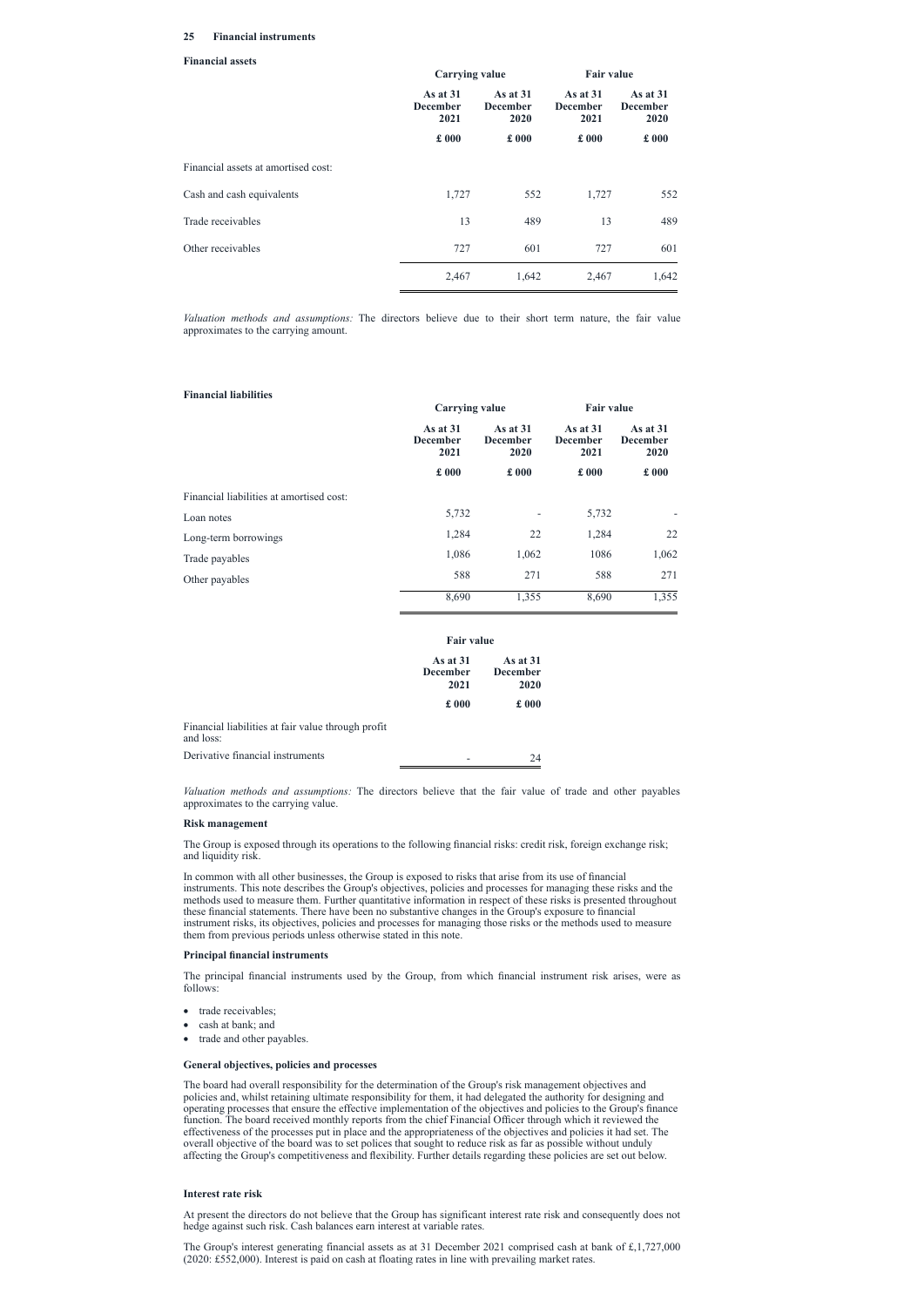## 25 Financial instruments

### Financial assets

| | Carrying value | | Fair value | |
|---|---|---|---|---|
| | As at 31 December 2021 | As at 31 December 2020 | As at 31 December 2021 | As at 31 December 2020 |
| | £ 000 | £ 000 | £ 000 | £ 000 |
| Financial assets at amortised cost: | | | | |
| Cash and cash equivalents | 1,727 | 552 | 1,727 | 552 |
| Trade receivables | 13 | 489 | 13 | 489 |
| Other receivables | 727 | 601 | 727 | 601 |
| | 2,467 | 1,642 | 2,467 | 1,642 |

*Valuation methods and assumptions:* The directors believe due to their short term nature, the fair value approximates to the carrying amount.

### Financial liabilities

| | Carrying value | | Fair value | |
|---|---|---|---|---|
| | As at 31 December 2021 | As at 31 December 2020 | As at 31 December 2021 | As at 31 December 2020 |
| | £ 000 | £ 000 | £ 000 | £ 000 |
| Financial liabilities at amortised cost: | | | | |
| Loan notes | 5,732 | - | 5,732 | - |
| Long-term borrowings | 1,284 | 22 | 1,284 | 22 |
| Trade payables | 1,086 | 1,062 | 1086 | 1,062 |
| Other payables | 588 | 271 | 588 | 271 |
| | 8,690 | 1,355 | 8,690 | 1,355 |

| | Fair value | |
|---|---|---|
| | As at 31 December 2021 | As at 31 December 2020 |
| | £ 000 | £ 000 |
| Financial liabilities at fair value through profit and loss: | | |
| Derivative financial instruments | - | 24 |

*Valuation methods and assumptions:* The directors believe that the fair value of trade and other payables approximates to the carrying value.

### Risk management

The Group is exposed through its operations to the following financial risks: credit risk, foreign exchange risk; and liquidity risk.

In common with all other businesses, the Group is exposed to risks that arise from its use of financial instruments. This note describes the Group's objectives, policies and processes for managing these risks and the methods used to measure them. Further quantitative information in respect of these risks is presented throughout these financial statements. There have been no substantive changes in the Group's exposure to financial instrument risks, its objectives, policies and processes for managing those risks or the methods used to measure them from previous periods unless otherwise stated in this note.

### Principal financial instruments

The principal financial instruments used by the Group, from which financial instrument risk arises, were as follows:

- trade receivables;
- cash at bank; and
- trade and other payables.

### General objectives, policies and processes

The board had overall responsibility for the determination of the Group's risk management objectives and policies and, whilst retaining ultimate responsibility for them, it had delegated the authority for designing and operating processes that ensure the effective implementation of the objectives and policies to the Group's finance function. The board received monthly reports from the chief Financial Officer through which it reviewed the effectiveness of the processes put in place and the appropriateness of the objectives and policies it had set. The overall objective of the board was to set polices that sought to reduce risk as far as possible without unduly affecting the Group's competitiveness and flexibility. Further details regarding these policies are set out below.

### Interest rate risk

At present the directors do not believe that the Group has significant interest rate risk and consequently does not hedge against such risk. Cash balances earn interest at variable rates.

The Group's interest generating financial assets as at 31 December 2021 comprised cash at bank of £,1,727,000 (2020: £552,000). Interest is paid on cash at floating rates in line with prevailing market rates.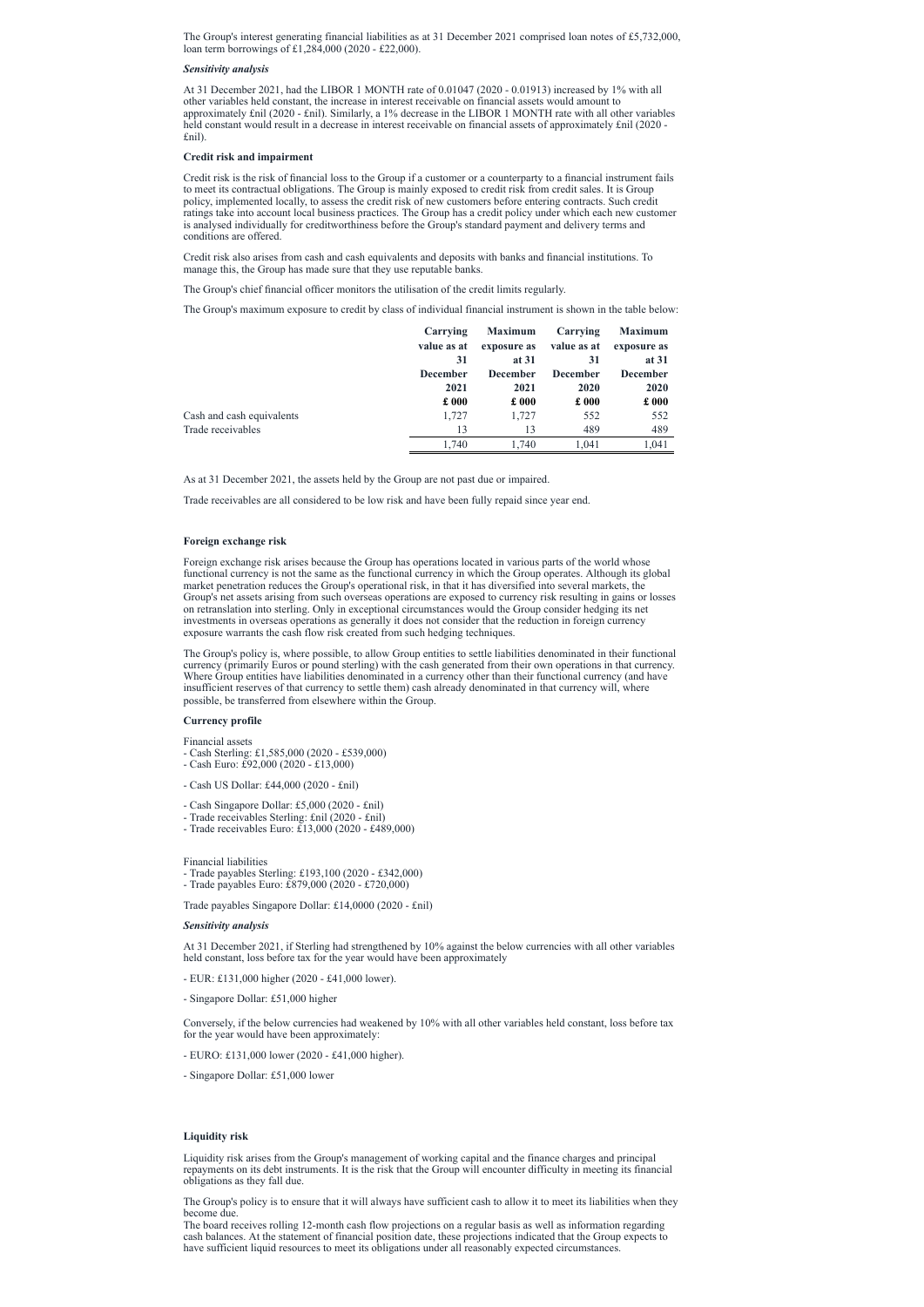The Group's interest generating financial liabilities as at 31 December 2021 comprised loan notes of £5,732,000, loan term borrowings of £1,284,000 (2020 - £22,000).

***Sensitivity analysis***

At 31 December 2021, had the LIBOR 1 MONTH rate of 0.01047 (2020 - 0.01913) increased by 1% with all other variables held constant, the increase in interest receivable on financial assets would amount to approximately £nil (2020 - £nil). Similarly, a 1% decrease in the LIBOR 1 MONTH rate with all other variables held constant would result in a decrease in interest receivable on financial assets of approximately £nil (2020 - £nil).

**Credit risk and impairment**

Credit risk is the risk of financial loss to the Group if a customer or a counterparty to a financial instrument fails to meet its contractual obligations. The Group is mainly exposed to credit risk from credit sales. It is Group policy, implemented locally, to assess the credit risk of new customers before entering contracts. Such credit ratings take into account local business practices. The Group has a credit policy under which each new customer is analysed individually for creditworthiness before the Group's standard payment and delivery terms and conditions are offered.

Credit risk also arises from cash and cash equivalents and deposits with banks and financial institutions. To manage this, the Group has made sure that they use reputable banks.

The Group's chief financial officer monitors the utilisation of the credit limits regularly.

The Group's maximum exposure to credit by class of individual financial instrument is shown in the table below:

| | Carrying value as at 31 December 2021 £ 000 | Maximum exposure as at 31 December 2021 £ 000 | Carrying value as at 31 December 2020 £ 000 | Maximum exposure as at 31 December 2020 £ 000 |
|---|---|---|---|---|
| Cash and cash equivalents | 1,727 | 1,727 | 552 | 552 |
| Trade receivables | 13 | 13 | 489 | 489 |
| | 1,740 | 1,740 | 1,041 | 1,041 |

As at 31 December 2021, the assets held by the Group are not past due or impaired.

Trade receivables are all considered to be low risk and have been fully repaid since year end.

**Foreign exchange risk**

Foreign exchange risk arises because the Group has operations located in various parts of the world whose functional currency is not the same as the functional currency in which the Group operates. Although its global market penetration reduces the Group's operational risk, in that it has diversified into several markets, the Group's net assets arising from such overseas operations are exposed to currency risk resulting in gains or losses on retranslation into sterling. Only in exceptional circumstances would the Group consider hedging its net investments in overseas operations as generally it does not consider that the reduction in foreign currency exposure warrants the cash flow risk created from such hedging techniques.

The Group's policy is, where possible, to allow Group entities to settle liabilities denominated in their functional currency (primarily Euros or pound sterling) with the cash generated from their own operations in that currency. Where Group entities have liabilities denominated in a currency other than their functional currency (and have insufficient reserves of that currency to settle them) cash already denominated in that currency will, where possible, be transferred from elsewhere within the Group.

**Currency profile**

Financial assets
- Cash Sterling: £1,585,000 (2020 - £539,000)
- Cash Euro: £92,000 (2020 - £13,000)

- Cash US Dollar: £44,000 (2020 - £nil)

- Cash Singapore Dollar: £5,000 (2020 - £nil)
- Trade receivables Sterling: £nil (2020 - £nil)
- Trade receivables Euro: £13,000 (2020 - £489,000)

Financial liabilities
- Trade payables Sterling: £193,100 (2020 - £342,000)
- Trade payables Euro: £879,000 (2020 - £720,000)

Trade payables Singapore Dollar: £14,0000 (2020 - £nil)

***Sensitivity analysis***

At 31 December 2021, if Sterling had strengthened by 10% against the below currencies with all other variables held constant, loss before tax for the year would have been approximately

- EUR: £131,000 higher (2020 - £41,000 lower).

- Singapore Dollar: £51,000 higher

Conversely, if the below currencies had weakened by 10% with all other variables held constant, loss before tax for the year would have been approximately:

- EURO: £131,000 lower (2020 - £41,000 higher).

- Singapore Dollar: £51,000 lower

**Liquidity risk**

Liquidity risk arises from the Group's management of working capital and the finance charges and principal repayments on its debt instruments. It is the risk that the Group will encounter difficulty in meeting its financial obligations as they fall due.

The Group's policy is to ensure that it will always have sufficient cash to allow it to meet its liabilities when they become due.

The board receives rolling 12-month cash flow projections on a regular basis as well as information regarding cash balances. At the statement of financial position date, these projections indicated that the Group expects to have sufficient liquid resources to meet its obligations under all reasonably expected circumstances.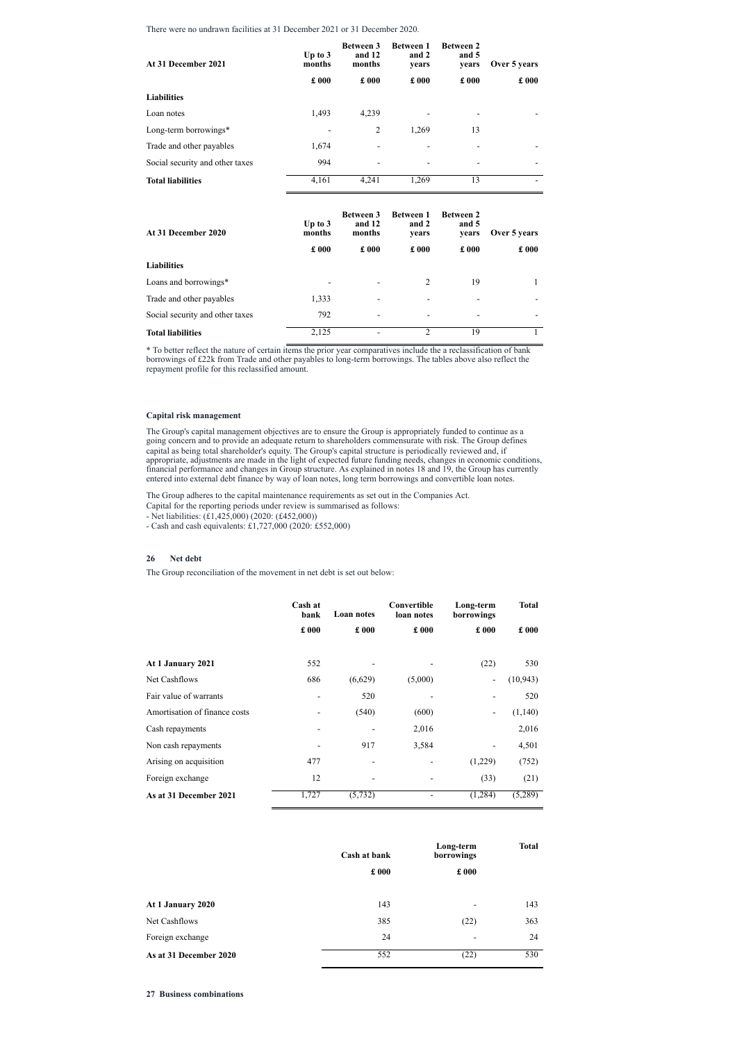There were no undrawn facilities at 31 December 2021 or 31 December 2020.

| At 31 December 2021 | Up to 3 months | Between 3 and 12 months | Between 1 and 2 years | Between 2 and 5 years | Over 5 years |
|---|---|---|---|---|---|
| | £ 000 | £ 000 | £ 000 | £ 000 | £ 000 |
| **Liabilities** | | | | | |
| Loan notes | 1,493 | 4,239 | - | - | - |
| Long-term borrowings* | - | 2 | 1,269 | 13 | |
| Trade and other payables | 1,674 | - | - | - | - |
| Social security and other taxes | 994 | - | - | - | - |
| **Total liabilities** | 4,161 | 4,241 | 1,269 | 13 | - |

| At 31 December 2020 | Up to 3 months | Between 3 and 12 months | Between 1 and 2 years | Between 2 and 5 years | Over 5 years |
|---|---|---|---|---|---|
| | £ 000 | £ 000 | £ 000 | £ 000 | £ 000 |
| **Liabilities** | | | | | |
| Loans and borrowings* | - | - | 2 | 19 | 1 |
| Trade and other payables | 1,333 | - | - | - | - |
| Social security and other taxes | 792 | - | - | - | - |
| **Total liabilities** | 2,125 | - | 2 | 19 | 1 |

* To better reflect the nature of certain items the prior year comparatives include the a reclassification of bank borrowings of £22k from Trade and other payables to long-term borrowings. The tables above also reflect the repayment profile for this reclassified amount.

**Capital risk management**

The Group's capital management objectives are to ensure the Group is appropriately funded to continue as a going concern and to provide an adequate return to shareholders commensurate with risk. The Group defines capital as being total shareholder's equity. The Group's capital structure is periodically reviewed and, if appropriate, adjustments are made in the light of expected future funding needs, changes in economic conditions, financial performance and changes in Group structure. As explained in notes 18 and 19, the Group has currently entered into external debt finance by way of loan notes, long term borrowings and convertible loan notes.

The Group adheres to the capital maintenance requirements as set out in the Companies Act.
Capital for the reporting periods under review is summarised as follows:
- Net liabilities: (£1,425,000) (2020: (£452,000))
- Cash and cash equivalents: £1,727,000 (2020: £552,000)

## 26 Net debt

The Group reconciliation of the movement in net debt is set out below:

| | Cash at bank | Loan notes | Convertible loan notes | Long-term borrowings | Total |
|---|---|---|---|---|---|
| | £ 000 | £ 000 | £ 000 | £ 000 | £ 000 |
| **At 1 January 2021** | 552 | - | - | (22) | 530 |
| Net Cashflows | 686 | (6,629) | (5,000) | - | (10,943) |
| Fair value of warrants | - | 520 | - | - | 520 |
| Amortisation of finance costs | - | (540) | (600) | - | (1,140) |
| Cash repayments | - | - | 2,016 | | 2,016 |
| Non cash repayments | - | 917 | 3,584 | - | 4,501 |
| Arising on acquisition | 477 | - | - | (1,229) | (752) |
| Foreign exchange | 12 | - | - | (33) | (21) |
| **As at 31 December 2021** | 1,727 | (5,732) | - | (1,284) | (5,289) |

| | Cash at bank | Long-term borrowings | Total |
|---|---|---|---|
| | £ 000 | £ 000 | |
| **At 1 January 2020** | 143 | - | 143 |
| Net Cashflows | 385 | (22) | 363 |
| Foreign exchange | 24 | - | 24 |
| **As at 31 December 2020** | 552 | (22) | 530 |

## 27 Business combinations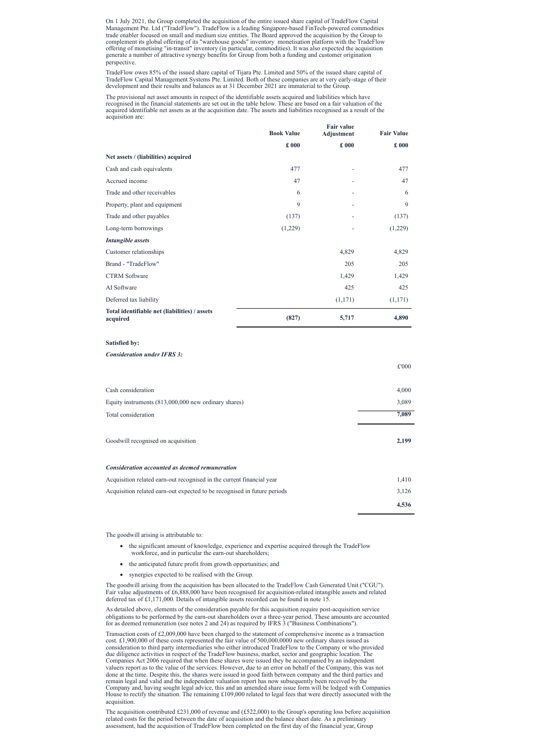On 1 July 2021, the Group completed the acquisition of the entire issued share capital of TradeFlow Capital Management Pte. Ltd ("TradeFlow"). TradeFlow is a leading Singapore-based FinTech-powered commodities trade enabler focused on small and medium size entities. The Board approved the acquisition by the Group to complement its global offering of its "warehouse goods" inventory monetisation platform with the TradeFlow offering of monetising "in-transit" inventory (in particular, commodities). It was also expected the acquisition generate a number of attractive synergy benefits for Group from both a funding and customer origination perspective.

TradeFlow owes 85% of the issued share capital of Tijara Pte. Limited and 50% of the issued share capital of TradeFlow Capital Management Systems Pte. Limited. Both of these companies are at very early-stage of their development and their results and balances as at 31 December 2021 are immaterial to the Group.

The provisional net asset amounts in respect of the identifiable assets acquired and liabilities which have recognised in the financial statements are set out in the table below. These are based on a fair valuation of the acquired identifiable net assets as at the acquisition date. The assets and liabilities recognised as a result of the acquisition are:

| | Book Value | Fair value Adjustment | Fair Value |
|---|---|---|---|
| | £ 000 | £ 000 | £ 000 |
| **Net assets / (liabilities) acquired** | | | |
| Cash and cash equivalents | 477 | - | 477 |
| Accrued income | 47 | - | 47 |
| Trade and other receivables | 6 | - | 6 |
| Property, plant and equipment | 9 | - | 9 |
| Trade and other payables | (137) | - | (137) |
| Long-term borrowings | (1,229) | - | (1,229) |
| ***Intangible assets*** | | | |
| Customer relationships | | 4,829 | 4,829 |
| Brand - "TradeFlow" | | 205 | 205 |
| CTRM Software | | 1,429 | 1,429 |
| AI Software | | 425 | 425 |
| Deferred tax liability | | (1,171) | (1,171) |
| **Total identifiable net (liabilities) / assets acquired** | **(827)** | **5,717** | **4,890** |

**Satisfied by:**

***Consideration under IFRS 3:***

| | £'000 |
|---|---|
| Cash consideration | 4,000 |
| Equity instruments (813,000,000 new ordinary shares) | 3,089 |
| Total consideration | **7,089** |
| | |
| Goodwill recognised on acquisition | **2,199** |

***Consideration accounted as deemed remuneration***

| | |
|---|---|
| Acquisition related earn-out recognised in the current financial year | 1,410 |
| Acquisition related earn-out expected to be recognised in future periods | 3,126 |
| | **4,536** |

The goodwill arising is attributable to:

- the significant amount of knowledge, experience and expertise acquired through the TradeFlow workforce, and in particular the earn-out shareholders;
- the anticipated future profit from growth opportunities; and
- synergies expected to be realised with the Group.

The goodwill arising from the acquisition has been allocated to the TradeFlow Cash Generated Unit ("CGU"). Fair value adjustments of £6,888,000 have been recognised for acquisition-related intangible assets and related deferred tax of £1,171,000. Details of intangible assets recorded can be found in note 15.

As detailed above, elements of the consideration payable for this acquisition require post-acquisition service obligations to be performed by the earn-out shareholders over a three-year period. These amounts are accounted for as deemed remuneration (see notes 2 and 24) as required by IFRS 3 ("Business Combinations").

Transaction costs of £2,009,000 have been charged to the statement of comprehensive income as a transaction cost. £1,900,000 of these costs represented the fair value of 500,000,0000 new ordinary shares issued as consideration to third party intermediaries who either introduced TradeFlow to the Company or who provided due diligence activities in respect of the TradeFlow business, market, sector and geographic location. The Companies Act 2006 required that when these shares were issued they be accompanied by an independent valuers report as to the value of the services. However, due to an error on behalf of the Company, this was not done at the time. Despite this, the shares were issued in good faith between company and the third parties and remain legal and valid and the independent valuation report has now subsequently been received by the Company and, having sought legal advice, this and an amended share issue form will be lodged with Companies House to rectify the situation. The remaining £109,000 related to legal fees that were directly associated with the acquisition.

The acquisition contributed £231,000 of revenue and (£522,000) to the Group's operating loss before acquisition related costs for the period between the date of acquisition and the balance sheet date. As a preliminary assessment, had the acquisition of TradeFlow been completed on the first day of the financial year, Group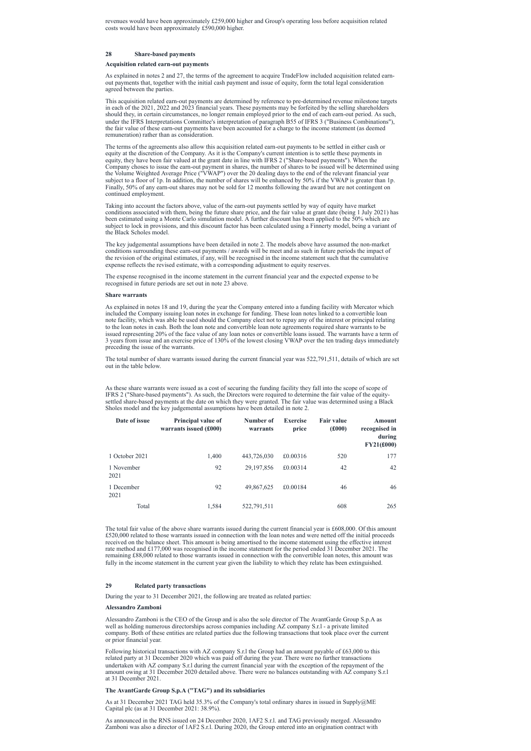revenues would have been approximately £259,000 higher and Group's operating loss before acquisition related costs would have been approximately £590,000 higher.

## 28 Share-based payments

**Acquisition related earn-out payments**

As explained in notes 2 and 27, the terms of the agreement to acquire TradeFlow included acquisition related earn-out payments that, together with the initial cash payment and issue of equity, form the total legal consideration agreed between the parties.

This acquisition related earn-out payments are determined by reference to pre-determined revenue milestone targets in each of the 2021, 2022 and 2023 financial years. These payments may be forfeited by the selling shareholders should they, in certain circumstances, no longer remain employed prior to the end of each earn-out period. As such, under the IFRS Interpretations Committee's interpretation of paragraph B55 of IFRS 3 ("Business Combinations"), the fair value of these earn-out payments have been accounted for a charge to the income statement (as deemed remuneration) rather than as consideration.

The terms of the agreements also allow this acquisition related earn-out payments to be settled in either cash or equity at the discretion of the Company. As it is the Company's current intention is to settle these payments in equity, they have been fair valued at the grant date in line with IFRS 2 ("Share-based payments"). When the Company choses to issue the earn-out payment in shares, the number of shares to be issued will be determined using the Volume Weighted Average Price ("VWAP") over the 20 dealing days to the end of the relevant financial year subject to a floor of 1p. In addition, the number of shares will be enhanced by 50% if the VWAP is greater than 1p. Finally, 50% of any earn-out shares may not be sold for 12 months following the award but are not contingent on continued employment.

Taking into account the factors above, value of the earn-out payments settled by way of equity have market conditions associated with them, being the future share price, and the fair value at grant date (being 1 July 2021) has been estimated using a Monte Carlo simulation model. A further discount has been applied to the 50% which are subject to lock in provisions, and this discount factor has been calculated using a Finnerty model, being a variant of the Black Scholes model.

The key judgemental assumptions have been detailed in note 2. The models above have assumed the non-market conditions surrounding these earn-out payments / awards will be meet and as such in future periods the impact of the revision of the original estimates, if any, will be recognised in the income statement such that the cumulative expense reflects the revised estimate, with a corresponding adjustment to equity reserves.

The expense recognised in the income statement in the current financial year and the expected expense to be recognised in future periods are set out in note 23 above.

**Share warrants**

As explained in notes 18 and 19, during the year the Company entered into a funding facility with Mercator which included the Company issuing loan notes in exchange for funding. These loan notes linked to a convertible loan note facility, which was able be used should the Company elect not to repay any of the interest or principal relating to the loan notes in cash. Both the loan note and convertible loan note agreements required share warrants to be issued representing 20% of the face value of any loan notes or convertible loans issued. The warrants have a term of 3 years from issue and an exercise price of 130% of the lowest closing VWAP over the ten trading days immediately preceding the issue of the warrants.

The total number of share warrants issued during the current financial year was 522,791,511, details of which are set out in the table below.

As these share warrants were issued as a cost of securing the funding facility they fall into the scope of scope of IFRS 2 ("Share-based payments"). As such, the Directors were required to determine the fair value of the equity-settled share-based payments at the date on which they were granted. The fair value was determined using a Black Sholes model and the key judgemental assumptions have been detailed in note 2.

| Date of issue | Principal value of warrants issued (£000) | Number of warrants | Exercise price | Fair value (£000) | Amount recognised in during FY21(£000) |
|---|---|---|---|---|---|
| 1 October 2021 | 1,400 | 443,726,030 | £0.00316 | 520 | 177 |
| 1 November 2021 | 92 | 29,197,856 | £0.00314 | 42 | 42 |
| 1 December 2021 | 92 | 49,867,625 | £0.00184 | 46 | 46 |
| Total | 1,584 | 522,791,511 | | 608 | 265 |

The total fair value of the above share warrants issued during the current financial year is £608,000. Of this amount £520,000 related to those warrants issued in connection with the loan notes and were netted off the initial proceeds received on the balance sheet. This amount is being amortised to the income statement using the effective interest rate method and £177,000 was recognised in the income statement for the period ended 31 December 2021. The remaining £88,000 related to those warrants issued in connection with the convertible loan notes, this amount was fully in the income statement in the current year given the liability to which they relate has been extinguished.

## 29 Related party transactions

During the year to 31 December 2021, the following are treated as related parties:

**Alessandro Zamboni**

Alessandro Zamboni is the CEO of the Group and is also the sole director of The AvantGarde Group S.p.A as well as holding numerous directorships across companies including AZ company S.r.l - a private limited company. Both of these entities are related parties due the following transactions that took place over the current or prior financial year.

Following historical transactions with AZ company S.r.l the Group had an amount payable of £63,000 to this related party at 31 December 2020 which was paid off during the year. There were no further transactions undertaken with AZ company S.r.l during the current financial year with the exception of the repayment of the amount owing at 31 December 2020 detailed above. There were no balances outstanding with AZ company S.r.l at 31 December 2021.

**The AvantGarde Group S.p.A ("TAG") and its subsidiaries**

As at 31 December 2021 TAG held 35.3% of the Company's total ordinary shares in issued in Supply@ME Capital plc (as at 31 December 2021: 38.9%).

As announced in the RNS issued on 24 December 2020, 1AF2 S.r.l. and TAG previously merged. Alessandro Zamboni was also a director of 1AF2 S.r.l. During 2020, the Group entered into an origination contract with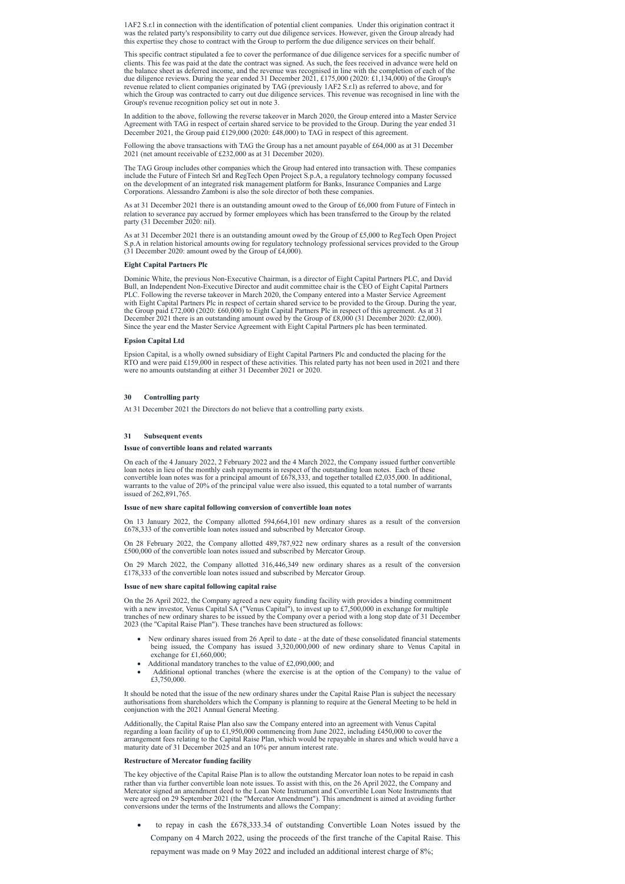1AF2 S.r.l in connection with the identification of potential client companies. Under this origination contract it was the related party's responsibility to carry out due diligence services. However, given the Group already had this expertise they chose to contract with the Group to perform the due diligence services on their behalf.

This specific contract stipulated a fee to cover the performance of due diligence services for a specific number of clients. This fee was paid at the date the contract was signed. As such, the fees received in advance were held on the balance sheet as deferred income, and the revenue was recognised in line with the completion of each of the due diligence reviews. During the year ended 31 December 2021, £175,000 (2020: £1,134,000) of the Group's revenue related to client companies originated by TAG (previously 1AF2 S.r.l) as referred to above, and for which the Group was contracted to carry out due diligence services. This revenue was recognised in line with the Group's revenue recognition policy set out in note 3.

In addition to the above, following the reverse takeover in March 2020, the Group entered into a Master Service Agreement with TAG in respect of certain shared service to be provided to the Group. During the year ended 31 December 2021, the Group paid £129,000 (2020: £48,000) to TAG in respect of this agreement.

Following the above transactions with TAG the Group has a net amount payable of £64,000 as at 31 December 2021 (net amount receivable of £232,000 as at 31 December 2020).

The TAG Group includes other companies which the Group had entered into transaction with. These companies include the Future of Fintech Srl and RegTech Open Project S.p.A, a regulatory technology company focussed on the development of an integrated risk management platform for Banks, Insurance Companies and Large Corporations. Alessandro Zamboni is also the sole director of both these companies.

As at 31 December 2021 there is an outstanding amount owed to the Group of £6,000 from Future of Fintech in relation to severance pay accrued by former employees which has been transferred to the Group by the related party (31 December 2020: nil).

As at 31 December 2021 there is an outstanding amount owed by the Group of £5,000 to RegTech Open Project S.p.A in relation historical amounts owing for regulatory technology professional services provided to the Group (31 December 2020: amount owed by the Group of £4,000).

**Eight Capital Partners Plc**

Dominic White, the previous Non-Executive Chairman, is a director of Eight Capital Partners PLC, and David Bull, an Independent Non-Executive Director and audit committee chair is the CEO of Eight Capital Partners PLC. Following the reverse takeover in March 2020, the Company entered into a Master Service Agreement with Eight Capital Partners Plc in respect of certain shared service to be provided to the Group. During the year, the Group paid £72,000 (2020: £60,000) to Eight Capital Partners Plc in respect of this agreement. As at 31 December 2021 there is an outstanding amount owed by the Group of £8,000 (31 December 2020: £2,000). Since the year end the Master Service Agreement with Eight Capital Partners plc has been terminated.

**Epsion Capital Ltd**

Epsion Capital, is a wholly owned subsidiary of Eight Capital Partners Plc and conducted the placing for the RTO and were paid £159,000 in respect of these activities. This related party has not been used in 2021 and there were no amounts outstanding at either 31 December 2021 or 2020.

## 30 Controlling party

At 31 December 2021 the Directors do not believe that a controlling party exists.

## 31 Subsequent events

**Issue of convertible loans and related warrants**

On each of the 4 January 2022, 2 February 2022 and the 4 March 2022, the Company issued further convertible loan notes in lieu of the monthly cash repayments in respect of the outstanding loan notes. Each of these convertible loan notes was for a principal amount of £678,333, and together totalled £2,035,000. In additional, warrants to the value of 20% of the principal value were also issued, this equated to a total number of warrants issued of 262,891,765.

**Issue of new share capital following conversion of convertible loan notes**

On 13 January 2022, the Company allotted 594,664,101 new ordinary shares as a result of the conversion £678,333 of the convertible loan notes issued and subscribed by Mercator Group.

On 28 February 2022, the Company allotted 489,787,922 new ordinary shares as a result of the conversion £500,000 of the convertible loan notes issued and subscribed by Mercator Group.

On 29 March 2022, the Company allotted 316,446,349 new ordinary shares as a result of the conversion £178,333 of the convertible loan notes issued and subscribed by Mercator Group.

**Issue of new share capital following capital raise**

On the 26 April 2022, the Company agreed a new equity funding facility with provides a binding commitment with a new investor, Venus Capital SA ("Venus Capital"), to invest up to £7,500,000 in exchange for multiple tranches of new ordinary shares to be issued by the Company over a period with a long stop date of 31 December 2023 (the "Capital Raise Plan"). These tranches have been structured as follows:

- New ordinary shares issued from 26 April to date - at the date of these consolidated financial statements being issued, the Company has issued 3,320,000,000 of new ordinary share to Venus Capital in exchange for £1,660,000;
- Additional mandatory tranches to the value of £2,090,000; and
- Additional optional tranches (where the exercise is at the option of the Company) to the value of £3,750,000.

It should be noted that the issue of the new ordinary shares under the Capital Raise Plan is subject the necessary authorisations from shareholders which the Company is planning to require at the General Meeting to be held in conjunction with the 2021 Annual General Meeting.

Additionally, the Capital Raise Plan also saw the Company entered into an agreement with Venus Capital regarding a loan facility of up to £1,950,000 commencing from June 2022, including £450,000 to cover the arrangement fees relating to the Capital Raise Plan, which would be repayable in shares and which would have a maturity date of 31 December 2025 and an 10% per annum interest rate.

**Restructure of Mercator funding facility**

The key objective of the Capital Raise Plan is to allow the outstanding Mercator loan notes to be repaid in cash rather than via further convertible loan note issues. To assist with this, on the 26 April 2022, the Company and Mercator signed an amendment deed to the Loan Note Instrument and Convertible Loan Note Instruments that were agreed on 29 September 2021 (the "Mercator Amendment"). This amendment is aimed at avoiding further conversions under the terms of the Instruments and allows the Company:

- to repay in cash the £678,333.34 of outstanding Convertible Loan Notes issued by the Company on 4 March 2022, using the proceeds of the first tranche of the Capital Raise. This repayment was made on 9 May 2022 and included an additional interest charge of 8%;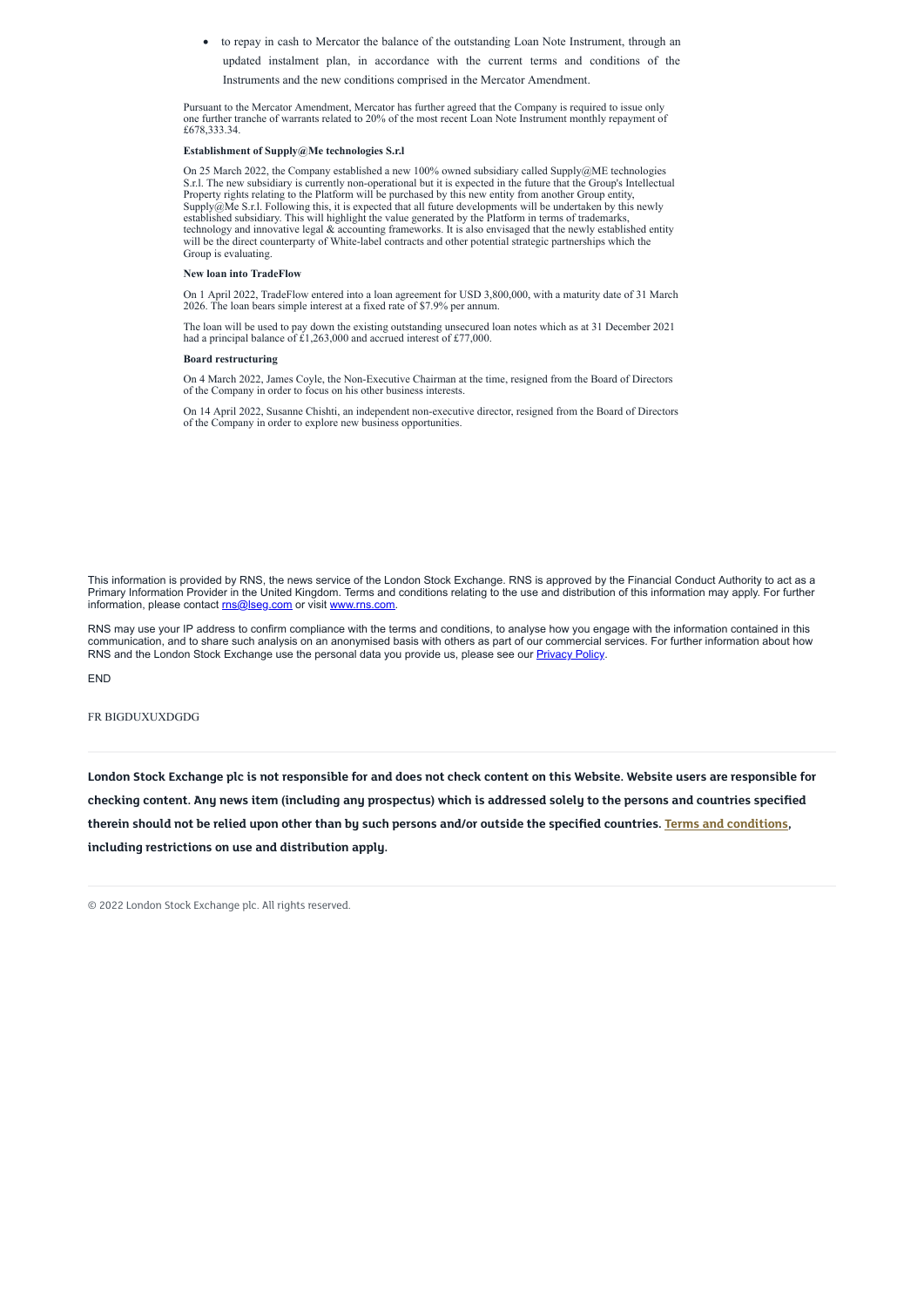- to repay in cash to Mercator the balance of the outstanding Loan Note Instrument, through an updated instalment plan, in accordance with the current terms and conditions of the Instruments and the new conditions comprised in the Mercator Amendment.

Pursuant to the Mercator Amendment, Mercator has further agreed that the Company is required to issue only one further tranche of warrants related to 20% of the most recent Loan Note Instrument monthly repayment of £678,333.34.

**Establishment of Supply@Me technologies S.r.l**

On 25 March 2022, the Company established a new 100% owned subsidiary called Supply@ME technologies S.r.l. The new subsidiary is currently non-operational but it is expected in the future that the Group's Intellectual Property rights relating to the Platform will be purchased by this new entity from another Group entity, Supply@Me S.r.l. Following this, it is expected that all future developments will be undertaken by this newly established subsidiary. This will highlight the value generated by the Platform in terms of trademarks, technology and innovative legal & accounting frameworks. It is also envisaged that the newly established entity will be the direct counterparty of White-label contracts and other potential strategic partnerships which the Group is evaluating.

**New loan into TradeFlow**

On 1 April 2022, TradeFlow entered into a loan agreement for USD 3,800,000, with a maturity date of 31 March 2026. The loan bears simple interest at a fixed rate of $7.9% per annum.

The loan will be used to pay down the existing outstanding unsecured loan notes which as at 31 December 2021 had a principal balance of £1,263,000 and accrued interest of £77,000.

**Board restructuring**

On 4 March 2022, James Coyle, the Non-Executive Chairman at the time, resigned from the Board of Directors of the Company in order to focus on his other business interests.

On 14 April 2022, Susanne Chishti, an independent non-executive director, resigned from the Board of Directors of the Company in order to explore new business opportunities.

This information is provided by RNS, the news service of the London Stock Exchange. RNS is approved by the Financial Conduct Authority to act as a Primary Information Provider in the United Kingdom. Terms and conditions relating to the use and distribution of this information may apply. For further information, please contact rns@lseg.com or visit www.rns.com.

RNS may use your IP address to confirm compliance with the terms and conditions, to analyse how you engage with the information contained in this communication, and to share such analysis on an anonymised basis with others as part of our commercial services. For further information about how RNS and the London Stock Exchange use the personal data you provide us, please see our Privacy Policy.

END

FR BIGDUXUXDGDG

**London Stock Exchange plc is not responsible for and does not check content on this Website. Website users are responsible for checking content. Any news item (including any prospectus) which is addressed solely to the persons and countries specified therein should not be relied upon other than by such persons and/or outside the specified countries. Terms and conditions, including restrictions on use and distribution apply.**

© 2022 London Stock Exchange plc. All rights reserved.